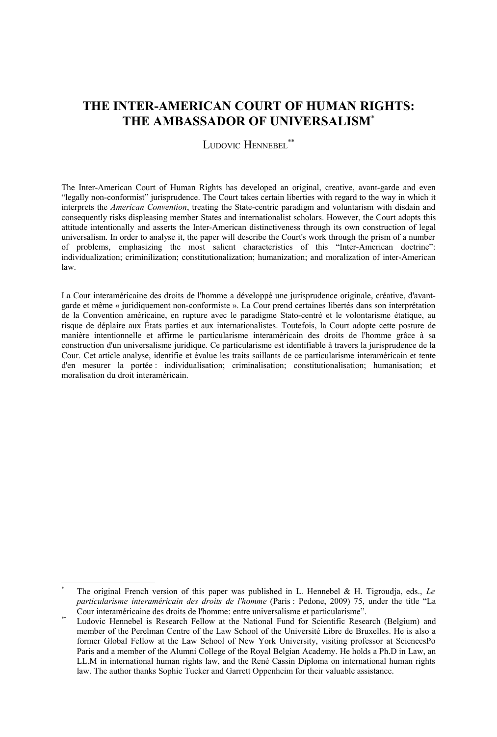# THE INTER-AMERICAN COURT OF HUMAN RIGHTS: THE AMBASSADOR OF UNIVERSALISM[*]

LUDOVIC HENNEBEL[**]

The Inter-American Court of Human Rights has developed an original, creative, avant-garde and even "legally non-conformist" jurisprudence. The Court takes certain liberties with regard to the way in which it interprets the *American Convention*, treating the State-centric paradigm and voluntarism with disdain and consequently risks displeasing member States and internationalist scholars. However, the Court adopts this attitude intentionally and asserts the Inter-American distinctiveness through its own construction of legal universalism. In order to analyse it, the paper will describe the Court's work through the prism of a number of problems, emphasizing the most salient characteristics of this "Inter-American doctrine": individualization; criminilization; constitutionalization; humanization; and moralization of inter-American law.

La Cour interaméricaine des droits de l'homme a développé une jurisprudence originale, créative, d'avant-garde et même « juridiquement non-conformiste ». La Cour prend certaines libertés dans son interprétation de la Convention américaine, en rupture avec le paradigme Stato-centré et le volontarisme étatique, au risque de déplaire aux États parties et aux internationalistes. Toutefois, la Cour adopte cette posture de manière intentionnelle et affirme le particularisme interaméricain des droits de l'homme grâce à sa construction d'un universalisme juridique. Ce particularisme est identifiable à travers la jurisprudence de la Cour. Cet article analyse, identifie et évalue les traits saillants de ce particularisme interaméricain et tente d'en mesurer la portée : individualisation; criminalisation; constitutionalisation; humanisation; et moralisation du droit interaméricain.

---

[*] The original French version of this paper was published in L. Hennebel & H. Tigroudja, eds., *Le particularisme interaméricain des droits de l'homme* (Paris : Pedone, 2009) 75, under the title "La Cour interaméricaine des droits de l'homme: entre universalisme et particularisme".

[**] Ludovic Hennebel is Research Fellow at the National Fund for Scientific Research (Belgium) and member of the Perelman Centre of the Law School of the Université Libre de Bruxelles. He is also a former Global Fellow at the Law School of New York University, visiting professor at SciencesPo Paris and a member of the Alumni College of the Royal Belgian Academy. He holds a Ph.D in Law, an LL.M in international human rights law, and the René Cassin Diploma on international human rights law. The author thanks Sophie Tucker and Garrett Oppenheim for their valuable assistance.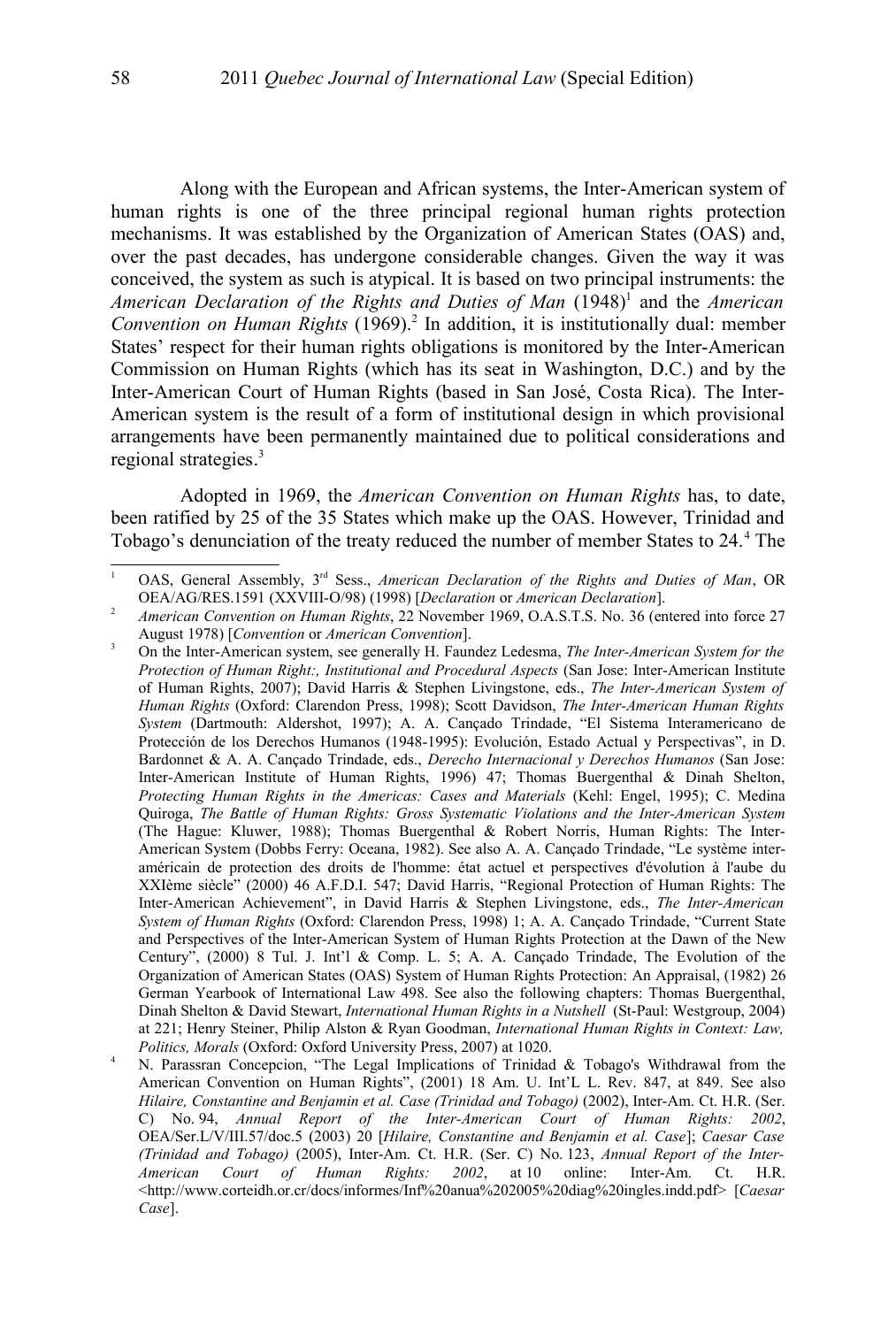Along with the European and African systems, the Inter-American system of human rights is one of the three principal regional human rights protection mechanisms. It was established by the Organization of American States (OAS) and, over the past decades, has undergone considerable changes. Given the way it was conceived, the system as such is atypical. It is based on two principal instruments: the *American Declaration of the Rights and Duties of Man* (1948)[1] and the *American Convention on Human Rights* (1969).[2] In addition, it is institutionally dual: member States' respect for their human rights obligations is monitored by the Inter-American Commission on Human Rights (which has its seat in Washington, D.C.) and by the Inter-American Court of Human Rights (based in San José, Costa Rica). The Inter-American system is the result of a form of institutional design in which provisional arrangements have been permanently maintained due to political considerations and regional strategies.[3]

Adopted in 1969, the *American Convention on Human Rights* has, to date, been ratified by 25 of the 35 States which make up the OAS. However, Trinidad and Tobago's denunciation of the treaty reduced the number of member States to 24.[4] The

---

[1] OAS, General Assembly, 3rd Sess., *American Declaration of the Rights and Duties of Man*, OR OEA/AG/RES.1591 (XXVIII-O/98) (1998) [*Declaration* or *American Declaration*].

[2] *American Convention on Human Rights*, 22 November 1969, O.A.S.T.S. No. 36 (entered into force 27 August 1978) [*Convention* or *American Convention*].

[3] On the Inter-American system, see generally H. Faundez Ledesma, *The Inter-American System for the Protection of Human Right:, Institutional and Procedural Aspects* (San Jose: Inter-American Institute of Human Rights, 2007); David Harris & Stephen Livingstone, eds., *The Inter-American System of Human Rights* (Oxford: Clarendon Press, 1998); Scott Davidson, *The Inter-American Human Rights System* (Dartmouth: Aldershot, 1997); A. A. Cançado Trindade, "El Sistema Interamericano de Protección de los Derechos Humanos (1948-1995): Evolución, Estado Actual y Perspectivas", in D. Bardonnet & A. A. Cançado Trindade, eds., *Derecho Internacional y Derechos Humanos* (San Jose: Inter-American Institute of Human Rights, 1996) 47; Thomas Buergenthal & Dinah Shelton, *Protecting Human Rights in the Americas: Cases and Materials* (Kehl: Engel, 1995); C. Medina Quiroga, *The Battle of Human Rights: Gross Systematic Violations and the Inter-American System* (The Hague: Kluwer, 1988); Thomas Buergenthal & Robert Norris, Human Rights: The Inter-American System (Dobbs Ferry: Oceana, 1982). See also A. A. Cançado Trindade, "Le système inter-américain de protection des droits de l'homme: état actuel et perspectives d'évolution à l'aube du XXIème siècle" (2000) 46 A.F.D.I. 547; David Harris, "Regional Protection of Human Rights: The Inter-American Achievement", in David Harris & Stephen Livingstone, eds., *The Inter-American System of Human Rights* (Oxford: Clarendon Press, 1998) 1; A. A. Cançado Trindade, "Current State and Perspectives of the Inter-American System of Human Rights Protection at the Dawn of the New Century", (2000) 8 Tul. J. Int'l & Comp. L. 5; A. A. Cançado Trindade, The Evolution of the Organization of American States (OAS) System of Human Rights Protection: An Appraisal, (1982) 26 German Yearbook of International Law 498. See also the following chapters: Thomas Buergenthal, Dinah Shelton & David Stewart, *International Human Rights in a Nutshell* (St-Paul: Westgroup, 2004) at 221; Henry Steiner, Philip Alston & Ryan Goodman, *International Human Rights in Context: Law, Politics, Morals* (Oxford: Oxford University Press, 2007) at 1020.

[4] N. Parassran Concepcion, "The Legal Implications of Trinidad & Tobago's Withdrawal from the American Convention on Human Rights", (2001) 18 Am. U. Int'L L. Rev. 847, at 849. See also *Hilaire, Constantine and Benjamin et al. Case (Trinidad and Tobago)* (2002), Inter-Am. Ct. H.R. (Ser. C) No. 94, *Annual Report of the Inter-American Court of Human Rights: 2002*, OEA/Ser.L/V/III.57/doc.5 (2003) 20 [*Hilaire, Constantine and Benjamin et al. Case*]; *Caesar Case (Trinidad and Tobago)* (2005), Inter-Am. Ct. H.R. (Ser. C) No. 123, *Annual Report of the Inter-American Court of Human Rights: 2002*, at 10 online: Inter-Am. Ct. H.R. <http://www.corteidh.or.cr/docs/informes/Inf%20anua%202005%20diag%20ingles.indd.pdf> [*Caesar Case*].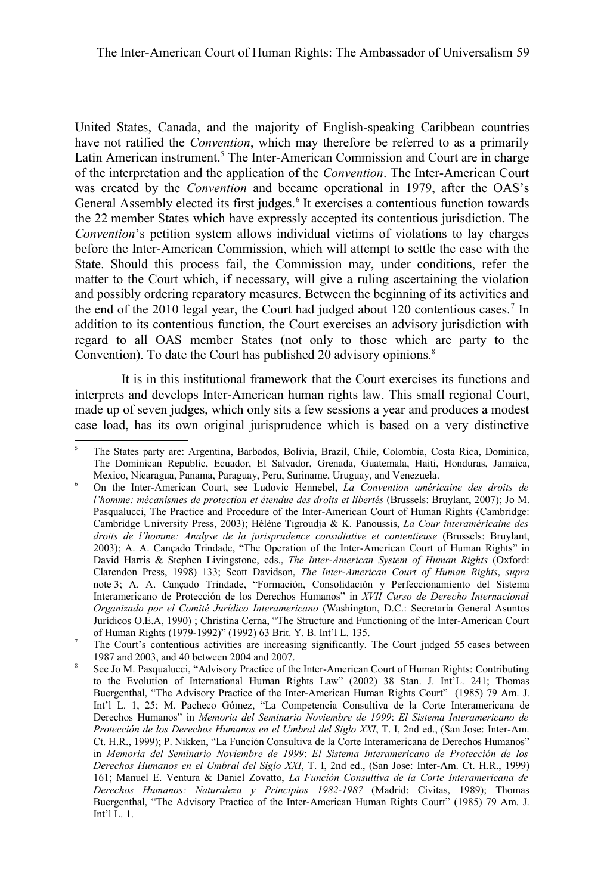United States, Canada, and the majority of English-speaking Caribbean countries have not ratified the *Convention*, which may therefore be referred to as a primarily Latin American instrument.[5] The Inter-American Commission and Court are in charge of the interpretation and the application of the *Convention*. The Inter-American Court was created by the *Convention* and became operational in 1979, after the OAS's General Assembly elected its first judges.[6] It exercises a contentious function towards the 22 member States which have expressly accepted its contentious jurisdiction. The *Convention*'s petition system allows individual victims of violations to lay charges before the Inter-American Commission, which will attempt to settle the case with the State. Should this process fail, the Commission may, under conditions, refer the matter to the Court which, if necessary, will give a ruling ascertaining the violation and possibly ordering reparatory measures. Between the beginning of its activities and the end of the 2010 legal year, the Court had judged about 120 contentious cases.[7] In addition to its contentious function, the Court exercises an advisory jurisdiction with regard to all OAS member States (not only to those which are party to the Convention). To date the Court has published 20 advisory opinions.[8]

It is in this institutional framework that the Court exercises its functions and interprets and develops Inter-American human rights law. This small regional Court, made up of seven judges, which only sits a few sessions a year and produces a modest case load, has its own original jurisprudence which is based on a very distinctive

---

[5] The States party are: Argentina, Barbados, Bolivia, Brazil, Chile, Colombia, Costa Rica, Dominica, The Dominican Republic, Ecuador, El Salvador, Grenada, Guatemala, Haiti, Honduras, Jamaica, Mexico, Nicaragua, Panama, Paraguay, Peru, Suriname, Uruguay, and Venezuela.

[6] On the Inter-American Court, see Ludovic Hennebel, *La Convention américaine des droits de l'homme: mécanismes de protection et étendue des droits et libertés* (Brussels: Bruylant, 2007); Jo M. Pasqualucci, The Practice and Procedure of the Inter-American Court of Human Rights (Cambridge: Cambridge University Press, 2003); Hélène Tigroudja & K. Panoussis, *La Cour interaméricaine des droits de l'homme: Analyse de la jurisprudence consultative et contentieuse* (Brussels: Bruylant, 2003); A. A. Cançado Trindade, "The Operation of the Inter-American Court of Human Rights" in David Harris & Stephen Livingstone, eds., *The Inter-American System of Human Rights* (Oxford: Clarendon Press, 1998) 133; Scott Davidson, *The Inter-American Court of Human Rights*, *supra* note 3; A. A. Cançado Trindade, "Formación, Consolidación y Perfeccionamiento del Sistema Interamericano de Protección de los Derechos Humanos" in *XVII Curso de Derecho Internacional Organizado por el Comité Jurídico Interamericano* (Washington, D.C.: Secretaria General Asuntos Jurídicos O.E.A, 1990) ; Christina Cerna, "The Structure and Functioning of the Inter-American Court of Human Rights (1979-1992)" (1992) 63 Brit. Y. B. Int'l L. 135.

[7] The Court's contentious activities are increasing significantly. The Court judged 55 cases between 1987 and 2003, and 40 between 2004 and 2007.

[8] See Jo M. Pasqualucci, "Advisory Practice of the Inter-American Court of Human Rights: Contributing to the Evolution of International Human Rights Law" (2002) 38 Stan. J. Int'L. 241; Thomas Buergenthal, "The Advisory Practice of the Inter-American Human Rights Court" (1985) 79 Am. J. Int'l L. 1, 25; M. Pacheco Gómez, "La Competencia Consultiva de la Corte Interamericana de Derechos Humanos" in *Memoria del Seminario Noviembre de 1999*: *El Sistema Interamericano de Protección de los Derechos Humanos en el Umbral del Siglo XXI*, T. I, 2nd ed., (San Jose: Inter-Am. Ct. H.R., 1999); P. Nikken, "La Función Consultiva de la Corte Interamericana de Derechos Humanos" in *Memoria del Seminario Noviembre de 1999*: *El Sistema Interamericano de Protección de los Derechos Humanos en el Umbral del Siglo XXI*, T. I, 2nd ed., (San Jose: Inter-Am. Ct. H.R., 1999) 161; Manuel E. Ventura & Daniel Zovatto, *La Función Consultiva de la Corte Interamericana de Derechos Humanos: Naturaleza y Principios 1982-1987* (Madrid: Civitas, 1989); Thomas Buergenthal, "The Advisory Practice of the Inter-American Human Rights Court" (1985) 79 Am. J. Int'l L. 1.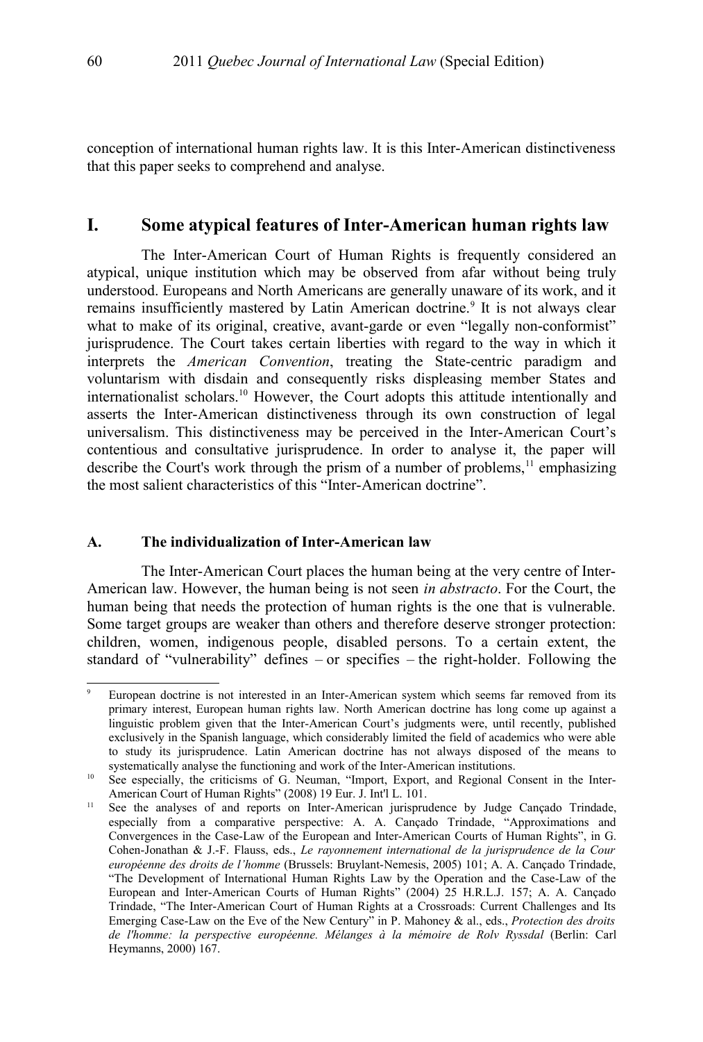conception of international human rights law. It is this Inter-American distinctiveness that this paper seeks to comprehend and analyse.

## I. Some atypical features of Inter-American human rights law

The Inter-American Court of Human Rights is frequently considered an atypical, unique institution which may be observed from afar without being truly understood. Europeans and North Americans are generally unaware of its work, and it remains insufficiently mastered by Latin American doctrine.[9] It is not always clear what to make of its original, creative, avant-garde or even "legally non-conformist" jurisprudence. The Court takes certain liberties with regard to the way in which it interprets the *American Convention*, treating the State-centric paradigm and voluntarism with disdain and consequently risks displeasing member States and internationalist scholars.[10] However, the Court adopts this attitude intentionally and asserts the Inter-American distinctiveness through its own construction of legal universalism. This distinctiveness may be perceived in the Inter-American Court's contentious and consultative jurisprudence. In order to analyse it, the paper will describe the Court's work through the prism of a number of problems,[11] emphasizing the most salient characteristics of this "Inter-American doctrine".

### A. The individualization of Inter-American law

The Inter-American Court places the human being at the very centre of Inter-American law. However, the human being is not seen *in abstracto*. For the Court, the human being that needs the protection of human rights is the one that is vulnerable. Some target groups are weaker than others and therefore deserve stronger protection: children, women, indigenous people, disabled persons. To a certain extent, the standard of "vulnerability" defines – or specifies – the right-holder. Following the

---

[9] European doctrine is not interested in an Inter-American system which seems far removed from its primary interest, European human rights law. North American doctrine has long come up against a linguistic problem given that the Inter-American Court's judgments were, until recently, published exclusively in the Spanish language, which considerably limited the field of academics who were able to study its jurisprudence. Latin American doctrine has not always disposed of the means to systematically analyse the functioning and work of the Inter-American institutions.

[10] See especially, the criticisms of G. Neuman, "Import, Export, and Regional Consent in the Inter-American Court of Human Rights" (2008) 19 Eur. J. Int'l L. 101.

[11] See the analyses of and reports on Inter-American jurisprudence by Judge Cançado Trindade, especially from a comparative perspective: A. A. Cançado Trindade, "Approximations and Convergences in the Case-Law of the European and Inter-American Courts of Human Rights", in G. Cohen-Jonathan & J.-F. Flauss, eds., *Le rayonnement international de la jurisprudence de la Cour européenne des droits de l'homme* (Brussels: Bruylant-Nemesis, 2005) 101; A. A. Cançado Trindade, "The Development of International Human Rights Law by the Operation and the Case-Law of the European and Inter-American Courts of Human Rights" (2004) 25 H.R.L.J. 157; A. A. Cançado Trindade, "The Inter-American Court of Human Rights at a Crossroads: Current Challenges and Its Emerging Case-Law on the Eve of the New Century" in P. Mahoney & al., eds., *Protection des droits de l'homme: la perspective européenne. Mélanges à la mémoire de Rolv Ryssdal* (Berlin: Carl Heymanns, 2000) 167.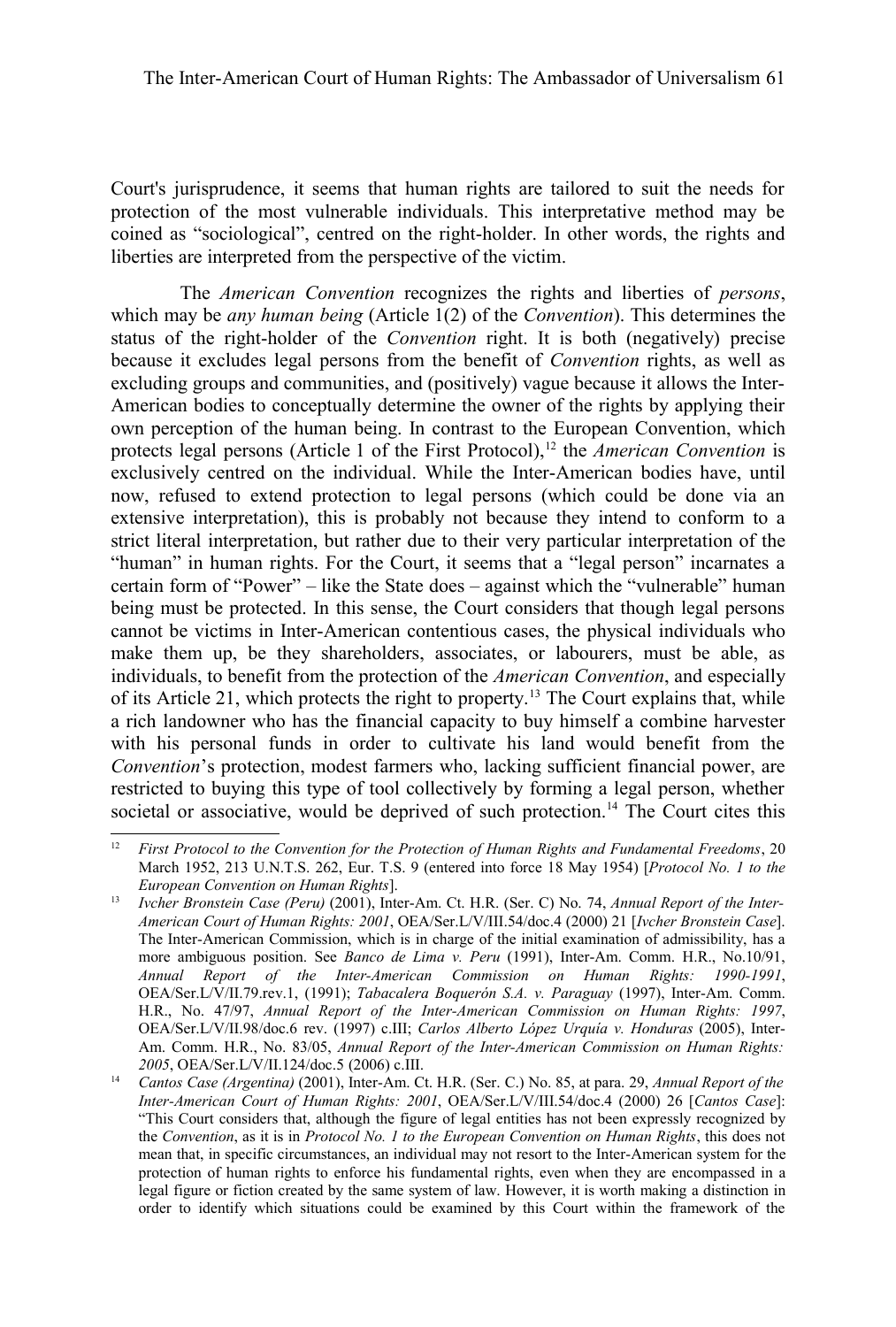Court's jurisprudence, it seems that human rights are tailored to suit the needs for protection of the most vulnerable individuals. This interpretative method may be coined as "sociological", centred on the right-holder. In other words, the rights and liberties are interpreted from the perspective of the victim.

The *American Convention* recognizes the rights and liberties of *persons*, which may be *any human being* (Article 1(2) of the *Convention*). This determines the status of the right-holder of the *Convention* right. It is both (negatively) precise because it excludes legal persons from the benefit of *Convention* rights, as well as excluding groups and communities, and (positively) vague because it allows the Inter-American bodies to conceptually determine the owner of the rights by applying their own perception of the human being. In contrast to the European Convention, which protects legal persons (Article 1 of the First Protocol),[12] the *American Convention* is exclusively centred on the individual. While the Inter-American bodies have, until now, refused to extend protection to legal persons (which could be done via an extensive interpretation), this is probably not because they intend to conform to a strict literal interpretation, but rather due to their very particular interpretation of the "human" in human rights. For the Court, it seems that a "legal person" incarnates a certain form of "Power" – like the State does – against which the "vulnerable" human being must be protected. In this sense, the Court considers that though legal persons cannot be victims in Inter-American contentious cases, the physical individuals who make them up, be they shareholders, associates, or labourers, must be able, as individuals, to benefit from the protection of the *American Convention*, and especially of its Article 21, which protects the right to property.[13] The Court explains that, while a rich landowner who has the financial capacity to buy himself a combine harvester with his personal funds in order to cultivate his land would benefit from the *Convention*'s protection, modest farmers who, lacking sufficient financial power, are restricted to buying this type of tool collectively by forming a legal person, whether societal or associative, would be deprived of such protection.[14] The Court cites this

---

[12] *First Protocol to the Convention for the Protection of Human Rights and Fundamental Freedoms*, 20 March 1952, 213 U.N.T.S. 262, Eur. T.S. 9 (entered into force 18 May 1954) [*Protocol No. 1 to the European Convention on Human Rights*].

[13] *Ivcher Bronstein Case (Peru)* (2001), Inter-Am. Ct. H.R. (Ser. C) No. 74, *Annual Report of the Inter-American Court of Human Rights: 2001*, OEA/Ser.L/V/III.54/doc.4 (2000) 21 [*Ivcher Bronstein Case*]. The Inter-American Commission, which is in charge of the initial examination of admissibility, has a more ambiguous position. See *Banco de Lima v. Peru* (1991), Inter-Am. Comm. H.R., No.10/91, *Annual Report of the Inter-American Commission on Human Rights: 1990-1991*, OEA/Ser.L/V/II.79.rev.1, (1991); *Tabacalera Boquerón S.A. v. Paraguay* (1997), Inter-Am. Comm. H.R., No. 47/97, *Annual Report of the Inter-American Commission on Human Rights: 1997*, OEA/Ser.L/V/II.98/doc.6 rev. (1997) c.III; *Carlos Alberto López Urquía v. Honduras* (2005), Inter-Am. Comm. H.R., No. 83/05, *Annual Report of the Inter-American Commission on Human Rights: 2005*, OEA/Ser.L/V/II.124/doc.5 (2006) c.III.

[14] *Cantos Case (Argentina)* (2001), Inter-Am. Ct. H.R. (Ser. C.) No. 85, at para. 29, *Annual Report of the Inter-American Court of Human Rights: 2001*, OEA/Ser.L/V/III.54/doc.4 (2000) 26 [*Cantos Case*]: "This Court considers that, although the figure of legal entities has not been expressly recognized by the *Convention*, as it is in *Protocol No. 1 to the European Convention on Human Rights*, this does not mean that, in specific circumstances, an individual may not resort to the Inter-American system for the protection of human rights to enforce his fundamental rights, even when they are encompassed in a legal figure or fiction created by the same system of law. However, it is worth making a distinction in order to identify which situations could be examined by this Court within the framework of the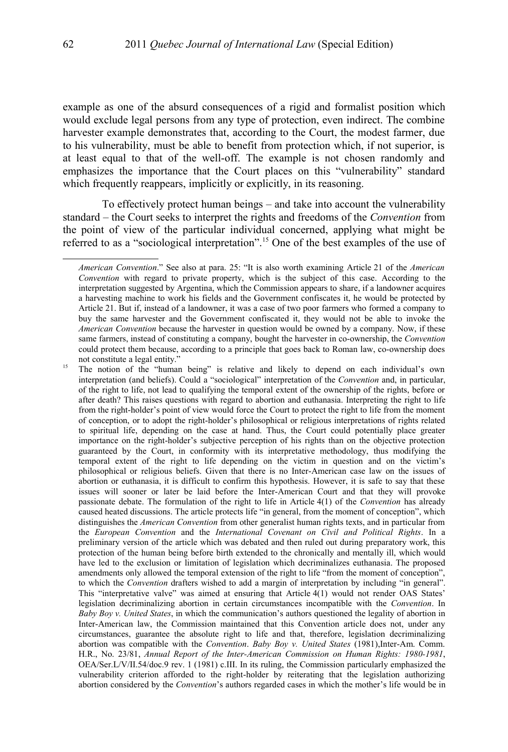example as one of the absurd consequences of a rigid and formalist position which would exclude legal persons from any type of protection, even indirect. The combine harvester example demonstrates that, according to the Court, the modest farmer, due to his vulnerability, must be able to benefit from protection which, if not superior, is at least equal to that of the well-off. The example is not chosen randomly and emphasizes the importance that the Court places on this "vulnerability" standard which frequently reappears, implicitly or explicitly, in its reasoning.

To effectively protect human beings – and take into account the vulnerability standard – the Court seeks to interpret the rights and freedoms of the *Convention* from the point of view of the particular individual concerned, applying what might be referred to as a "sociological interpretation".[15] One of the best examples of the use of

---

*American Convention*." See also at para. 25: "It is also worth examining Article 21 of the *American Convention* with regard to private property, which is the subject of this case. According to the interpretation suggested by Argentina, which the Commission appears to share, if a landowner acquires a harvesting machine to work his fields and the Government confiscates it, he would be protected by Article 21. But if, instead of a landowner, it was a case of two poor farmers who formed a company to buy the same harvester and the Government confiscated it, they would not be able to invoke the *American Convention* because the harvester in question would be owned by a company. Now, if these same farmers, instead of constituting a company, bought the harvester in co-ownership, the *Convention* could protect them because, according to a principle that goes back to Roman law, co-ownership does not constitute a legal entity."

[15] The notion of the "human being" is relative and likely to depend on each individual's own interpretation (and beliefs). Could a "sociological" interpretation of the *Convention* and, in particular, of the right to life, not lead to qualifying the temporal extent of the ownership of the rights, before or after death? This raises questions with regard to abortion and euthanasia. Interpreting the right to life from the right-holder's point of view would force the Court to protect the right to life from the moment of conception, or to adopt the right-holder's philosophical or religious interpretations of rights related to spiritual life, depending on the case at hand. Thus, the Court could potentially place greater importance on the right-holder's subjective perception of his rights than on the objective protection guaranteed by the Court, in conformity with its interpretative methodology, thus modifying the temporal extent of the right to life depending on the victim in question and on the victim's philosophical or religious beliefs. Given that there is no Inter-American case law on the issues of abortion or euthanasia, it is difficult to confirm this hypothesis. However, it is safe to say that these issues will sooner or later be laid before the Inter-American Court and that they will provoke passionate debate. The formulation of the right to life in Article 4(1) of the *Convention* has already caused heated discussions. The article protects life "in general, from the moment of conception", which distinguishes the *American Convention* from other generalist human rights texts, and in particular from the *European Convention* and the *International Covenant on Civil and Political Rights*. In a preliminary version of the article which was debated and then ruled out during preparatory work, this protection of the human being before birth extended to the chronically and mentally ill, which would have led to the exclusion or limitation of legislation which decriminalizes euthanasia. The proposed amendments only allowed the temporal extension of the right to life "from the moment of conception", to which the *Convention* drafters wished to add a margin of interpretation by including "in general". This "interpretative valve" was aimed at ensuring that Article 4(1) would not render OAS States' legislation decriminalizing abortion in certain circumstances incompatible with the *Convention*. In *Baby Boy v. United States*, in which the communication's authors questioned the legality of abortion in Inter-American law, the Commission maintained that this Convention article does not, under any circumstances, guarantee the absolute right to life and that, therefore, legislation decriminalizing abortion was compatible with the *Convention*. *Baby Boy v. United States* (1981),Inter-Am. Comm. H.R., No. 23/81, *Annual Report of the Inter-American Commission on Human Rights: 1980-1981*, OEA/Ser.L/V/II.54/doc.9 rev. 1 (1981) c.III. In its ruling, the Commission particularly emphasized the vulnerability criterion afforded to the right-holder by reiterating that the legislation authorizing abortion considered by the *Convention*'s authors regarded cases in which the mother's life would be in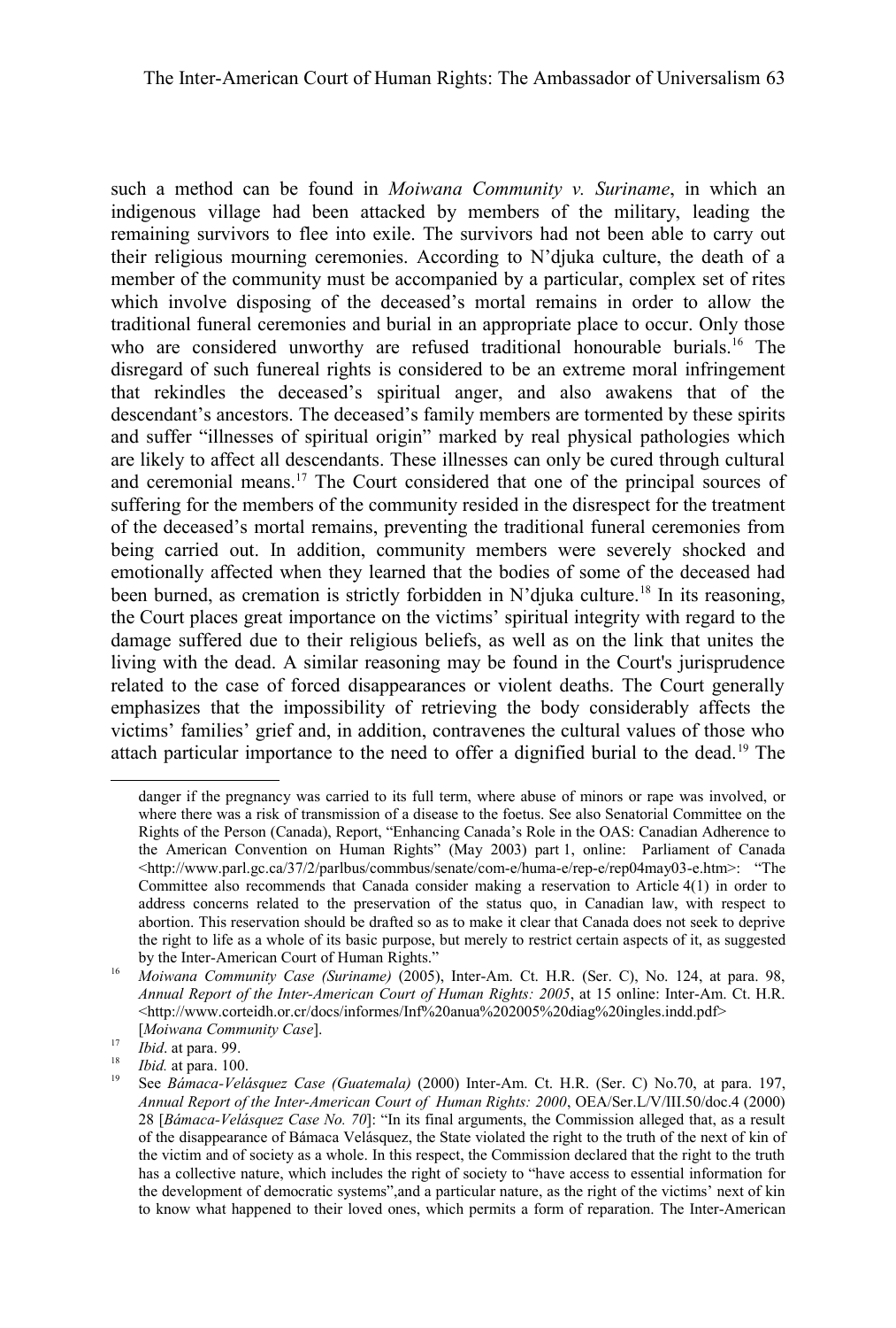such a method can be found in *Moiwana Community v. Suriname*, in which an indigenous village had been attacked by members of the military, leading the remaining survivors to flee into exile. The survivors had not been able to carry out their religious mourning ceremonies. According to N'djuka culture, the death of a member of the community must be accompanied by a particular, complex set of rites which involve disposing of the deceased's mortal remains in order to allow the traditional funeral ceremonies and burial in an appropriate place to occur. Only those who are considered unworthy are refused traditional honourable burials.[16] The disregard of such funereal rights is considered to be an extreme moral infringement that rekindles the deceased's spiritual anger, and also awakens that of the descendant's ancestors. The deceased's family members are tormented by these spirits and suffer "illnesses of spiritual origin" marked by real physical pathologies which are likely to affect all descendants. These illnesses can only be cured through cultural and ceremonial means.[17] The Court considered that one of the principal sources of suffering for the members of the community resided in the disrespect for the treatment of the deceased's mortal remains, preventing the traditional funeral ceremonies from being carried out. In addition, community members were severely shocked and emotionally affected when they learned that the bodies of some of the deceased had been burned, as cremation is strictly forbidden in N'djuka culture.[18] In its reasoning, the Court places great importance on the victims' spiritual integrity with regard to the damage suffered due to their religious beliefs, as well as on the link that unites the living with the dead. A similar reasoning may be found in the Court's jurisprudence related to the case of forced disappearances or violent deaths. The Court generally emphasizes that the impossibility of retrieving the body considerably affects the victims' families' grief and, in addition, contravenes the cultural values of those who attach particular importance to the need to offer a dignified burial to the dead.[19] The

---

danger if the pregnancy was carried to its full term, where abuse of minors or rape was involved, or where there was a risk of transmission of a disease to the foetus. See also Senatorial Committee on the Rights of the Person (Canada), Report, "Enhancing Canada's Role in the OAS: Canadian Adherence to the American Convention on Human Rights" (May 2003) part 1, online: Parliament of Canada <http://www.parl.gc.ca/37/2/parlbus/commbus/senate/com-e/huma-e/rep-e/rep04may03-e.htm>: "The Committee also recommends that Canada consider making a reservation to Article 4(1) in order to address concerns related to the preservation of the status quo, in Canadian law, with respect to abortion. This reservation should be drafted so as to make it clear that Canada does not seek to deprive the right to life as a whole of its basic purpose, but merely to restrict certain aspects of it, as suggested by the Inter-American Court of Human Rights."

[16] *Moiwana Community Case (Suriname)* (2005), Inter-Am. Ct. H.R. (Ser. C), No. 124, at para. 98, *Annual Report of the Inter-American Court of Human Rights: 2005*, at 15 online: Inter-Am. Ct. H.R. <http://www.corteidh.or.cr/docs/informes/Inf%20anua%202005%20diag%20ingles.indd.pdf> [*Moiwana Community Case*].

[17] *Ibid*. at para. 99.

[18] *Ibid.* at para. 100.

[19] See *Bámaca-Velásquez Case (Guatemala)* (2000) Inter-Am. Ct. H.R. (Ser. C) No.70, at para. 197, *Annual Report of the Inter-American Court of Human Rights: 2000*, OEA/Ser.L/V/III.50/doc.4 (2000) 28 [*Bámaca-Velásquez Case No. 70*]: "In its final arguments, the Commission alleged that, as a result of the disappearance of Bámaca Velásquez, the State violated the right to the truth of the next of kin of the victim and of society as a whole. In this respect, the Commission declared that the right to the truth has a collective nature, which includes the right of society to "have access to essential information for the development of democratic systems",and a particular nature, as the right of the victims' next of kin to know what happened to their loved ones, which permits a form of reparation. The Inter-American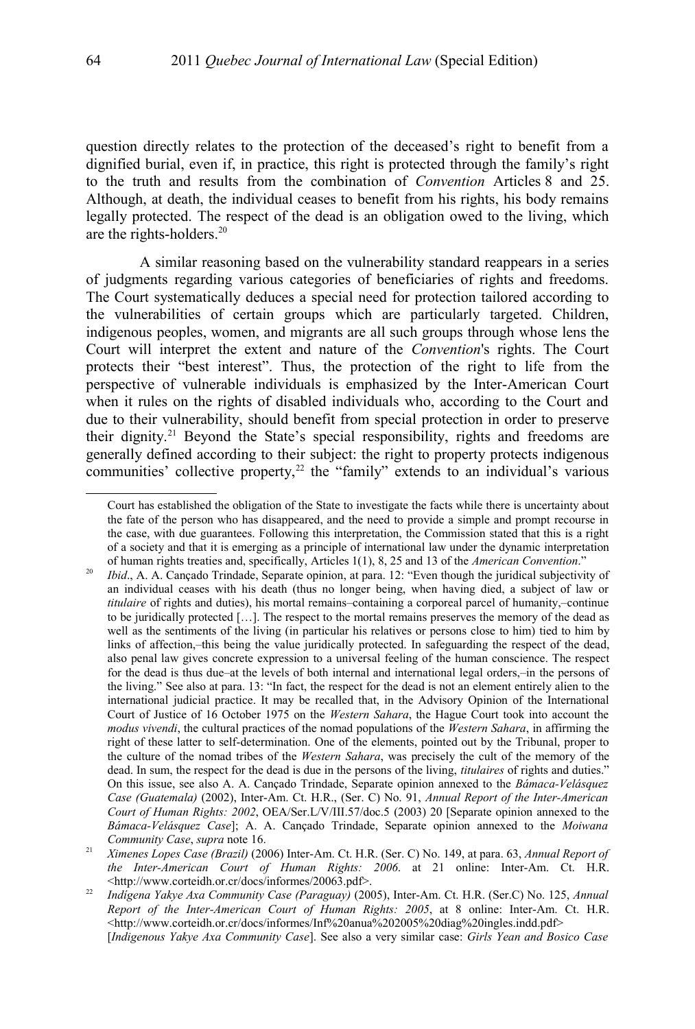question directly relates to the protection of the deceased's right to benefit from a dignified burial, even if, in practice, this right is protected through the family's right to the truth and results from the combination of *Convention* Articles 8 and 25. Although, at death, the individual ceases to benefit from his rights, his body remains legally protected. The respect of the dead is an obligation owed to the living, which are the rights-holders.[20]

A similar reasoning based on the vulnerability standard reappears in a series of judgments regarding various categories of beneficiaries of rights and freedoms. The Court systematically deduces a special need for protection tailored according to the vulnerabilities of certain groups which are particularly targeted. Children, indigenous peoples, women, and migrants are all such groups through whose lens the Court will interpret the extent and nature of the *Convention*'s rights. The Court protects their "best interest". Thus, the protection of the right to life from the perspective of vulnerable individuals is emphasized by the Inter-American Court when it rules on the rights of disabled individuals who, according to the Court and due to their vulnerability, should benefit from special protection in order to preserve their dignity.[21] Beyond the State's special responsibility, rights and freedoms are generally defined according to their subject: the right to property protects indigenous communities' collective property,[22] the "family" extends to an individual's various

---

Court has established the obligation of the State to investigate the facts while there is uncertainty about the fate of the person who has disappeared, and the need to provide a simple and prompt recourse in the case, with due guarantees. Following this interpretation, the Commission stated that this is a right of a society and that it is emerging as a principle of international law under the dynamic interpretation of human rights treaties and, specifically, Articles 1(1), 8, 25 and 13 of the *American Convention*."

[20] *Ibid*., A. A. Cançado Trindade, Separate opinion, at para. 12: "Even though the juridical subjectivity of an individual ceases with his death (thus no longer being, when having died, a subject of law or *titulaire* of rights and duties), his mortal remains–containing a corporeal parcel of humanity,–continue to be juridically protected […]. The respect to the mortal remains preserves the memory of the dead as well as the sentiments of the living (in particular his relatives or persons close to him) tied to him by links of affection,–this being the value juridically protected. In safeguarding the respect of the dead, also penal law gives concrete expression to a universal feeling of the human conscience. The respect for the dead is thus due–at the levels of both internal and international legal orders,–in the persons of the living." See also at para. 13: "In fact, the respect for the dead is not an element entirely alien to the international judicial practice. It may be recalled that, in the Advisory Opinion of the International Court of Justice of 16 October 1975 on the *Western Sahara*, the Hague Court took into account the *modus vivendi*, the cultural practices of the nomad populations of the *Western Sahara*, in affirming the right of these latter to self-determination. One of the elements, pointed out by the Tribunal, proper to the culture of the nomad tribes of the *Western Sahara*, was precisely the cult of the memory of the dead. In sum, the respect for the dead is due in the persons of the living, *titulaires* of rights and duties." On this issue, see also A. A. Cançado Trindade, Separate opinion annexed to the *Bámaca-Velásquez Case (Guatemala)* (2002), Inter-Am. Ct. H.R., (Ser. C) No. 91, *Annual Report of the Inter-American Court of Human Rights: 2002*, OEA/Ser.L/V/III.57/doc.5 (2003) 20 [Separate opinion annexed to the *Bámaca-Velásquez Case*]; A. A. Cançado Trindade, Separate opinion annexed to the *Moiwana Community Case*, *supra* note 16.

[21] *Ximenes Lopes Case (Brazil)* (2006) Inter-Am. Ct. H.R. (Ser. C) No. 149, at para. 63, *Annual Report of the Inter-American Court of Human Rights: 2006*. at 21 online: Inter-Am. Ct. H.R. <http://www.corteidh.or.cr/docs/informes/20063.pdf>.

[22] *Indígena Yakye Axa Community Case (Paraguay)* (2005), Inter-Am. Ct. H.R. (Ser.C) No. 125, *Annual Report of the Inter-American Court of Human Rights: 2005*, at 8 online: Inter-Am. Ct. H.R. <http://www.corteidh.or.cr/docs/informes/Inf%20anua%202005%20diag%20ingles.indd.pdf> [*Indigenous Yakye Axa Community Case*]. See also a very similar case: *Girls Yean and Bosico Case*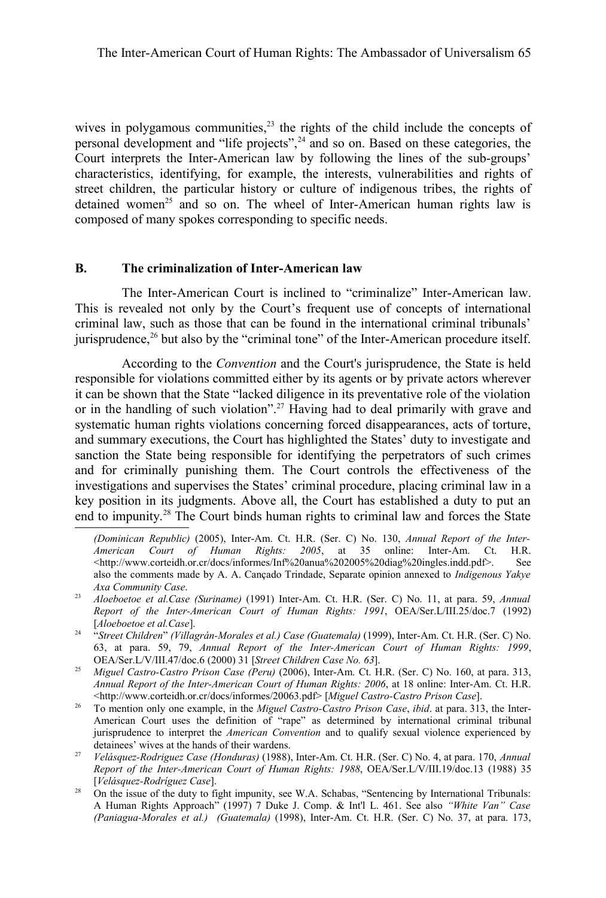wives in polygamous communities,[23] the rights of the child include the concepts of personal development and "life projects",[24] and so on. Based on these categories, the Court interprets the Inter-American law by following the lines of the sub-groups' characteristics, identifying, for example, the interests, vulnerabilities and rights of street children, the particular history or culture of indigenous tribes, the rights of detained women[25] and so on. The wheel of Inter-American human rights law is composed of many spokes corresponding to specific needs.

## B. The criminalization of Inter-American law

The Inter-American Court is inclined to "criminalize" Inter-American law. This is revealed not only by the Court's frequent use of concepts of international criminal law, such as those that can be found in the international criminal tribunals' jurisprudence,[26] but also by the "criminal tone" of the Inter-American procedure itself.

According to the *Convention* and the Court's jurisprudence, the State is held responsible for violations committed either by its agents or by private actors wherever it can be shown that the State "lacked diligence in its preventative role of the violation or in the handling of such violation".[27] Having had to deal primarily with grave and systematic human rights violations concerning forced disappearances, acts of torture, and summary executions, the Court has highlighted the States' duty to investigate and sanction the State being responsible for identifying the perpetrators of such crimes and for criminally punishing them. The Court controls the effectiveness of the investigations and supervises the States' criminal procedure, placing criminal law in a key position in its judgments. Above all, the Court has established a duty to put an end to impunity.[28] The Court binds human rights to criminal law and forces the State

---

*(Dominican Republic)* (2005), Inter-Am. Ct. H.R. (Ser. C) No. 130, *Annual Report of the Inter-American Court of Human Rights: 2005*, at 35 online: Inter-Am. Ct. H.R. <http://www.corteidh.or.cr/docs/informes/Inf%20anua%202005%20diag%20ingles.indd.pdf>. See also the comments made by A. A. Cançado Trindade, Separate opinion annexed to *Indigenous Yakye Axa Community Case*.

[23] *Aloeboetoe et al.Case (Suriname)* (1991) Inter-Am. Ct. H.R. (Ser. C) No. 11, at para. 59, *Annual Report of the Inter-American Court of Human Rights: 1991*, OEA/Ser.L/III.25/doc.7 (1992) [*Aloeboetoe et al.Case*].

[24] "*Street Children*" *(Villagrán-Morales et al.) Case (Guatemala)* (1999), Inter-Am. Ct. H.R. (Ser. C) No. 63, at para. 59, 79, *Annual Report of the Inter-American Court of Human Rights: 1999*, OEA/Ser.L/V/III.47/doc.6 (2000) 31 [*Street Children Case No. 63*].

[25] *Miguel Castro-Castro Prison Case (Peru)* (2006), Inter-Am. Ct. H.R. (Ser. C) No. 160, at para. 313, *Annual Report of the Inter-American Court of Human Rights: 2006*, at 18 online: Inter-Am. Ct. H.R. <http://www.corteidh.or.cr/docs/informes/20063.pdf> [*Miguel Castro-Castro Prison Case*].

[26] To mention only one example, in the *Miguel Castro-Castro Prison Case*, *ibid*. at para. 313, the Inter-American Court uses the definition of "rape" as determined by international criminal tribunal jurisprudence to interpret the *American Convention* and to qualify sexual violence experienced by detainees' wives at the hands of their wardens.

[27] *Velásquez-Rodríguez Case (Honduras)* (1988), Inter-Am. Ct. H.R. (Ser. C) No. 4, at para. 170, *Annual Report of the Inter-American Court of Human Rights: 1988*, OEA/Ser.L/V/III.19/doc.13 (1988) 35 [*Velásquez-Rodríguez Case*].

[28] On the issue of the duty to fight impunity, see W.A. Schabas, "Sentencing by International Tribunals: A Human Rights Approach" (1997) 7 Duke J. Comp. & Int'l L. 461. See also *"White Van" Case (Paniagua-Morales et al.) (Guatemala)* (1998), Inter-Am. Ct. H.R. (Ser. C) No. 37, at para. 173,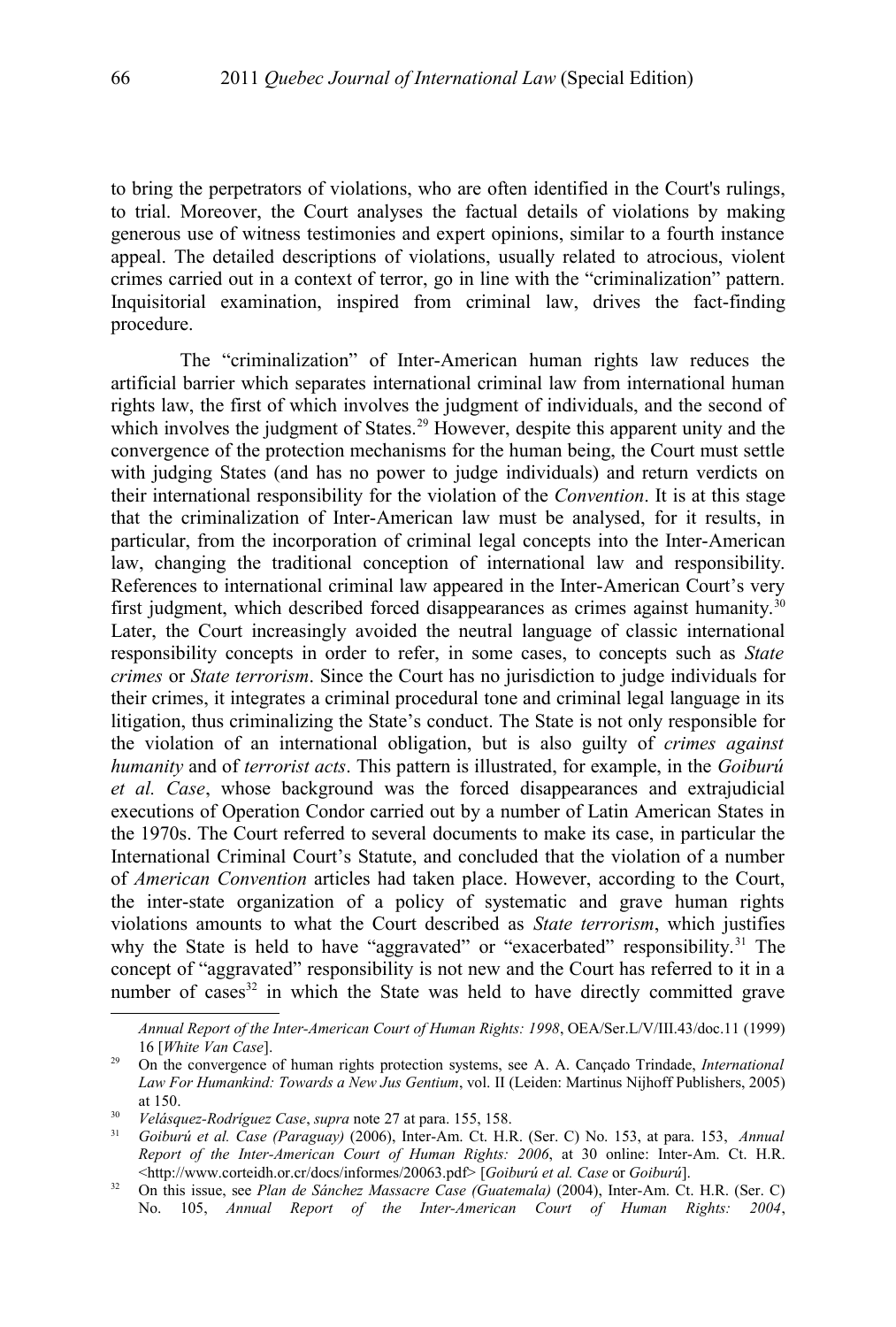to bring the perpetrators of violations, who are often identified in the Court's rulings, to trial. Moreover, the Court analyses the factual details of violations by making generous use of witness testimonies and expert opinions, similar to a fourth instance appeal. The detailed descriptions of violations, usually related to atrocious, violent crimes carried out in a context of terror, go in line with the "criminalization" pattern. Inquisitorial examination, inspired from criminal law, drives the fact-finding procedure.

The "criminalization" of Inter-American human rights law reduces the artificial barrier which separates international criminal law from international human rights law, the first of which involves the judgment of individuals, and the second of which involves the judgment of States.[29] However, despite this apparent unity and the convergence of the protection mechanisms for the human being, the Court must settle with judging States (and has no power to judge individuals) and return verdicts on their international responsibility for the violation of the *Convention*. It is at this stage that the criminalization of Inter-American law must be analysed, for it results, in particular, from the incorporation of criminal legal concepts into the Inter-American law, changing the traditional conception of international law and responsibility. References to international criminal law appeared in the Inter-American Court's very first judgment, which described forced disappearances as crimes against humanity.[30] Later, the Court increasingly avoided the neutral language of classic international responsibility concepts in order to refer, in some cases, to concepts such as *State crimes* or *State terrorism*. Since the Court has no jurisdiction to judge individuals for their crimes, it integrates a criminal procedural tone and criminal legal language in its litigation, thus criminalizing the State's conduct. The State is not only responsible for the violation of an international obligation, but is also guilty of *crimes against humanity* and of *terrorist acts*. This pattern is illustrated, for example, in the *Goiburú et al. Case*, whose background was the forced disappearances and extrajudicial executions of Operation Condor carried out by a number of Latin American States in the 1970s. The Court referred to several documents to make its case, in particular the International Criminal Court's Statute, and concluded that the violation of a number of *American Convention* articles had taken place. However, according to the Court, the inter-state organization of a policy of systematic and grave human rights violations amounts to what the Court described as *State terrorism*, which justifies why the State is held to have "aggravated" or "exacerbated" responsibility.[31] The concept of "aggravated" responsibility is not new and the Court has referred to it in a number of cases[32] in which the State was held to have directly committed grave

---

*Annual Report of the Inter-American Court of Human Rights: 1998*, OEA/Ser.L/V/III.43/doc.11 (1999) 16 [*White Van Case*].

[29] On the convergence of human rights protection systems, see A. A. Cançado Trindade, *International Law For Humankind: Towards a New Jus Gentium*, vol. II (Leiden: Martinus Nijhoff Publishers, 2005) at 150.

[30] *Velásquez-Rodríguez Case*, *supra* note 27 at para. 155, 158.

[31] *Goiburú et al. Case (Paraguay)* (2006), Inter-Am. Ct. H.R. (Ser. C) No. 153, at para. 153, *Annual Report of the Inter-American Court of Human Rights: 2006*, at 30 online: Inter-Am. Ct. H.R. <http://www.corteidh.or.cr/docs/informes/20063.pdf> [*Goiburú et al. Case* or *Goiburú*].

[32] On this issue, see *Plan de Sánchez Massacre Case (Guatemala)* (2004), Inter-Am. Ct. H.R. (Ser. C) No. 105, *Annual Report of the Inter-American Court of Human Rights: 2004*,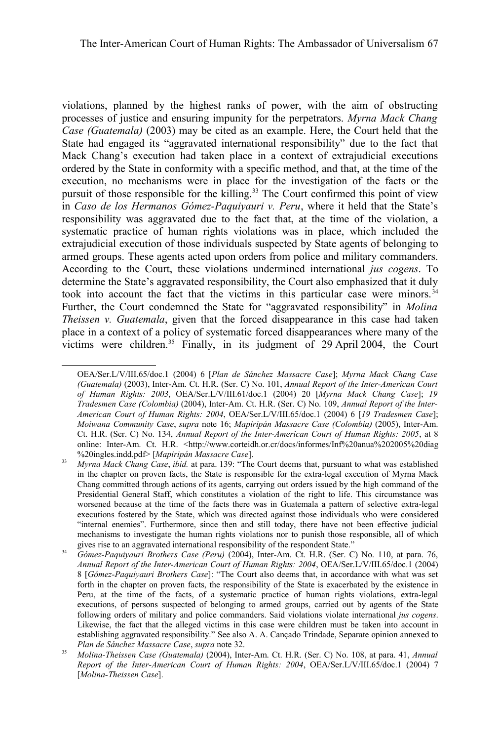violations, planned by the highest ranks of power, with the aim of obstructing processes of justice and ensuring impunity for the perpetrators. *Myrna Mack Chang Case (Guatemala)* (2003) may be cited as an example. Here, the Court held that the State had engaged its "aggravated international responsibility" due to the fact that Mack Chang's execution had taken place in a context of extrajudicial executions ordered by the State in conformity with a specific method, and that, at the time of the execution, no mechanisms were in place for the investigation of the facts or the pursuit of those responsible for the killing.[33] The Court confirmed this point of view in *Caso de los Hermanos Gómez-Paquiyauri v. Peru*, where it held that the State's responsibility was aggravated due to the fact that, at the time of the violation, a systematic practice of human rights violations was in place, which included the extrajudicial execution of those individuals suspected by State agents of belonging to armed groups. These agents acted upon orders from police and military commanders. According to the Court, these violations undermined international *jus cogens*. To determine the State's aggravated responsibility, the Court also emphasized that it duly took into account the fact that the victims in this particular case were minors.[34] Further, the Court condemned the State for "aggravated responsibility" in *Molina Theissen v. Guatemala*, given that the forced disappearance in this case had taken place in a context of a policy of systematic forced disappearances where many of the victims were children.[35] Finally, in its judgment of 29 April 2004, the Court

---

OEA/Ser.L/V/III.65/doc.1 (2004) 6 [*Plan de Sánchez Massacre Case*]; *Myrna Mack Chang Case (Guatemala)* (2003), Inter-Am. Ct. H.R. (Ser. C) No. 101, *Annual Report of the Inter-American Court of Human Rights: 2003*, OEA/Ser.L/V/III.61/doc.1 (2004) 20 [*Myrna Mack Chang Case*]; *19 Tradesmen Case (Colombia)* (2004), Inter-Am. Ct. H.R. (Ser. C) No. 109, *Annual Report of the Inter-American Court of Human Rights: 2004*, OEA/Ser.L/V/III.65/doc.1 (2004) 6 [*19 Tradesmen Case*]; *Moiwana Community Case*, *supra* note 16; *Mapiripán Massacre Case (Colombia)* (2005), Inter-Am. Ct. H.R. (Ser. C) No. 134, *Annual Report of the Inter-American Court of Human Rights: 2005*, at 8 online: Inter-Am. Ct. H.R. <http://www.corteidh.or.cr/docs/informes/Inf%20anua%202005%20diag%20ingles.indd.pdf> [*Mapiripán Massacre Case*].

[33] *Myrna Mack Chang Case*, *ibid.* at para. 139: "The Court deems that, pursuant to what was established in the chapter on proven facts, the State is responsible for the extra-legal execution of Myrna Mack Chang committed through actions of its agents, carrying out orders issued by the high command of the Presidential General Staff, which constitutes a violation of the right to life. This circumstance was worsened because at the time of the facts there was in Guatemala a pattern of selective extra-legal executions fostered by the State, which was directed against those individuals who were considered "internal enemies". Furthermore, since then and still today, there have not been effective judicial mechanisms to investigate the human rights violations nor to punish those responsible, all of which gives rise to an aggravated international responsibility of the respondent State."

[34] *Gómez-Paquiyauri Brothers Case (Peru)* (2004), Inter-Am. Ct. H.R. (Ser. C) No. 110, at para. 76, *Annual Report of the Inter-American Court of Human Rights: 2004*, OEA/Ser.L/V/III.65/doc.1 (2004) 8 [*Gómez-Paquiyauri Brothers Case*]: "The Court also deems that, in accordance with what was set forth in the chapter on proven facts, the responsibility of the State is exacerbated by the existence in Peru, at the time of the facts, of a systematic practice of human rights violations, extra-legal executions, of persons suspected of belonging to armed groups, carried out by agents of the State following orders of military and police commanders. Said violations violate international *jus cogens*. Likewise, the fact that the alleged victims in this case were children must be taken into account in establishing aggravated responsibility." See also A. A. Cançado Trindade, Separate opinion annexed to *Plan de Sánchez Massacre Case*, *supra* note 32.

[35] *Molina-Theissen Case (Guatemala)* (2004), Inter-Am. Ct. H.R. (Ser. C) No. 108, at para. 41, *Annual Report of the Inter-American Court of Human Rights: 2004*, OEA/Ser.L/V/III.65/doc.1 (2004) 7 [*Molina-Theissen Case*].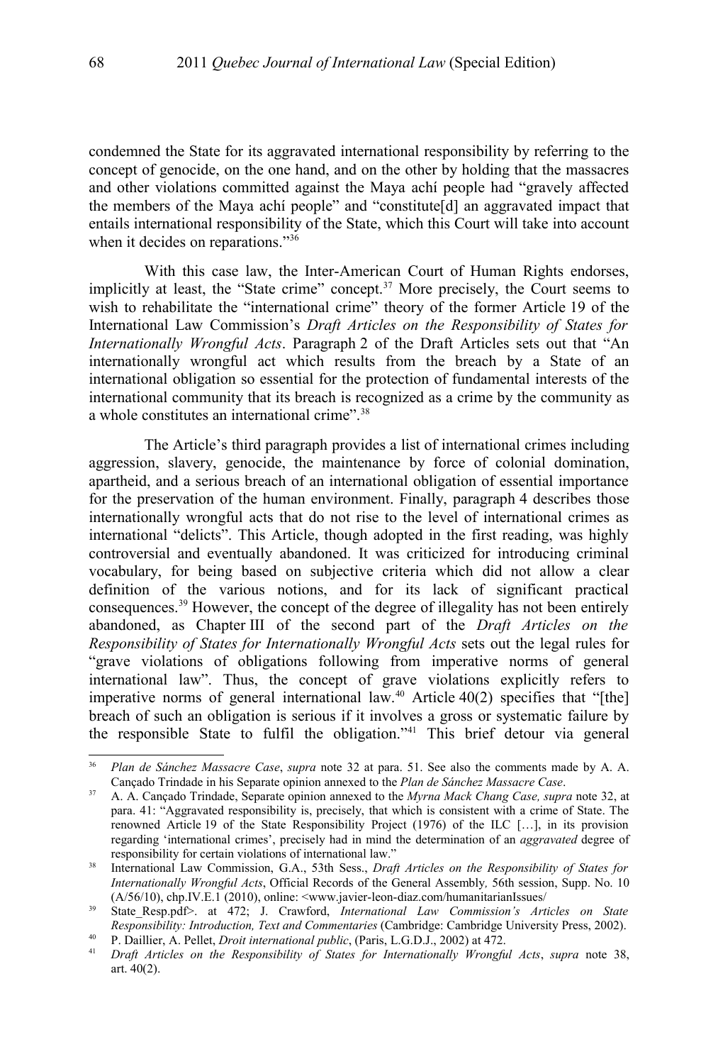condemned the State for its aggravated international responsibility by referring to the concept of genocide, on the one hand, and on the other by holding that the massacres and other violations committed against the Maya achí people had "gravely affected the members of the Maya achí people" and "constitute[d] an aggravated impact that entails international responsibility of the State, which this Court will take into account when it decides on reparations."[36]

With this case law, the Inter-American Court of Human Rights endorses, implicitly at least, the "State crime" concept.[37] More precisely, the Court seems to wish to rehabilitate the "international crime" theory of the former Article 19 of the International Law Commission's *Draft Articles on the Responsibility of States for Internationally Wrongful Acts*. Paragraph 2 of the Draft Articles sets out that "An internationally wrongful act which results from the breach by a State of an international obligation so essential for the protection of fundamental interests of the international community that its breach is recognized as a crime by the community as a whole constitutes an international crime".[38]

The Article's third paragraph provides a list of international crimes including aggression, slavery, genocide, the maintenance by force of colonial domination, apartheid, and a serious breach of an international obligation of essential importance for the preservation of the human environment. Finally, paragraph 4 describes those internationally wrongful acts that do not rise to the level of international crimes as international "delicts". This Article, though adopted in the first reading, was highly controversial and eventually abandoned. It was criticized for introducing criminal vocabulary, for being based on subjective criteria which did not allow a clear definition of the various notions, and for its lack of significant practical consequences.[39] However, the concept of the degree of illegality has not been entirely abandoned, as Chapter III of the second part of the *Draft Articles on the Responsibility of States for Internationally Wrongful Acts* sets out the legal rules for "grave violations of obligations following from imperative norms of general international law". Thus, the concept of grave violations explicitly refers to imperative norms of general international law.[40] Article 40(2) specifies that "[the] breach of such an obligation is serious if it involves a gross or systematic failure by the responsible State to fulfil the obligation."[41] This brief detour via general

---

[36] *Plan de Sánchez Massacre Case*, *supra* note 32 at para. 51. See also the comments made by A. A. Cançado Trindade in his Separate opinion annexed to the *Plan de Sánchez Massacre Case*.

[37] A. A. Cançado Trindade, Separate opinion annexed to the *Myrna Mack Chang Case, supra* note 32, at para. 41: "Aggravated responsibility is, precisely, that which is consistent with a crime of State. The renowned Article 19 of the State Responsibility Project (1976) of the ILC […], in its provision regarding 'international crimes', precisely had in mind the determination of an *aggravated* degree of responsibility for certain violations of international law."

[38] International Law Commission, G.A., 53th Sess., *Draft Articles on the Responsibility of States for Internationally Wrongful Acts*, Official Records of the General Assembly*,* 56th session, Supp. No. 10 (A/56/10), chp.IV.E.1 (2010), online: <www.javier-leon-diaz.com/humanitarianIssues/

[39] State_Resp.pdf>. at 472; J. Crawford, *International Law Commission's Articles on State Responsibility: Introduction, Text and Commentaries* (Cambridge: Cambridge University Press, 2002).

[40] P. Daillier, A. Pellet, *Droit international public*, (Paris, L.G.D.J., 2002) at 472.

[41] *Draft Articles on the Responsibility of States for Internationally Wrongful Acts*, *supra* note 38, art. 40(2).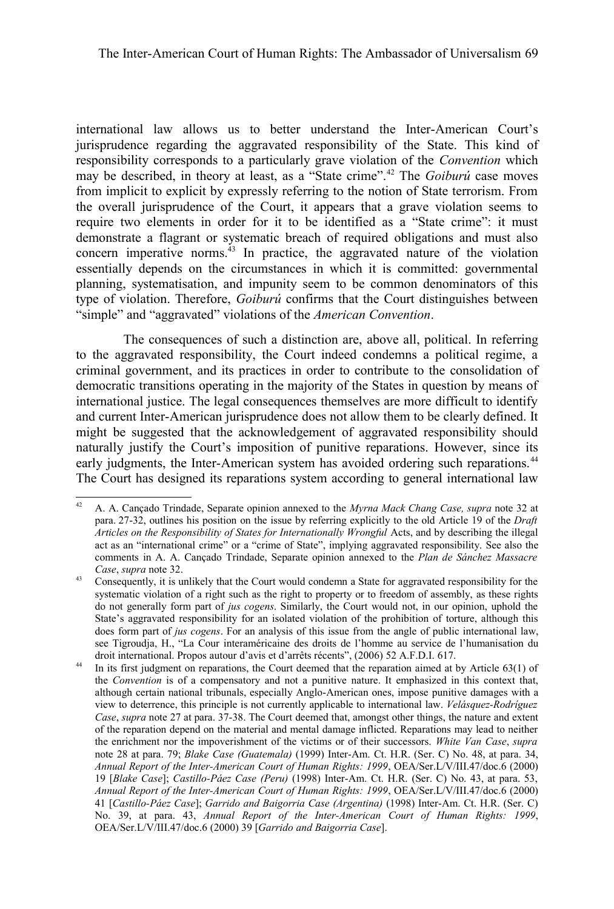international law allows us to better understand the Inter-American Court's jurisprudence regarding the aggravated responsibility of the State. This kind of responsibility corresponds to a particularly grave violation of the *Convention* which may be described, in theory at least, as a "State crime".[42] The *Goiburú* case moves from implicit to explicit by expressly referring to the notion of State terrorism. From the overall jurisprudence of the Court, it appears that a grave violation seems to require two elements in order for it to be identified as a "State crime": it must demonstrate a flagrant or systematic breach of required obligations and must also concern imperative norms.[43] In practice, the aggravated nature of the violation essentially depends on the circumstances in which it is committed: governmental planning, systematisation, and impunity seem to be common denominators of this type of violation. Therefore, *Goiburú* confirms that the Court distinguishes between "simple" and "aggravated" violations of the *American Convention*.

The consequences of such a distinction are, above all, political. In referring to the aggravated responsibility, the Court indeed condemns a political regime, a criminal government, and its practices in order to contribute to the consolidation of democratic transitions operating in the majority of the States in question by means of international justice. The legal consequences themselves are more difficult to identify and current Inter-American jurisprudence does not allow them to be clearly defined. It might be suggested that the acknowledgement of aggravated responsibility should naturally justify the Court's imposition of punitive reparations. However, since its early judgments, the Inter-American system has avoided ordering such reparations.[44] The Court has designed its reparations system according to general international law

---

[42] A. A. Cançado Trindade, Separate opinion annexed to the *Myrna Mack Chang Case, supra* note 32 at para. 27-32, outlines his position on the issue by referring explicitly to the old Article 19 of the *Draft Articles on the Responsibility of States for Internationally Wrongful* Acts, and by describing the illegal act as an "international crime" or a "crime of State", implying aggravated responsibility. See also the comments in A. A. Cançado Trindade, Separate opinion annexed to the *Plan de Sánchez Massacre Case*, *supra* note 32.

[43] Consequently, it is unlikely that the Court would condemn a State for aggravated responsibility for the systematic violation of a right such as the right to property or to freedom of assembly, as these rights do not generally form part of *jus cogens*. Similarly, the Court would not, in our opinion, uphold the State's aggravated responsibility for an isolated violation of the prohibition of torture, although this does form part of *jus cogens*. For an analysis of this issue from the angle of public international law, see Tigroudja, H., "La Cour interaméricaine des droits de l'homme au service de l'humanisation du droit international. Propos autour d'avis et d'arrêts récents", (2006) 52 A.F.D.I. 617.

[44] In its first judgment on reparations, the Court deemed that the reparation aimed at by Article 63(1) of the *Convention* is of a compensatory and not a punitive nature. It emphasized in this context that, although certain national tribunals, especially Anglo-American ones, impose punitive damages with a view to deterrence, this principle is not currently applicable to international law. *Velásquez-Rodríguez Case*, *supra* note 27 at para. 37-38. The Court deemed that, amongst other things, the nature and extent of the reparation depend on the material and mental damage inflicted. Reparations may lead to neither the enrichment nor the impoverishment of the victims or of their successors. *White Van Case*, *supra* note 28 at para. 79; *Blake Case (Guatemala)* (1999) Inter-Am. Ct. H.R. (Ser. C) No. 48, at para. 34, *Annual Report of the Inter-American Court of Human Rights: 1999*, OEA/Ser.L/V/III.47/doc.6 (2000) 19 [*Blake Case*]; *Castillo-Páez Case (Peru)* (1998) Inter-Am. Ct. H.R. (Ser. C) No. 43, at para. 53, *Annual Report of the Inter-American Court of Human Rights: 1999*, OEA/Ser.L/V/III.47/doc.6 (2000) 41 [*Castillo-Páez Case*]; *Garrido and Baigorria Case (Argentina)* (1998) Inter-Am. Ct. H.R. (Ser. C) No. 39, at para. 43, *Annual Report of the Inter-American Court of Human Rights: 1999*, OEA/Ser.L/V/III.47/doc.6 (2000) 39 [*Garrido and Baigorria Case*].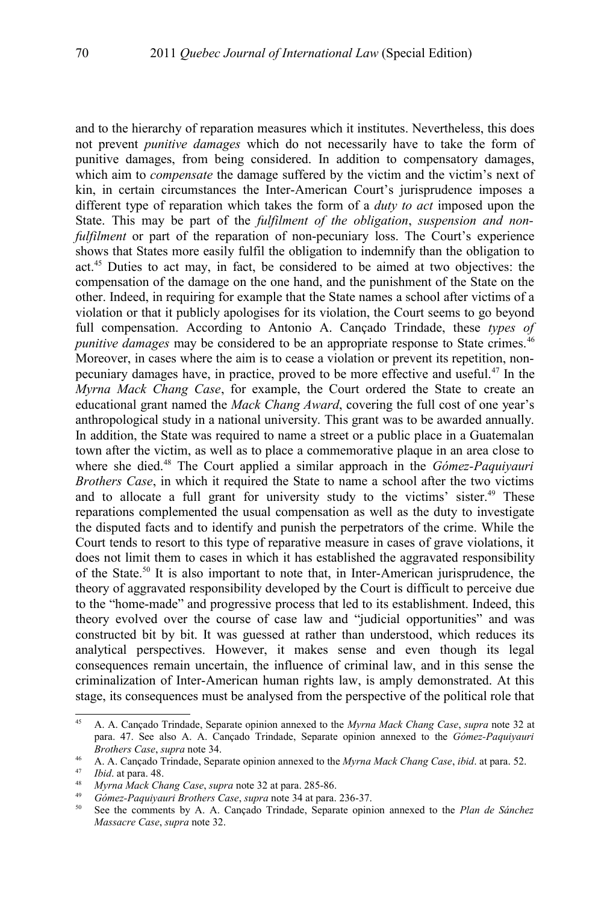and to the hierarchy of reparation measures which it institutes. Nevertheless, this does not prevent *punitive damages* which do not necessarily have to take the form of punitive damages, from being considered. In addition to compensatory damages, which aim to *compensate* the damage suffered by the victim and the victim's next of kin, in certain circumstances the Inter-American Court's jurisprudence imposes a different type of reparation which takes the form of a *duty to act* imposed upon the State. This may be part of the *fulfilment of the obligation*, *suspension and non-fulfilment* or part of the reparation of non-pecuniary loss. The Court's experience shows that States more easily fulfil the obligation to indemnify than the obligation to act.[45] Duties to act may, in fact, be considered to be aimed at two objectives: the compensation of the damage on the one hand, and the punishment of the State on the other. Indeed, in requiring for example that the State names a school after victims of a violation or that it publicly apologises for its violation, the Court seems to go beyond full compensation. According to Antonio A. Cançado Trindade, these *types of punitive damages* may be considered to be an appropriate response to State crimes.[46] Moreover, in cases where the aim is to cease a violation or prevent its repetition, non-pecuniary damages have, in practice, proved to be more effective and useful.[47] In the *Myrna Mack Chang Case*, for example, the Court ordered the State to create an educational grant named the *Mack Chang Award*, covering the full cost of one year's anthropological study in a national university. This grant was to be awarded annually. In addition, the State was required to name a street or a public place in a Guatemalan town after the victim, as well as to place a commemorative plaque in an area close to where she died.[48] The Court applied a similar approach in the *Gómez-Paquiyauri Brothers Case*, in which it required the State to name a school after the two victims and to allocate a full grant for university study to the victims' sister.[49] These reparations complemented the usual compensation as well as the duty to investigate the disputed facts and to identify and punish the perpetrators of the crime. While the Court tends to resort to this type of reparative measure in cases of grave violations, it does not limit them to cases in which it has established the aggravated responsibility of the State.[50] It is also important to note that, in Inter-American jurisprudence, the theory of aggravated responsibility developed by the Court is difficult to perceive due to the "home-made" and progressive process that led to its establishment. Indeed, this theory evolved over the course of case law and "judicial opportunities" and was constructed bit by bit. It was guessed at rather than understood, which reduces its analytical perspectives. However, it makes sense and even though its legal consequences remain uncertain, the influence of criminal law, and in this sense the criminalization of Inter-American human rights law, is amply demonstrated. At this stage, its consequences must be analysed from the perspective of the political role that

---

[45] A. A. Cançado Trindade, Separate opinion annexed to the *Myrna Mack Chang Case*, *supra* note 32 at para. 47. See also A. A. Cançado Trindade, Separate opinion annexed to the *Gómez-Paquiyauri Brothers Case*, *supra* note 34.

[46] A. A. Cançado Trindade, Separate opinion annexed to the *Myrna Mack Chang Case*, *ibid*. at para. 52.

[47] *Ibid*. at para. 48.

[48] *Myrna Mack Chang Case*, *supra* note 32 at para. 285-86.

[49] *Gómez-Paquiyauri Brothers Case*, *supra* note 34 at para. 236-37.

[50] See the comments by A. A. Cançado Trindade, Separate opinion annexed to the *Plan de Sánchez Massacre Case*, *supra* note 32.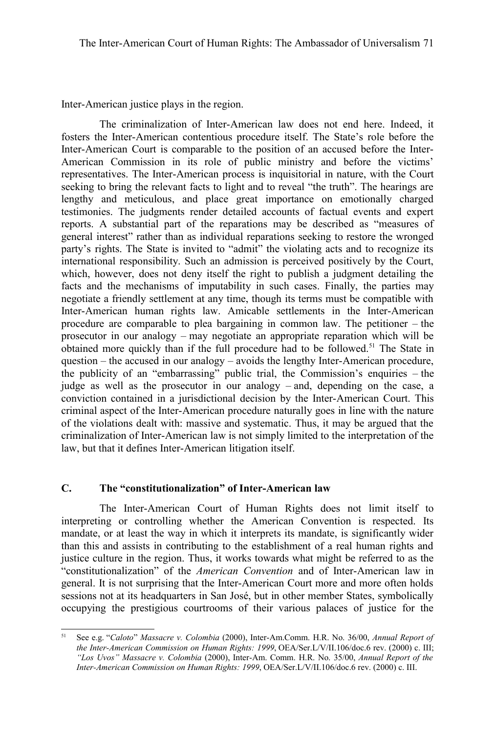Inter-American justice plays in the region.

The criminalization of Inter-American law does not end here. Indeed, it fosters the Inter-American contentious procedure itself. The State's role before the Inter-American Court is comparable to the position of an accused before the Inter-American Commission in its role of public ministry and before the victims' representatives. The Inter-American process is inquisitorial in nature, with the Court seeking to bring the relevant facts to light and to reveal "the truth". The hearings are lengthy and meticulous, and place great importance on emotionally charged testimonies. The judgments render detailed accounts of factual events and expert reports. A substantial part of the reparations may be described as "measures of general interest" rather than as individual reparations seeking to restore the wronged party's rights. The State is invited to "admit" the violating acts and to recognize its international responsibility. Such an admission is perceived positively by the Court, which, however, does not deny itself the right to publish a judgment detailing the facts and the mechanisms of imputability in such cases. Finally, the parties may negotiate a friendly settlement at any time, though its terms must be compatible with Inter-American human rights law. Amicable settlements in the Inter-American procedure are comparable to plea bargaining in common law. The petitioner – the prosecutor in our analogy – may negotiate an appropriate reparation which will be obtained more quickly than if the full procedure had to be followed.[51] The State in question – the accused in our analogy – avoids the lengthy Inter-American procedure, the publicity of an "embarrassing" public trial, the Commission's enquiries – the judge as well as the prosecutor in our analogy – and, depending on the case, a conviction contained in a jurisdictional decision by the Inter-American Court. This criminal aspect of the Inter-American procedure naturally goes in line with the nature of the violations dealt with: massive and systematic. Thus, it may be argued that the criminalization of Inter-American law is not simply limited to the interpretation of the law, but that it defines Inter-American litigation itself.

## C. The "constitutionalization" of Inter-American law

The Inter-American Court of Human Rights does not limit itself to interpreting or controlling whether the American Convention is respected. Its mandate, or at least the way in which it interprets its mandate, is significantly wider than this and assists in contributing to the establishment of a real human rights and justice culture in the region. Thus, it works towards what might be referred to as the "constitutionalization" of the *American Convention* and of Inter-American law in general. It is not surprising that the Inter-American Court more and more often holds sessions not at its headquarters in San José, but in other member States, symbolically occupying the prestigious courtrooms of their various palaces of justice for the

---

[51] See e.g. "*Caloto*" *Massacre v. Colombia* (2000), Inter-Am.Comm. H.R. No. 36/00, *Annual Report of the Inter-American Commission on Human Rights: 1999*, OEA/Ser.L/V/II.106/doc.6 rev. (2000) c. III; *"Los Uvos" Massacre v. Colombia* (2000), Inter-Am. Comm. H.R. No. 35/00, *Annual Report of the Inter-American Commission on Human Rights: 1999*, OEA/Ser.L/V/II.106/doc.6 rev. (2000) c. III.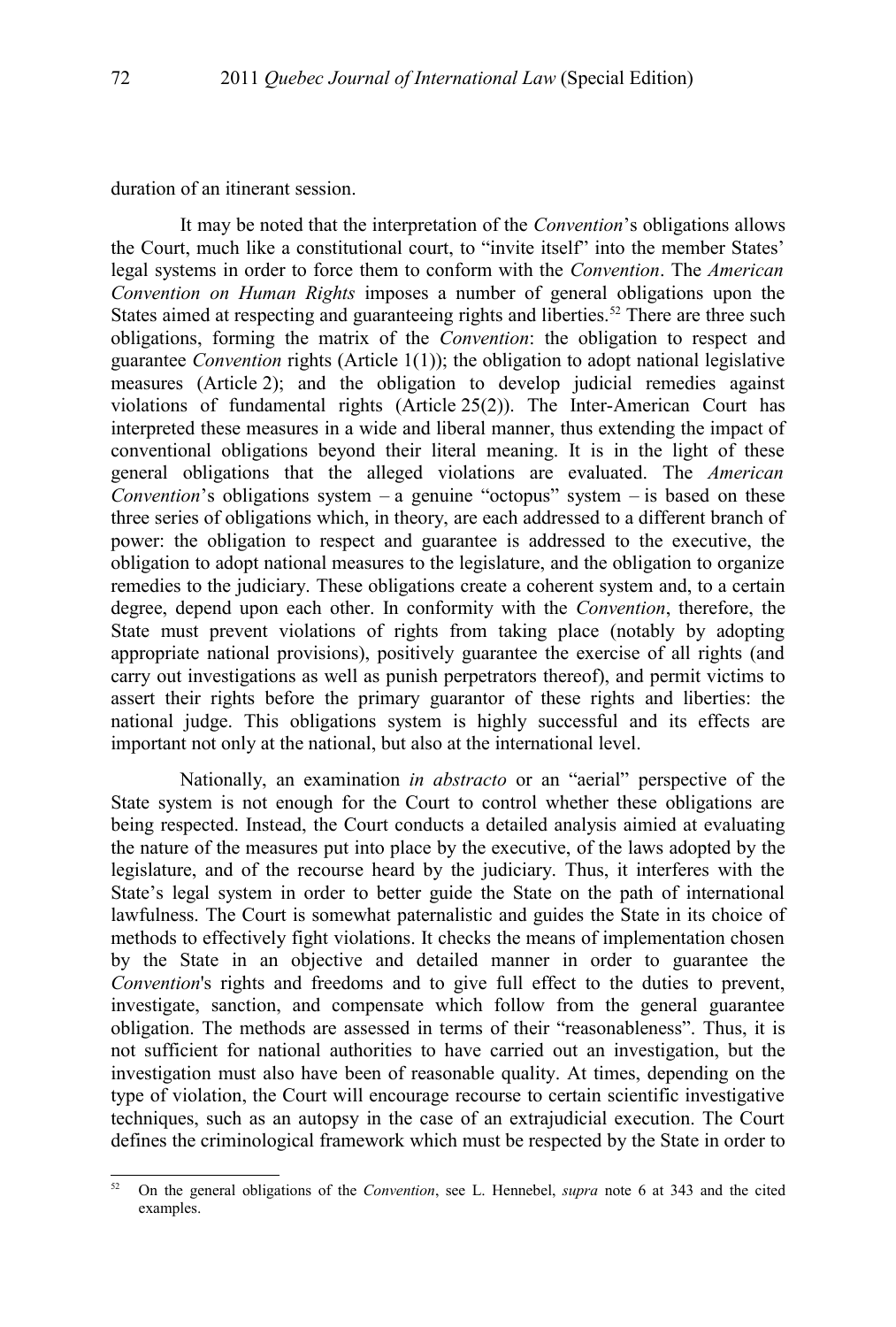duration of an itinerant session.

It may be noted that the interpretation of the *Convention*'s obligations allows the Court, much like a constitutional court, to "invite itself" into the member States' legal systems in order to force them to conform with the *Convention*. The *American Convention on Human Rights* imposes a number of general obligations upon the States aimed at respecting and guaranteeing rights and liberties.[52] There are three such obligations, forming the matrix of the *Convention*: the obligation to respect and guarantee *Convention* rights (Article 1(1)); the obligation to adopt national legislative measures (Article 2); and the obligation to develop judicial remedies against violations of fundamental rights (Article 25(2)). The Inter-American Court has interpreted these measures in a wide and liberal manner, thus extending the impact of conventional obligations beyond their literal meaning. It is in the light of these general obligations that the alleged violations are evaluated. The *American Convention*'s obligations system – a genuine "octopus" system – is based on these three series of obligations which, in theory, are each addressed to a different branch of power: the obligation to respect and guarantee is addressed to the executive, the obligation to adopt national measures to the legislature, and the obligation to organize remedies to the judiciary. These obligations create a coherent system and, to a certain degree, depend upon each other. In conformity with the *Convention*, therefore, the State must prevent violations of rights from taking place (notably by adopting appropriate national provisions), positively guarantee the exercise of all rights (and carry out investigations as well as punish perpetrators thereof), and permit victims to assert their rights before the primary guarantor of these rights and liberties: the national judge. This obligations system is highly successful and its effects are important not only at the national, but also at the international level.

Nationally, an examination *in abstracto* or an "aerial" perspective of the State system is not enough for the Court to control whether these obligations are being respected. Instead, the Court conducts a detailed analysis aimied at evaluating the nature of the measures put into place by the executive, of the laws adopted by the legislature, and of the recourse heard by the judiciary. Thus, it interferes with the State's legal system in order to better guide the State on the path of international lawfulness. The Court is somewhat paternalistic and guides the State in its choice of methods to effectively fight violations. It checks the means of implementation chosen by the State in an objective and detailed manner in order to guarantee the *Convention*'s rights and freedoms and to give full effect to the duties to prevent, investigate, sanction, and compensate which follow from the general guarantee obligation. The methods are assessed in terms of their "reasonableness". Thus, it is not sufficient for national authorities to have carried out an investigation, but the investigation must also have been of reasonable quality. At times, depending on the type of violation, the Court will encourage recourse to certain scientific investigative techniques, such as an autopsy in the case of an extrajudicial execution. The Court defines the criminological framework which must be respected by the State in order to

[52] On the general obligations of the *Convention*, see L. Hennebel, *supra* note 6 at 343 and the cited examples.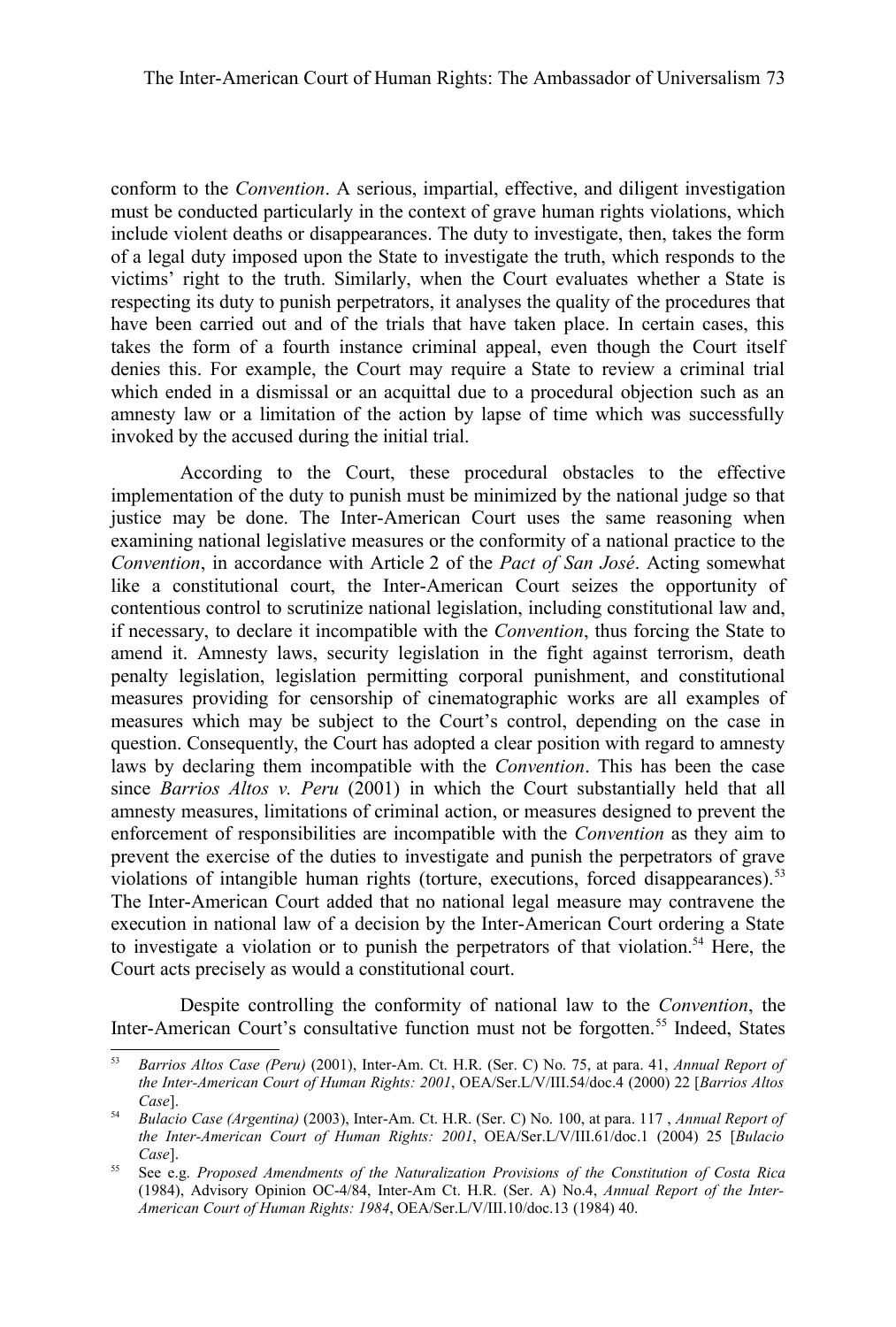conform to the *Convention*. A serious, impartial, effective, and diligent investigation must be conducted particularly in the context of grave human rights violations, which include violent deaths or disappearances. The duty to investigate, then, takes the form of a legal duty imposed upon the State to investigate the truth, which responds to the victims' right to the truth. Similarly, when the Court evaluates whether a State is respecting its duty to punish perpetrators, it analyses the quality of the procedures that have been carried out and of the trials that have taken place. In certain cases, this takes the form of a fourth instance criminal appeal, even though the Court itself denies this. For example, the Court may require a State to review a criminal trial which ended in a dismissal or an acquittal due to a procedural objection such as an amnesty law or a limitation of the action by lapse of time which was successfully invoked by the accused during the initial trial.

According to the Court, these procedural obstacles to the effective implementation of the duty to punish must be minimized by the national judge so that justice may be done. The Inter-American Court uses the same reasoning when examining national legislative measures or the conformity of a national practice to the *Convention*, in accordance with Article 2 of the *Pact of San José*. Acting somewhat like a constitutional court, the Inter-American Court seizes the opportunity of contentious control to scrutinize national legislation, including constitutional law and, if necessary, to declare it incompatible with the *Convention*, thus forcing the State to amend it. Amnesty laws, security legislation in the fight against terrorism, death penalty legislation, legislation permitting corporal punishment, and constitutional measures providing for censorship of cinematographic works are all examples of measures which may be subject to the Court's control, depending on the case in question. Consequently, the Court has adopted a clear position with regard to amnesty laws by declaring them incompatible with the *Convention*. This has been the case since *Barrios Altos v. Peru* (2001) in which the Court substantially held that all amnesty measures, limitations of criminal action, or measures designed to prevent the enforcement of responsibilities are incompatible with the *Convention* as they aim to prevent the exercise of the duties to investigate and punish the perpetrators of grave violations of intangible human rights (torture, executions, forced disappearances).[53] The Inter-American Court added that no national legal measure may contravene the execution in national law of a decision by the Inter-American Court ordering a State to investigate a violation or to punish the perpetrators of that violation.[54] Here, the Court acts precisely as would a constitutional court.

Despite controlling the conformity of national law to the *Convention*, the Inter-American Court's consultative function must not be forgotten.[55] Indeed, States

---

[53] *Barrios Altos Case (Peru)* (2001), Inter-Am. Ct. H.R. (Ser. C) No. 75, at para. 41, *Annual Report of the Inter-American Court of Human Rights: 2001*, OEA/Ser.L/V/III.54/doc.4 (2000) 22 [*Barrios Altos Case*].

[54] *Bulacio Case (Argentina)* (2003), Inter-Am. Ct. H.R. (Ser. C) No. 100, at para. 117 , *Annual Report of the Inter-American Court of Human Rights: 2001*, OEA/Ser.L/V/III.61/doc.1 (2004) 25 [*Bulacio Case*].

[55] See e.g. *Proposed Amendments of the Naturalization Provisions of the Constitution of Costa Rica* (1984), Advisory Opinion OC-4/84, Inter-Am Ct. H.R. (Ser. A) No.4, *Annual Report of the Inter-American Court of Human Rights: 1984*, OEA/Ser.L/V/III.10/doc.13 (1984) 40.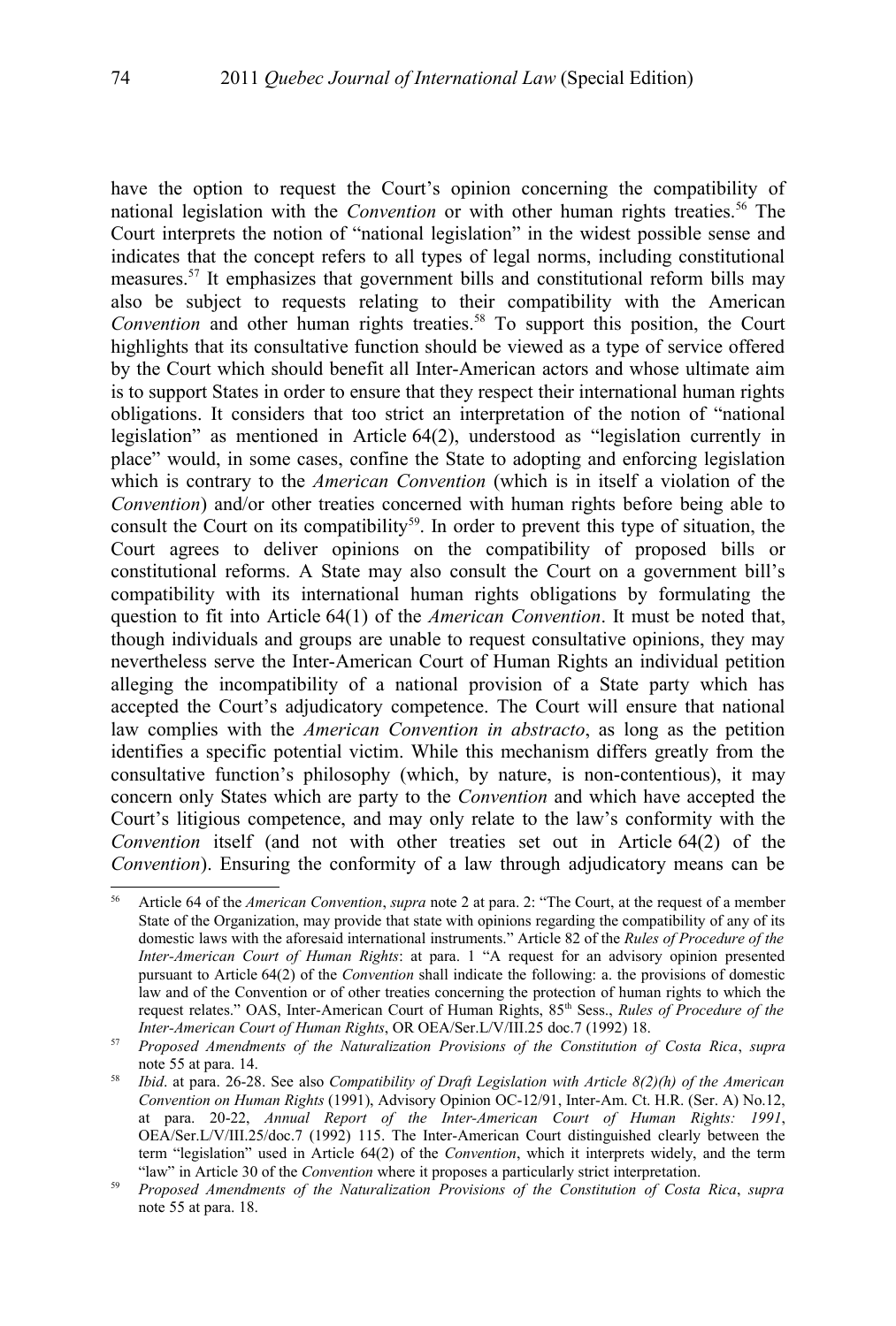have the option to request the Court's opinion concerning the compatibility of national legislation with the *Convention* or with other human rights treaties.[56] The Court interprets the notion of "national legislation" in the widest possible sense and indicates that the concept refers to all types of legal norms, including constitutional measures.[57] It emphasizes that government bills and constitutional reform bills may also be subject to requests relating to their compatibility with the American *Convention* and other human rights treaties.[58] To support this position, the Court highlights that its consultative function should be viewed as a type of service offered by the Court which should benefit all Inter-American actors and whose ultimate aim is to support States in order to ensure that they respect their international human rights obligations. It considers that too strict an interpretation of the notion of "national legislation" as mentioned in Article 64(2), understood as "legislation currently in place" would, in some cases, confine the State to adopting and enforcing legislation which is contrary to the *American Convention* (which is in itself a violation of the *Convention*) and/or other treaties concerned with human rights before being able to consult the Court on its compatibility[59]. In order to prevent this type of situation, the Court agrees to deliver opinions on the compatibility of proposed bills or constitutional reforms. A State may also consult the Court on a government bill's compatibility with its international human rights obligations by formulating the question to fit into Article 64(1) of the *American Convention*. It must be noted that, though individuals and groups are unable to request consultative opinions, they may nevertheless serve the Inter-American Court of Human Rights an individual petition alleging the incompatibility of a national provision of a State party which has accepted the Court's adjudicatory competence. The Court will ensure that national law complies with the *American Convention in abstracto*, as long as the petition identifies a specific potential victim. While this mechanism differs greatly from the consultative function's philosophy (which, by nature, is non-contentious), it may concern only States which are party to the *Convention* and which have accepted the Court's litigious competence, and may only relate to the law's conformity with the *Convention* itself (and not with other treaties set out in Article 64(2) of the *Convention*). Ensuring the conformity of a law through adjudicatory means can be

---

[56] Article 64 of the *American Convention*, *supra* note 2 at para. 2: "The Court, at the request of a member State of the Organization, may provide that state with opinions regarding the compatibility of any of its domestic laws with the aforesaid international instruments." Article 82 of the *Rules of Procedure of the Inter-American Court of Human Rights*: at para. 1 "A request for an advisory opinion presented pursuant to Article 64(2) of the *Convention* shall indicate the following: a. the provisions of domestic law and of the Convention or of other treaties concerning the protection of human rights to which the request relates." OAS, Inter-American Court of Human Rights, 85th Sess., *Rules of Procedure of the Inter-American Court of Human Rights*, OR OEA/Ser.L/V/III.25 doc.7 (1992) 18.

[57] *Proposed Amendments of the Naturalization Provisions of the Constitution of Costa Rica*, *supra* note 55 at para. 14.

[58] *Ibid*. at para. 26-28. See also *Compatibility of Draft Legislation with Article 8(2)(h) of the American Convention on Human Rights* (1991), Advisory Opinion OC-12/91, Inter-Am. Ct. H.R. (Ser. A) No.12, at para. 20-22, *Annual Report of the Inter-American Court of Human Rights: 1991*, OEA/Ser.L/V/III.25/doc.7 (1992) 115. The Inter-American Court distinguished clearly between the term "legislation" used in Article 64(2) of the *Convention*, which it interprets widely, and the term "law" in Article 30 of the *Convention* where it proposes a particularly strict interpretation.

[59] *Proposed Amendments of the Naturalization Provisions of the Constitution of Costa Rica*, *supra* note 55 at para. 18.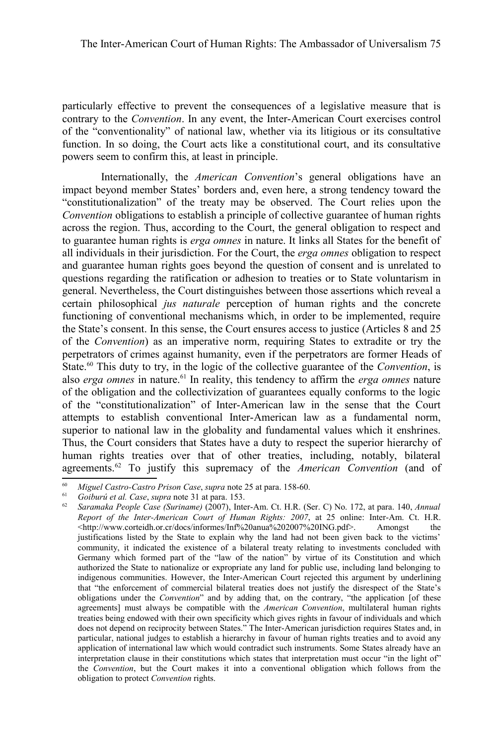particularly effective to prevent the consequences of a legislative measure that is contrary to the *Convention*. In any event, the Inter-American Court exercises control of the "conventionality" of national law, whether via its litigious or its consultative function. In so doing, the Court acts like a constitutional court, and its consultative powers seem to confirm this, at least in principle.

Internationally, the *American Convention*'s general obligations have an impact beyond member States' borders and, even here, a strong tendency toward the "constitutionalization" of the treaty may be observed. The Court relies upon the *Convention* obligations to establish a principle of collective guarantee of human rights across the region. Thus, according to the Court, the general obligation to respect and to guarantee human rights is *erga omnes* in nature. It links all States for the benefit of all individuals in their jurisdiction. For the Court, the *erga omnes* obligation to respect and guarantee human rights goes beyond the question of consent and is unrelated to questions regarding the ratification or adhesion to treaties or to State voluntarism in general. Nevertheless, the Court distinguishes between those assertions which reveal a certain philosophical *jus naturale* perception of human rights and the concrete functioning of conventional mechanisms which, in order to be implemented, require the State's consent. In this sense, the Court ensures access to justice (Articles 8 and 25 of the *Convention*) as an imperative norm, requiring States to extradite or try the perpetrators of crimes against humanity, even if the perpetrators are former Heads of State.[60] This duty to try, in the logic of the collective guarantee of the *Convention*, is also *erga omnes* in nature.[61] In reality, this tendency to affirm the *erga omnes* nature of the obligation and the collectivization of guarantees equally conforms to the logic of the "constitutionalization" of Inter-American law in the sense that the Court attempts to establish conventional Inter-American law as a fundamental norm, superior to national law in the globality and fundamental values which it enshrines. Thus, the Court considers that States have a duty to respect the superior hierarchy of human rights treaties over that of other treaties, including, notably, bilateral agreements.[62] To justify this supremacy of the *American Convention* (and of

---

[60] *Miguel Castro-Castro Prison Case*, *supra* note 25 at para. 158-60.

[61] *Goiburú et al. Case*, *supra* note 31 at para. 153.

[62] *Saramaka People Case (Suriname)* (2007), Inter-Am. Ct. H.R. (Ser. C) No. 172, at para. 140, *Annual Report of the Inter-American Court of Human Rights: 2007*, at 25 online: Inter-Am. Ct. H.R. <http://www.corteidh.or.cr/docs/informes/Inf%20anua%202007%20ING.pdf>. Amongst the justifications listed by the State to explain why the land had not been given back to the victims' community, it indicated the existence of a bilateral treaty relating to investments concluded with Germany which formed part of the "law of the nation" by virtue of its Constitution and which authorized the State to nationalize or expropriate any land for public use, including land belonging to indigenous communities. However, the Inter-American Court rejected this argument by underlining that "the enforcement of commercial bilateral treaties does not justify the disrespect of the State's obligations under the *Convention*" and by adding that, on the contrary, "the application [of these agreements] must always be compatible with the *American Convention*, multilateral human rights treaties being endowed with their own specificity which gives rights in favour of individuals and which does not depend on reciprocity between States." The Inter-American jurisdiction requires States and, in particular, national judges to establish a hierarchy in favour of human rights treaties and to avoid any application of international law which would contradict such instruments. Some States already have an interpretation clause in their constitutions which states that interpretation must occur "in the light of" the *Convention*, but the Court makes it into a conventional obligation which follows from the obligation to protect *Convention* rights.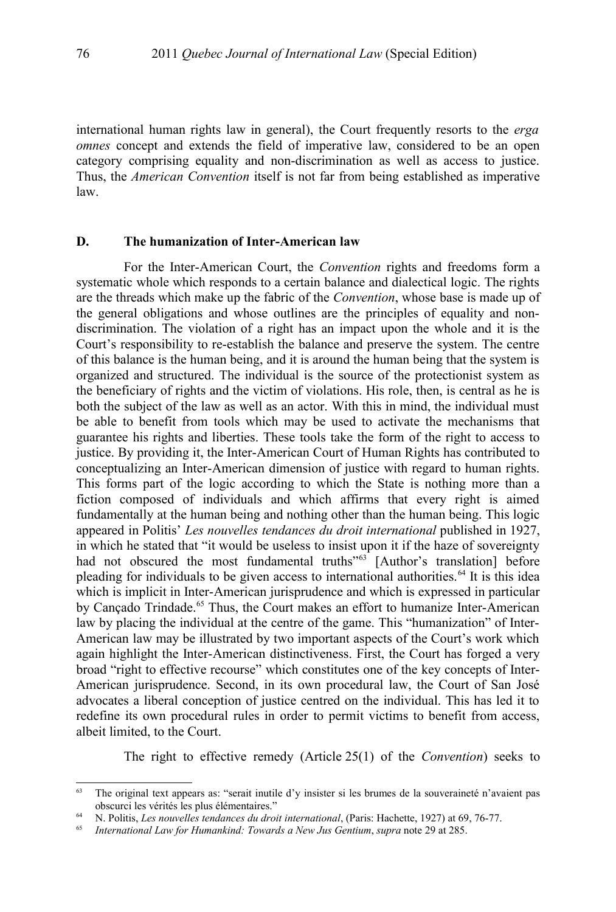international human rights law in general), the Court frequently resorts to the *erga omnes* concept and extends the field of imperative law, considered to be an open category comprising equality and non-discrimination as well as access to justice. Thus, the *American Convention* itself is not far from being established as imperative law.

### D. The humanization of Inter-American law

For the Inter-American Court, the *Convention* rights and freedoms form a systematic whole which responds to a certain balance and dialectical logic. The rights are the threads which make up the fabric of the *Convention*, whose base is made up of the general obligations and whose outlines are the principles of equality and non-discrimination. The violation of a right has an impact upon the whole and it is the Court's responsibility to re-establish the balance and preserve the system. The centre of this balance is the human being, and it is around the human being that the system is organized and structured. The individual is the source of the protectionist system as the beneficiary of rights and the victim of violations. His role, then, is central as he is both the subject of the law as well as an actor. With this in mind, the individual must be able to benefit from tools which may be used to activate the mechanisms that guarantee his rights and liberties. These tools take the form of the right to access to justice. By providing it, the Inter-American Court of Human Rights has contributed to conceptualizing an Inter-American dimension of justice with regard to human rights. This forms part of the logic according to which the State is nothing more than a fiction composed of individuals and which affirms that every right is aimed fundamentally at the human being and nothing other than the human being. This logic appeared in Politis' *Les nouvelles tendances du droit international* published in 1927, in which he stated that "it would be useless to insist upon it if the haze of sovereignty had not obscured the most fundamental truths"[63] [Author's translation] before pleading for individuals to be given access to international authorities.[64] It is this idea which is implicit in Inter-American jurisprudence and which is expressed in particular by Cançado Trindade.[65] Thus, the Court makes an effort to humanize Inter-American law by placing the individual at the centre of the game. This "humanization" of Inter-American law may be illustrated by two important aspects of the Court's work which again highlight the Inter-American distinctiveness. First, the Court has forged a very broad "right to effective recourse" which constitutes one of the key concepts of Inter-American jurisprudence. Second, in its own procedural law, the Court of San José advocates a liberal conception of justice centred on the individual. This has led it to redefine its own procedural rules in order to permit victims to benefit from access, albeit limited, to the Court.

The right to effective remedy (Article 25(1) of the *Convention*) seeks to

---

[63] The original text appears as: "serait inutile d'y insister si les brumes de la souveraineté n'avaient pas obscurci les vérités les plus élémentaires."

[64] N. Politis, *Les nouvelles tendances du droit international*, (Paris: Hachette, 1927) at 69, 76-77.

[65] *International Law for Humankind: Towards a New Jus Gentium*, *supra* note 29 at 285.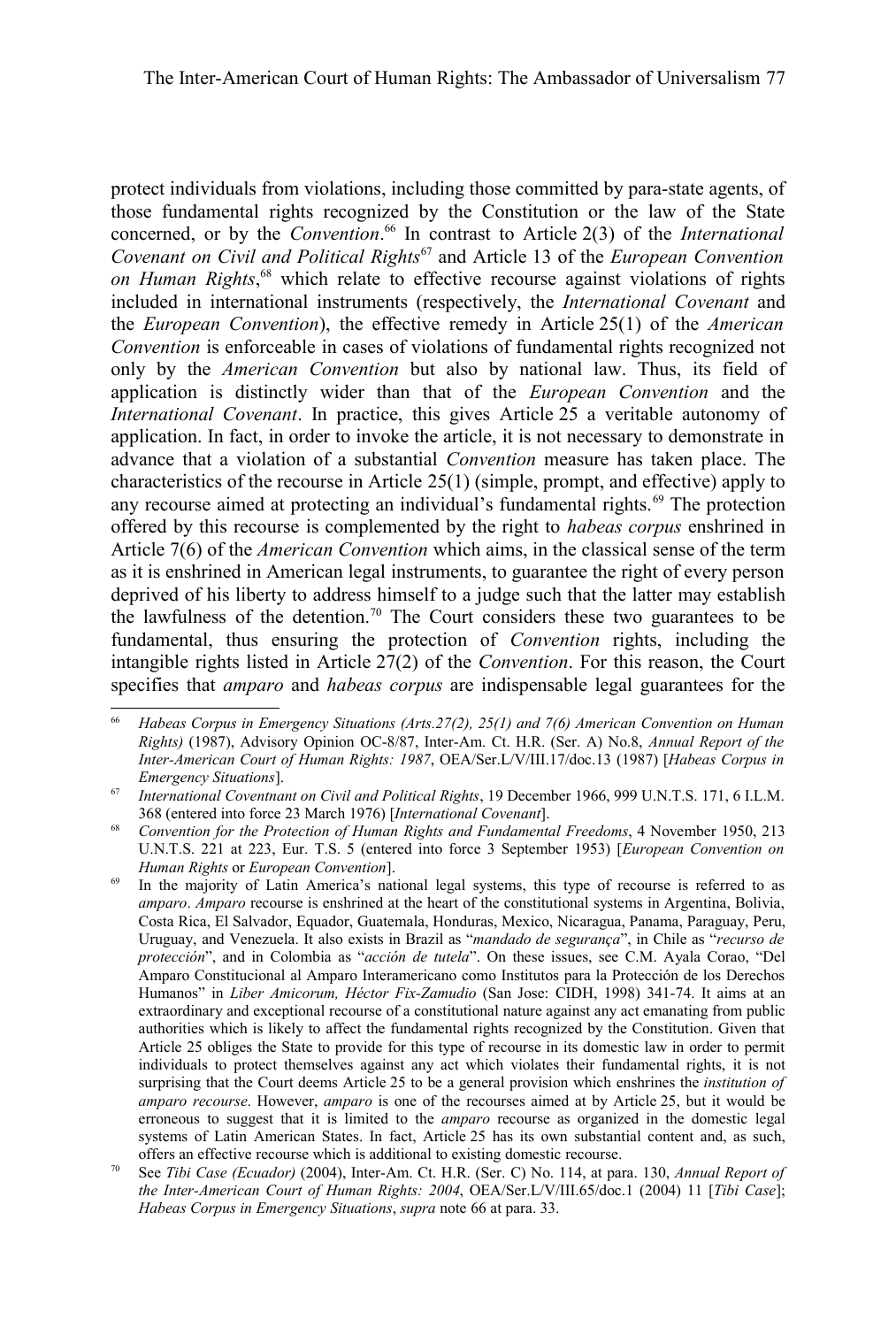protect individuals from violations, including those committed by para-state agents, of those fundamental rights recognized by the Constitution or the law of the State concerned, or by the *Convention*.[66] In contrast to Article 2(3) of the *International Covenant on Civil and Political Rights*[67] and Article 13 of the *European Convention on Human Rights*,[68] which relate to effective recourse against violations of rights included in international instruments (respectively, the *International Covenant* and the *European Convention*), the effective remedy in Article 25(1) of the *American Convention* is enforceable in cases of violations of fundamental rights recognized not only by the *American Convention* but also by national law. Thus, its field of application is distinctly wider than that of the *European Convention* and the *International Covenant*. In practice, this gives Article 25 a veritable autonomy of application. In fact, in order to invoke the article, it is not necessary to demonstrate in advance that a violation of a substantial *Convention* measure has taken place. The characteristics of the recourse in Article 25(1) (simple, prompt, and effective) apply to any recourse aimed at protecting an individual's fundamental rights.[69] The protection offered by this recourse is complemented by the right to *habeas corpus* enshrined in Article 7(6) of the *American Convention* which aims, in the classical sense of the term as it is enshrined in American legal instruments, to guarantee the right of every person deprived of his liberty to address himself to a judge such that the latter may establish the lawfulness of the detention.[70] The Court considers these two guarantees to be fundamental, thus ensuring the protection of *Convention* rights, including the intangible rights listed in Article 27(2) of the *Convention*. For this reason, the Court specifies that *amparo* and *habeas corpus* are indispensable legal guarantees for the

---

[66] *Habeas Corpus in Emergency Situations (Arts.27(2), 25(1) and 7(6) American Convention on Human Rights)* (1987), Advisory Opinion OC-8/87, Inter-Am. Ct. H.R. (Ser. A) No.8, *Annual Report of the Inter-American Court of Human Rights: 1987*, OEA/Ser.L/V/III.17/doc.13 (1987) [*Habeas Corpus in Emergency Situations*].

[67] *International Coventnant on Civil and Political Rights*, 19 December 1966, 999 U.N.T.S. 171, 6 I.L.M. 368 (entered into force 23 March 1976) [*International Covenant*].

[68] *Convention for the Protection of Human Rights and Fundamental Freedoms*, 4 November 1950, 213 U.N.T.S. 221 at 223, Eur. T.S. 5 (entered into force 3 September 1953) [*European Convention on Human Rights* or *European Convention*].

[69] In the majority of Latin America's national legal systems, this type of recourse is referred to as *amparo*. *Amparo* recourse is enshrined at the heart of the constitutional systems in Argentina, Bolivia, Costa Rica, El Salvador, Equador, Guatemala, Honduras, Mexico, Nicaragua, Panama, Paraguay, Peru, Uruguay, and Venezuela. It also exists in Brazil as "*mandado de segurança*", in Chile as "*recurso de protección*", and in Colombia as "*acción de tutela*". On these issues, see C.M. Ayala Corao, "Del Amparo Constitucional al Amparo Interamericano como Institutos para la Protección de los Derechos Humanos" in *Liber Amicorum, Héctor Fix-Zamudio* (San Jose: CIDH, 1998) 341-74. It aims at an extraordinary and exceptional recourse of a constitutional nature against any act emanating from public authorities which is likely to affect the fundamental rights recognized by the Constitution. Given that Article 25 obliges the State to provide for this type of recourse in its domestic law in order to permit individuals to protect themselves against any act which violates their fundamental rights, it is not surprising that the Court deems Article 25 to be a general provision which enshrines the *institution of amparo recourse*. However, *amparo* is one of the recourses aimed at by Article 25, but it would be erroneous to suggest that it is limited to the *amparo* recourse as organized in the domestic legal systems of Latin American States. In fact, Article 25 has its own substantial content and, as such, offers an effective recourse which is additional to existing domestic recourse.

[70] See *Tibi Case (Ecuador)* (2004), Inter-Am. Ct. H.R. (Ser. C) No. 114, at para. 130, *Annual Report of the Inter-American Court of Human Rights: 2004*, OEA/Ser.L/V/III.65/doc.1 (2004) 11 [*Tibi Case*]; *Habeas Corpus in Emergency Situations*, *supra* note 66 at para. 33.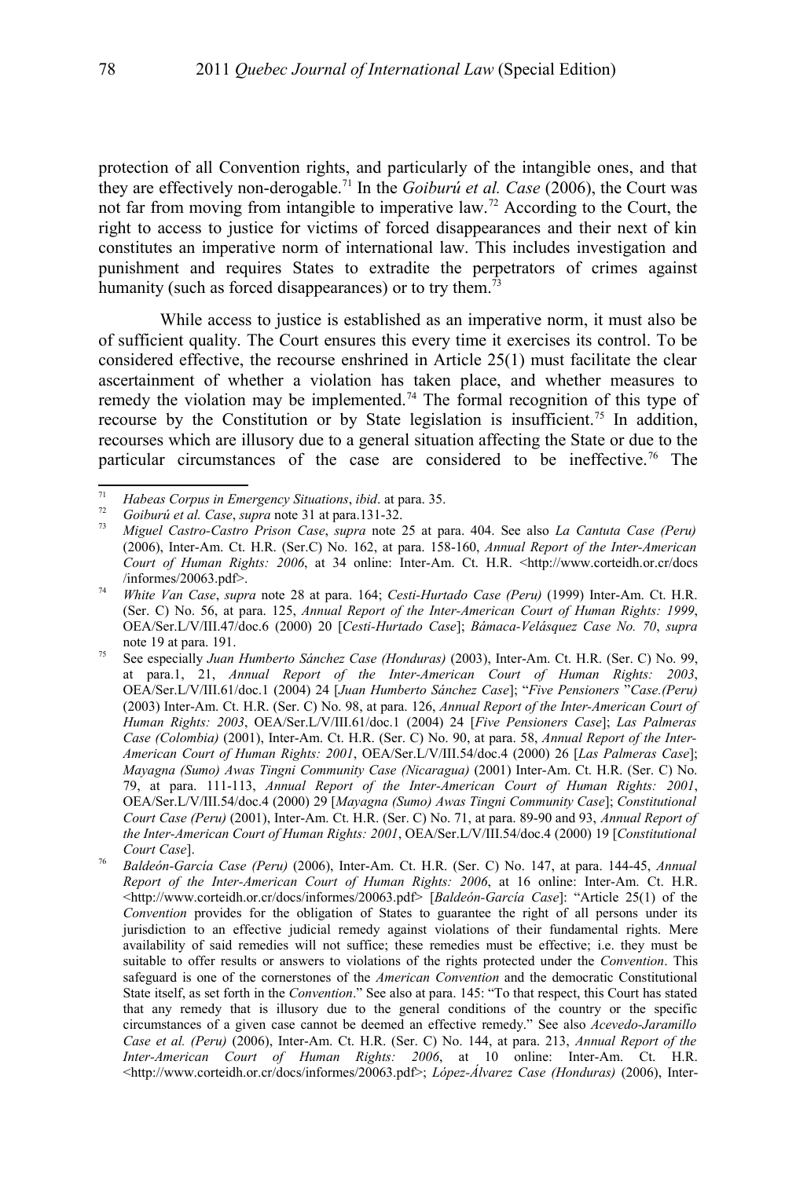protection of all Convention rights, and particularly of the intangible ones, and that they are effectively non-derogable.[71] In the *Goiburú et al. Case* (2006), the Court was not far from moving from intangible to imperative law.[72] According to the Court, the right to access to justice for victims of forced disappearances and their next of kin constitutes an imperative norm of international law. This includes investigation and punishment and requires States to extradite the perpetrators of crimes against humanity (such as forced disappearances) or to try them.[73]

While access to justice is established as an imperative norm, it must also be of sufficient quality. The Court ensures this every time it exercises its control. To be considered effective, the recourse enshrined in Article 25(1) must facilitate the clear ascertainment of whether a violation has taken place, and whether measures to remedy the violation may be implemented.[74] The formal recognition of this type of recourse by the Constitution or by State legislation is insufficient.[75] In addition, recourses which are illusory due to a general situation affecting the State or due to the particular circumstances of the case are considered to be ineffective.[76] The

---

[71] *Habeas Corpus in Emergency Situations*, *ibid*. at para. 35.

[72] *Goiburú et al. Case*, *supra* note 31 at para.131-32.

[73] *Miguel Castro-Castro Prison Case*, *supra* note 25 at para. 404. See also *La Cantuta Case (Peru)* (2006), Inter-Am. Ct. H.R. (Ser.C) No. 162, at para. 158-160, *Annual Report of the Inter-American Court of Human Rights: 2006*, at 34 online: Inter-Am. Ct. H.R. <http://www.corteidh.or.cr/docs/informes/20063.pdf>.

[74] *White Van Case*, *supra* note 28 at para. 164; *Cesti-Hurtado Case (Peru)* (1999) Inter-Am. Ct. H.R. (Ser. C) No. 56, at para. 125, *Annual Report of the Inter-American Court of Human Rights: 1999*, OEA/Ser.L/V/III.47/doc.6 (2000) 20 [*Cesti-Hurtado Case*]; *Bámaca-Velásquez Case No. 70*, *supra* note 19 at para. 191.

[75] See especially *Juan Humberto Sánchez Case (Honduras)* (2003), Inter-Am. Ct. H.R. (Ser. C) No. 99, at para.1, 21, *Annual Report of the Inter-American Court of Human Rights: 2003*, OEA/Ser.L/V/III.61/doc.1 (2004) 24 [*Juan Humberto Sánchez Case*]; "*Five Pensioners* "*Case.(Peru)* (2003) Inter-Am. Ct. H.R. (Ser. C) No. 98, at para. 126, *Annual Report of the Inter-American Court of Human Rights: 2003*, OEA/Ser.L/V/III.61/doc.1 (2004) 24 [*Five Pensioners Case*]; *Las Palmeras Case (Colombia)* (2001), Inter-Am. Ct. H.R. (Ser. C) No. 90, at para. 58, *Annual Report of the Inter-American Court of Human Rights: 2001*, OEA/Ser.L/V/III.54/doc.4 (2000) 26 [*Las Palmeras Case*]; *Mayagna (Sumo) Awas Tingni Community Case (Nicaragua)* (2001) Inter-Am. Ct. H.R. (Ser. C) No. 79, at para. 111-113, *Annual Report of the Inter-American Court of Human Rights: 2001*, OEA/Ser.L/V/III.54/doc.4 (2000) 29 [*Mayagna (Sumo) Awas Tingni Community Case*]; *Constitutional Court Case (Peru)* (2001), Inter-Am. Ct. H.R. (Ser. C) No. 71, at para. 89-90 and 93, *Annual Report of the Inter-American Court of Human Rights: 2001*, OEA/Ser.L/V/III.54/doc.4 (2000) 19 [*Constitutional Court Case*].

[76] *Baldeón-García Case (Peru)* (2006), Inter-Am. Ct. H.R. (Ser. C) No. 147, at para. 144-45, *Annual Report of the Inter-American Court of Human Rights: 2006*, at 16 online: Inter-Am. Ct. H.R. <http://www.corteidh.or.cr/docs/informes/20063.pdf> [*Baldeón-García Case*]: "Article 25(1) of the *Convention* provides for the obligation of States to guarantee the right of all persons under its jurisdiction to an effective judicial remedy against violations of their fundamental rights. Mere availability of said remedies will not suffice; these remedies must be effective; i.e. they must be suitable to offer results or answers to violations of the rights protected under the *Convention*. This safeguard is one of the cornerstones of the *American Convention* and the democratic Constitutional State itself, as set forth in the *Convention*." See also at para. 145: "To that respect, this Court has stated that any remedy that is illusory due to the general conditions of the country or the specific circumstances of a given case cannot be deemed an effective remedy." See also *Acevedo-Jaramillo Case et al. (Peru)* (2006), Inter-Am. Ct. H.R. (Ser. C) No. 144, at para. 213, *Annual Report of the Inter-American Court of Human Rights: 2006*, at 10 online: Inter-Am. Ct. H.R. <http://www.corteidh.or.cr/docs/informes/20063.pdf>; *López-Álvarez Case (Honduras)* (2006), Inter-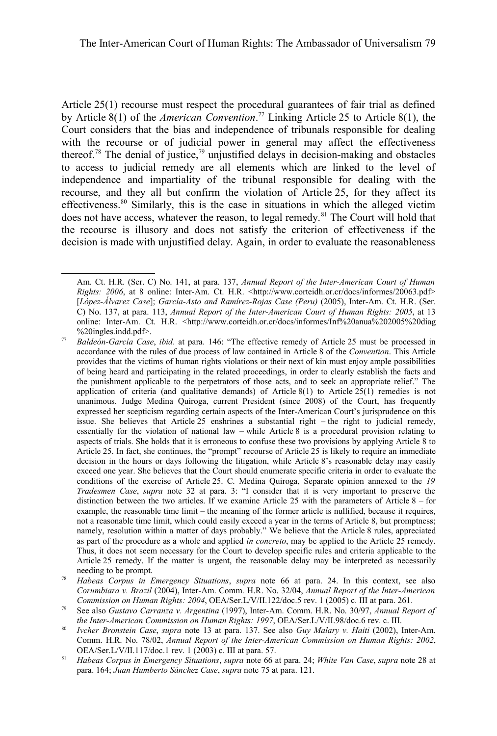Article 25(1) recourse must respect the procedural guarantees of fair trial as defined by Article 8(1) of the *American Convention*.[77] Linking Article 25 to Article 8(1), the Court considers that the bias and independence of tribunals responsible for dealing with the recourse or of judicial power in general may affect the effectiveness thereof.[78] The denial of justice,[79] unjustified delays in decision-making and obstacles to access to judicial remedy are all elements which are linked to the level of independence and impartiality of the tribunal responsible for dealing with the recourse, and they all but confirm the violation of Article 25, for they affect its effectiveness.[80] Similarly, this is the case in situations in which the alleged victim does not have access, whatever the reason, to legal remedy.[81] The Court will hold that the recourse is illusory and does not satisfy the criterion of effectiveness if the decision is made with unjustified delay. Again, in order to evaluate the reasonableness

---

Am. Ct. H.R. (Ser. C) No. 141, at para. 137, *Annual Report of the Inter-American Court of Human Rights: 2006*, at 8 online: Inter-Am. Ct. H.R. <http://www.corteidh.or.cr/docs/informes/20063.pdf> [*López-Álvarez Case*]; *García-Asto and Ramírez-Rojas Case (Peru)* (2005), Inter-Am. Ct. H.R. (Ser. C) No. 137, at para. 113, *Annual Report of the Inter-American Court of Human Rights: 2005*, at 13 online: Inter-Am. Ct. H.R. <http://www.corteidh.or.cr/docs/informes/Inf%20anua%202005%20diag%20ingles.indd.pdf>.

[77] *Baldeón-García Case*, *ibid*. at para. 146: "The effective remedy of Article 25 must be processed in accordance with the rules of due process of law contained in Article 8 of the *Convention*. This Article provides that the victims of human rights violations or their next of kin must enjoy ample possibilities of being heard and participating in the related proceedings, in order to clearly establish the facts and the punishment applicable to the perpetrators of those acts, and to seek an appropriate relief." The application of criteria (and qualitative demands) of Article 8(1) to Article 25(1) remedies is not unanimous. Judge Medina Quiroga, current President (since 2008) of the Court, has frequently expressed her scepticism regarding certain aspects of the Inter-American Court's jurisprudence on this issue. She believes that Article 25 enshrines a substantial right – the right to judicial remedy, essentially for the violation of national law – while Article 8 is a procedural provision relating to aspects of trials. She holds that it is erroneous to confuse these two provisions by applying Article 8 to Article 25. In fact, she continues, the "prompt" recourse of Article 25 is likely to require an immediate decision in the hours or days following the litigation, while Article 8's reasonable delay may easily exceed one year. She believes that the Court should enumerate specific criteria in order to evaluate the conditions of the exercise of Article 25. C. Medina Quiroga, Separate opinion annexed to the *19 Tradesmen Case*, *supra* note 32 at para. 3: "I consider that it is very important to preserve the distinction between the two articles. If we examine Article 25 with the parameters of Article 8 – for example, the reasonable time limit – the meaning of the former article is nullified, because it requires, not a reasonable time limit, which could easily exceed a year in the terms of Article 8, but promptness; namely, resolution within a matter of days probably." We believe that the Article 8 rules, appreciated as part of the procedure as a whole and applied *in concreto*, may be applied to the Article 25 remedy. Thus, it does not seem necessary for the Court to develop specific rules and criteria applicable to the Article 25 remedy. If the matter is urgent, the reasonable delay may be interpreted as necessarily needing to be prompt.

[78] *Habeas Corpus in Emergency Situations*, *supra* note 66 at para. 24. In this context, see also *Corumbiara v. Brazil* (2004), Inter-Am. Comm. H.R. No. 32/04, *Annual Report of the Inter-American Commission on Human Rights: 2004*, OEA/Ser.L/V/II.122/doc.5 rev. 1 (2005) c. III at para. 261.

[79] See also *Gustavo Carranza v. Argentina* (1997), Inter-Am. Comm. H.R. No. 30/97, *Annual Report of the Inter-American Commission on Human Rights: 1997*, OEA/Ser.L/V/II.98/doc.6 rev. c. III.

[80] *Ivcher Bronstein Case*, *supra* note 13 at para. 137. See also *Guy Malary v. Haiti* (2002), Inter-Am. Comm. H.R. No. 78/02, *Annual Report of the Inter-American Commission on Human Rights: 2002*, OEA/Ser.L/V/II.117/doc.1 rev. 1 (2003) c. III at para. 57.

[81] *Habeas Corpus in Emergency Situations*, *supra* note 66 at para. 24; *White Van Case*, *supra* note 28 at para. 164; *Juan Humberto Sánchez Case*, *supra* note 75 at para. 121.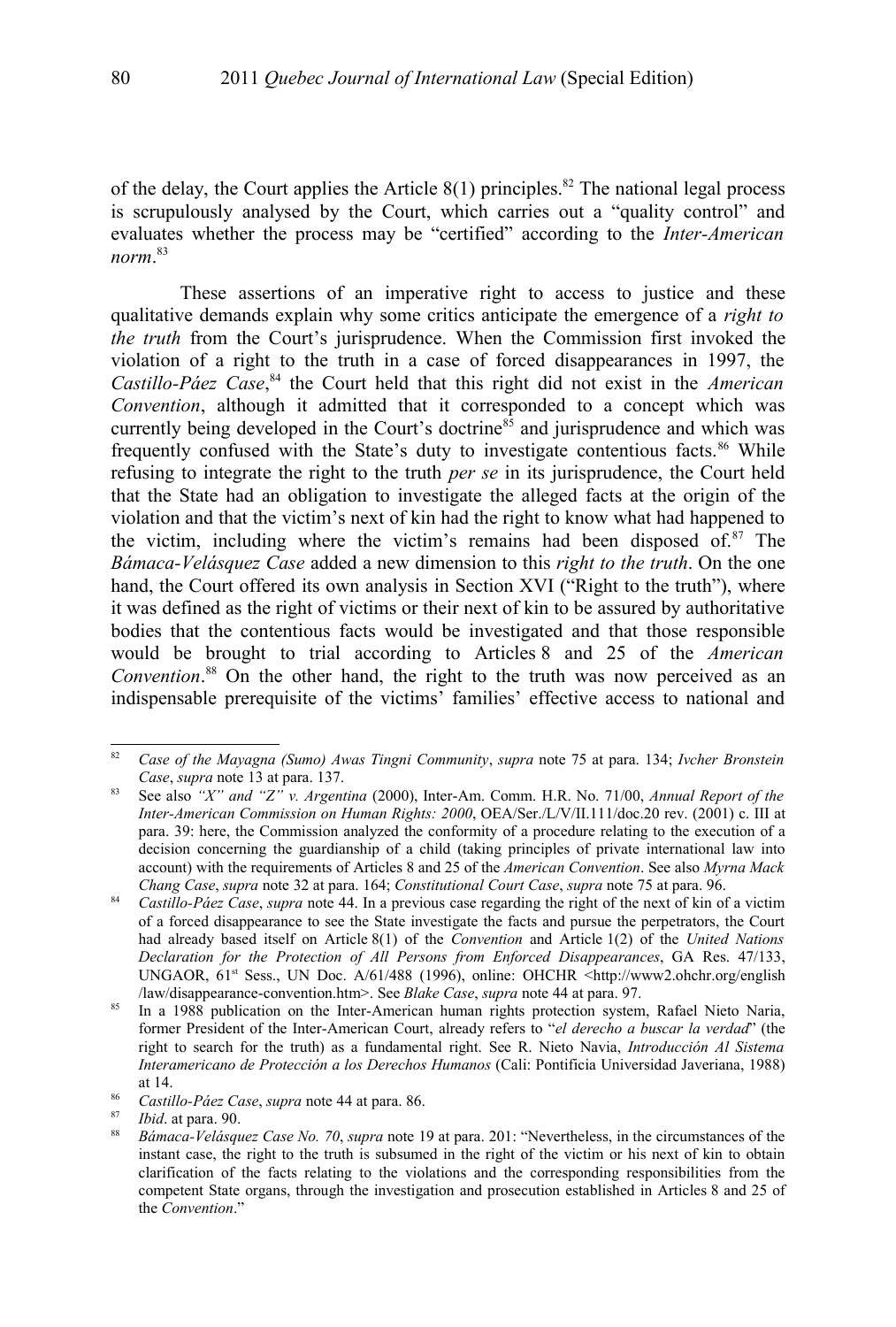of the delay, the Court applies the Article 8(1) principles.[82] The national legal process is scrupulously analysed by the Court, which carries out a "quality control" and evaluates whether the process may be "certified" according to the *Inter-American norm*.[83]

These assertions of an imperative right to access to justice and these qualitative demands explain why some critics anticipate the emergence of a *right to the truth* from the Court's jurisprudence. When the Commission first invoked the violation of a right to the truth in a case of forced disappearances in 1997, the *Castillo-Páez Case*,[84] the Court held that this right did not exist in the *American Convention*, although it admitted that it corresponded to a concept which was currently being developed in the Court's doctrine[85] and jurisprudence and which was frequently confused with the State's duty to investigate contentious facts.[86] While refusing to integrate the right to the truth *per se* in its jurisprudence, the Court held that the State had an obligation to investigate the alleged facts at the origin of the violation and that the victim's next of kin had the right to know what had happened to the victim, including where the victim's remains had been disposed of.[87] The *Bámaca-Velásquez Case* added a new dimension to this *right to the truth*. On the one hand, the Court offered its own analysis in Section XVI ("Right to the truth"), where it was defined as the right of victims or their next of kin to be assured by authoritative bodies that the contentious facts would be investigated and that those responsible would be brought to trial according to Articles 8 and 25 of the *American Convention*.[88] On the other hand, the right to the truth was now perceived as an indispensable prerequisite of the victims' families' effective access to national and

---

[82] *Case of the Mayagna (Sumo) Awas Tingni Community*, *supra* note 75 at para. 134; *Ivcher Bronstein Case*, *supra* note 13 at para. 137.

[83] See also *"X" and "Z" v. Argentina* (2000), Inter-Am. Comm. H.R. No. 71/00, *Annual Report of the Inter-American Commission on Human Rights: 2000*, OEA/Ser./L/V/II.111/doc.20 rev. (2001) c. III at para. 39: here, the Commission analyzed the conformity of a procedure relating to the execution of a decision concerning the guardianship of a child (taking principles of private international law into account) with the requirements of Articles 8 and 25 of the *American Convention*. See also *Myrna Mack Chang Case*, *supra* note 32 at para. 164; *Constitutional Court Case*, *supra* note 75 at para. 96.

[84] *Castillo-Páez Case*, *supra* note 44. In a previous case regarding the right of the next of kin of a victim of a forced disappearance to see the State investigate the facts and pursue the perpetrators, the Court had already based itself on Article 8(1) of the *Convention* and Article 1(2) of the *United Nations Declaration for the Protection of All Persons from Enforced Disappearances*, GA Res. 47/133, UNGAOR, 61st Sess., UN Doc. A/61/488 (1996), online: OHCHR <http://www2.ohchr.org/english/law/disappearance-convention.htm>. See *Blake Case*, *supra* note 44 at para. 97.

[85] In a 1988 publication on the Inter-American human rights protection system, Rafael Nieto Naria, former President of the Inter-American Court, already refers to "*el derecho a buscar la verdad*" (the right to search for the truth) as a fundamental right. See R. Nieto Navia, *Introducción Al Sistema Interamericano de Protección a los Derechos Humanos* (Cali: Pontificia Universidad Javeriana, 1988) at 14.

[86] *Castillo-Páez Case*, *supra* note 44 at para. 86.

[87] *Ibid*. at para. 90.

[88] *Bámaca-Velásquez Case No. 70*, *supra* note 19 at para. 201: "Nevertheless, in the circumstances of the instant case, the right to the truth is subsumed in the right of the victim or his next of kin to obtain clarification of the facts relating to the violations and the corresponding responsibilities from the competent State organs, through the investigation and prosecution established in Articles 8 and 25 of the *Convention*."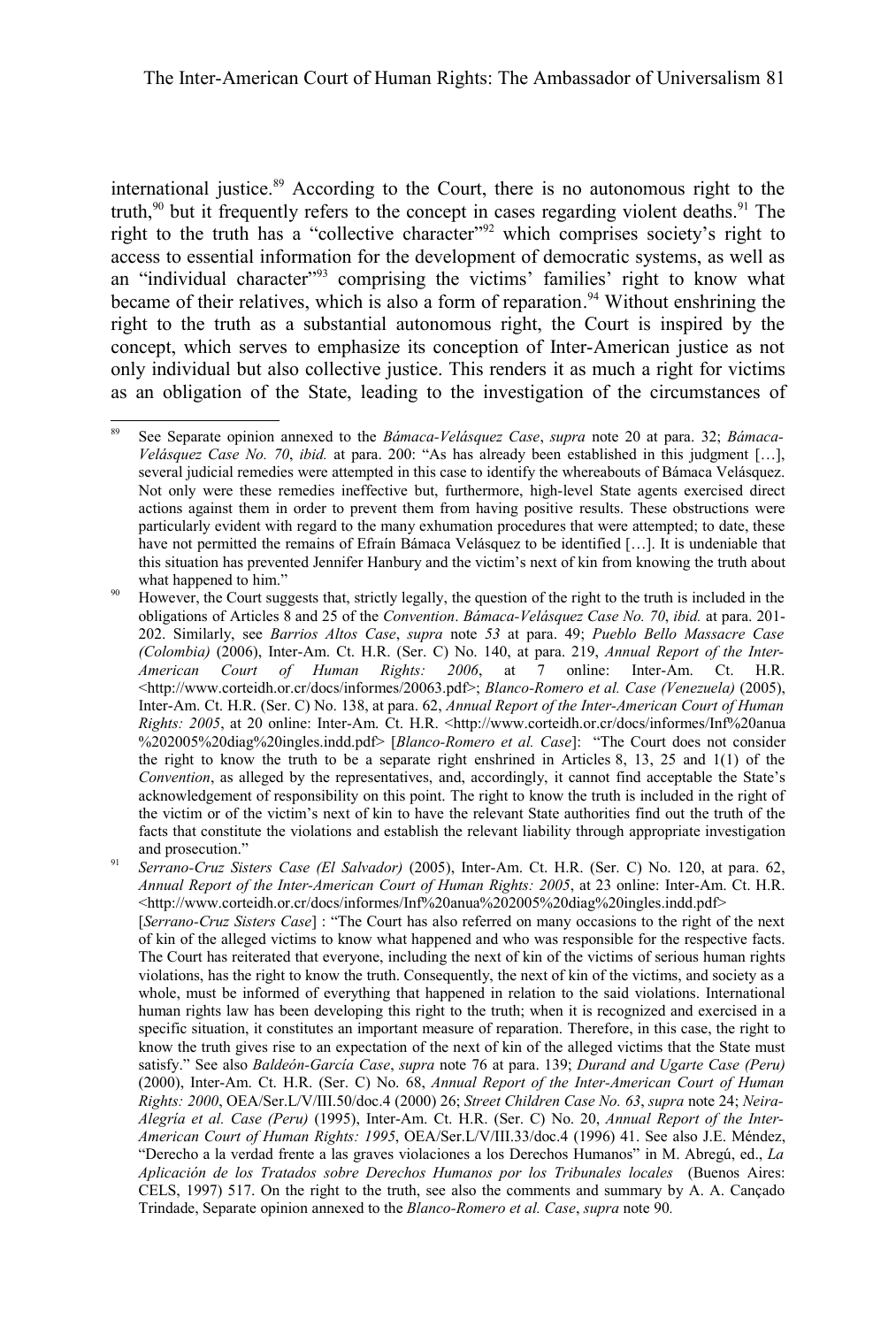international justice.[89] According to the Court, there is no autonomous right to the truth,[90] but it frequently refers to the concept in cases regarding violent deaths.[91] The right to the truth has a "collective character"[92] which comprises society's right to access to essential information for the development of democratic systems, as well as an "individual character"[93] comprising the victims' families' right to know what became of their relatives, which is also a form of reparation.[94] Without enshrining the right to the truth as a substantial autonomous right, the Court is inspired by the concept, which serves to emphasize its conception of Inter-American justice as not only individual but also collective justice. This renders it as much a right for victims as an obligation of the State, leading to the investigation of the circumstances of

---

[89] See Separate opinion annexed to the *Bámaca-Velásquez Case*, *supra* note 20 at para. 32; *Bámaca-Velásquez Case No. 70*, *ibid.* at para. 200: "As has already been established in this judgment […], several judicial remedies were attempted in this case to identify the whereabouts of Bámaca Velásquez. Not only were these remedies ineffective but, furthermore, high-level State agents exercised direct actions against them in order to prevent them from having positive results. These obstructions were particularly evident with regard to the many exhumation procedures that were attempted; to date, these have not permitted the remains of Efraín Bámaca Velásquez to be identified […]. It is undeniable that this situation has prevented Jennifer Hanbury and the victim's next of kin from knowing the truth about what happened to him."

[90] However, the Court suggests that, strictly legally, the question of the right to the truth is included in the obligations of Articles 8 and 25 of the *Convention*. *Bámaca-Velásquez Case No. 70*, *ibid.* at para. 201-202. Similarly, see *Barrios Altos Case*, *supra* note *53* at para. 49; *Pueblo Bello Massacre Case (Colombia)* (2006), Inter-Am. Ct. H.R. (Ser. C) No. 140, at para. 219, *Annual Report of the Inter-American Court of Human Rights: 2006*, at 7 online: Inter-Am. Ct. H.R. <http://www.corteidh.or.cr/docs/informes/20063.pdf>; *Blanco-Romero et al. Case (Venezuela)* (2005), Inter-Am. Ct. H.R. (Ser. C) No. 138, at para. 62, *Annual Report of the Inter-American Court of Human Rights: 2005*, at 20 online: Inter-Am. Ct. H.R. <http://www.corteidh.or.cr/docs/informes/Inf%20anua%202005%20diag%20ingles.indd.pdf> [*Blanco-Romero et al. Case*]: "The Court does not consider the right to know the truth to be a separate right enshrined in Articles 8, 13, 25 and 1(1) of the *Convention*, as alleged by the representatives, and, accordingly, it cannot find acceptable the State's acknowledgement of responsibility on this point. The right to know the truth is included in the right of the victim or of the victim's next of kin to have the relevant State authorities find out the truth of the facts that constitute the violations and establish the relevant liability through appropriate investigation and prosecution."

[91] *Serrano-Cruz Sisters Case (El Salvador)* (2005), Inter-Am. Ct. H.R. (Ser. C) No. 120, at para. 62, *Annual Report of the Inter-American Court of Human Rights: 2005*, at 23 online: Inter-Am. Ct. H.R. <http://www.corteidh.or.cr/docs/informes/Inf%20anua%202005%20diag%20ingles.indd.pdf> [*Serrano-Cruz Sisters Case*] : "The Court has also referred on many occasions to the right of the next of kin of the alleged victims to know what happened and who was responsible for the respective facts. The Court has reiterated that everyone, including the next of kin of the victims of serious human rights violations, has the right to know the truth. Consequently, the next of kin of the victims, and society as a whole, must be informed of everything that happened in relation to the said violations. International human rights law has been developing this right to the truth; when it is recognized and exercised in a specific situation, it constitutes an important measure of reparation. Therefore, in this case, the right to know the truth gives rise to an expectation of the next of kin of the alleged victims that the State must satisfy." See also *Baldeón-García Case*, *supra* note 76 at para. 139; *Durand and Ugarte Case (Peru)* (2000), Inter-Am. Ct. H.R. (Ser. C) No. 68, *Annual Report of the Inter-American Court of Human Rights: 2000*, OEA/Ser.L/V/III.50/doc.4 (2000) 26; *Street Children Case No. 63*, *supra* note 24; *Neira-Alegría et al. Case (Peru)* (1995), Inter-Am. Ct. H.R. (Ser. C) No. 20, *Annual Report of the Inter-American Court of Human Rights: 1995*, OEA/Ser.L/V/III.33/doc.4 (1996) 41. See also J.E. Méndez, "Derecho a la verdad frente a las graves violaciones a los Derechos Humanos" in M. Abregú, ed., *La Aplicación de los Tratados sobre Derechos Humanos por los Tribunales locales* (Buenos Aires: CELS, 1997) 517. On the right to the truth, see also the comments and summary by A. A. Cançado Trindade, Separate opinion annexed to the *Blanco-Romero et al. Case*, *supra* note 90.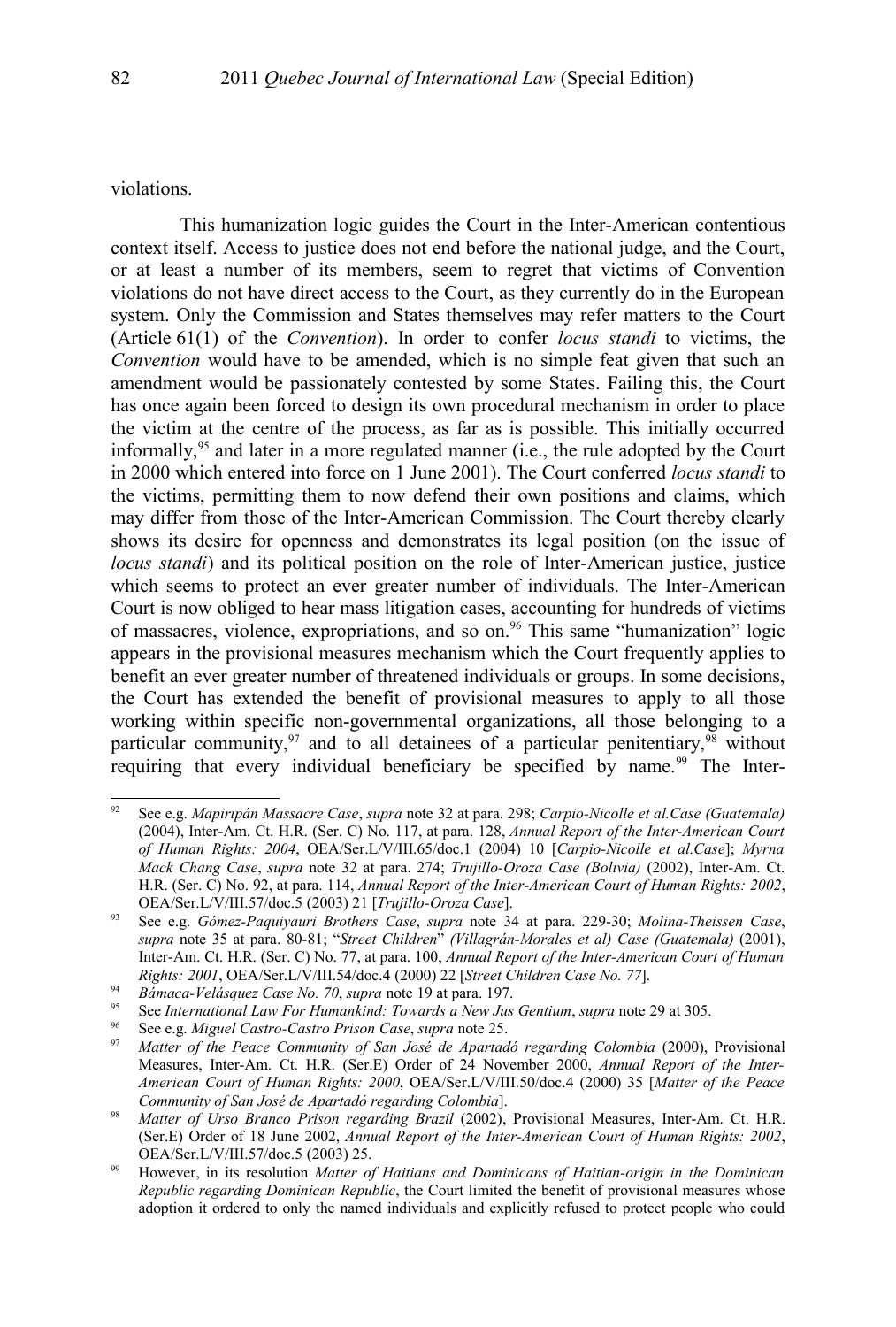violations.

This humanization logic guides the Court in the Inter-American contentious context itself. Access to justice does not end before the national judge, and the Court, or at least a number of its members, seem to regret that victims of Convention violations do not have direct access to the Court, as they currently do in the European system. Only the Commission and States themselves may refer matters to the Court (Article 61(1) of the *Convention*). In order to confer *locus standi* to victims, the *Convention* would have to be amended, which is no simple feat given that such an amendment would be passionately contested by some States. Failing this, the Court has once again been forced to design its own procedural mechanism in order to place the victim at the centre of the process, as far as is possible. This initially occurred informally,[95] and later in a more regulated manner (i.e., the rule adopted by the Court in 2000 which entered into force on 1 June 2001). The Court conferred *locus standi* to the victims, permitting them to now defend their own positions and claims, which may differ from those of the Inter-American Commission. The Court thereby clearly shows its desire for openness and demonstrates its legal position (on the issue of *locus standi*) and its political position on the role of Inter-American justice, justice which seems to protect an ever greater number of individuals. The Inter-American Court is now obliged to hear mass litigation cases, accounting for hundreds of victims of massacres, violence, expropriations, and so on.[96] This same "humanization" logic appears in the provisional measures mechanism which the Court frequently applies to benefit an ever greater number of threatened individuals or groups. In some decisions, the Court has extended the benefit of provisional measures to apply to all those working within specific non-governmental organizations, all those belonging to a particular community,[97] and to all detainees of a particular penitentiary,[98] without requiring that every individual beneficiary be specified by name.[99] The Inter-

---

[92] See e.g. *Mapiripán Massacre Case*, *supra* note 32 at para. 298; *Carpio-Nicolle et al.Case (Guatemala)* (2004), Inter-Am. Ct. H.R. (Ser. C) No. 117, at para. 128, *Annual Report of the Inter-American Court of Human Rights: 2004*, OEA/Ser.L/V/III.65/doc.1 (2004) 10 [*Carpio-Nicolle et al.Case*]; *Myrna Mack Chang Case*, *supra* note 32 at para. 274; *Trujillo-Oroza Case (Bolivia)* (2002), Inter-Am. Ct. H.R. (Ser. C) No. 92, at para. 114, *Annual Report of the Inter-American Court of Human Rights: 2002*, OEA/Ser.L/V/III.57/doc.5 (2003) 21 [*Trujillo-Oroza Case*].

[93] See e.g. *Gómez-Paquiyauri Brothers Case*, *supra* note 34 at para. 229-30; *Molina-Theissen Case*, *supra* note 35 at para. 80-81; "*Street Children*" *(Villagrán-Morales et al) Case (Guatemala)* (2001), Inter-Am. Ct. H.R. (Ser. C) No. 77, at para. 100, *Annual Report of the Inter-American Court of Human Rights: 2001*, OEA/Ser.L/V/III.54/doc.4 (2000) 22 [*Street Children Case No. 77*].

[94] *Bámaca-Velásquez Case No. 70*, *supra* note 19 at para. 197.

[95] See *International Law For Humankind: Towards a New Jus Gentium*, *supra* note 29 at 305.

[96] See e.g. *Miguel Castro-Castro Prison Case*, *supra* note 25.

[97] *Matter of the Peace Community of San José de Apartadó regarding Colombia* (2000), Provisional Measures, Inter-Am. Ct. H.R. (Ser.E) Order of 24 November 2000, *Annual Report of the Inter-American Court of Human Rights: 2000*, OEA/Ser.L/V/III.50/doc.4 (2000) 35 [*Matter of the Peace Community of San José de Apartadó regarding Colombia*].

[98] *Matter of Urso Branco Prison regarding Brazil* (2002), Provisional Measures, Inter-Am. Ct. H.R. (Ser.E) Order of 18 June 2002, *Annual Report of the Inter-American Court of Human Rights: 2002*, OEA/Ser.L/V/III.57/doc.5 (2003) 25.

[99] However, in its resolution *Matter of Haitians and Dominicans of Haitian-origin in the Dominican Republic regarding Dominican Republic*, the Court limited the benefit of provisional measures whose adoption it ordered to only the named individuals and explicitly refused to protect people who could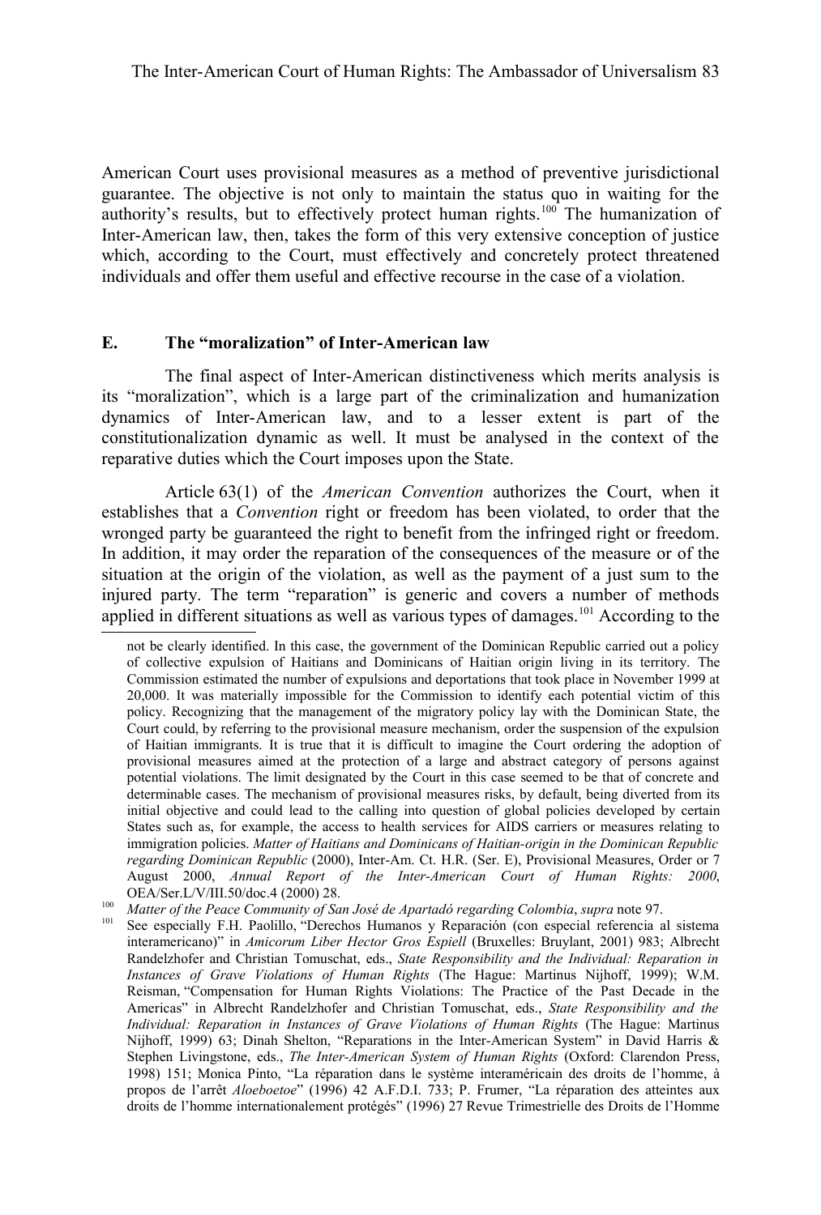American Court uses provisional measures as a method of preventive jurisdictional guarantee. The objective is not only to maintain the status quo in waiting for the authority's results, but to effectively protect human rights.[100] The humanization of Inter-American law, then, takes the form of this very extensive conception of justice which, according to the Court, must effectively and concretely protect threatened individuals and offer them useful and effective recourse in the case of a violation.

## E. The "moralization" of Inter-American law

The final aspect of Inter-American distinctiveness which merits analysis is its "moralization", which is a large part of the criminalization and humanization dynamics of Inter-American law, and to a lesser extent is part of the constitutionalization dynamic as well. It must be analysed in the context of the reparative duties which the Court imposes upon the State.

Article 63(1) of the *American Convention* authorizes the Court, when it establishes that a *Convention* right or freedom has been violated, to order that the wronged party be guaranteed the right to benefit from the infringed right or freedom. In addition, it may order the reparation of the consequences of the measure or of the situation at the origin of the violation, as well as the payment of a just sum to the injured party. The term "reparation" is generic and covers a number of methods applied in different situations as well as various types of damages.[101] According to the

---

not be clearly identified. In this case, the government of the Dominican Republic carried out a policy of collective expulsion of Haitians and Dominicans of Haitian origin living in its territory. The Commission estimated the number of expulsions and deportations that took place in November 1999 at 20,000. It was materially impossible for the Commission to identify each potential victim of this policy. Recognizing that the management of the migratory policy lay with the Dominican State, the Court could, by referring to the provisional measure mechanism, order the suspension of the expulsion of Haitian immigrants. It is true that it is difficult to imagine the Court ordering the adoption of provisional measures aimed at the protection of a large and abstract category of persons against potential violations. The limit designated by the Court in this case seemed to be that of concrete and determinable cases. The mechanism of provisional measures risks, by default, being diverted from its initial objective and could lead to the calling into question of global policies developed by certain States such as, for example, the access to health services for AIDS carriers or measures relating to immigration policies. *Matter of Haitians and Dominicans of Haitian-origin in the Dominican Republic regarding Dominican Republic* (2000), Inter-Am. Ct. H.R. (Ser. E), Provisional Measures, Order or 7 August 2000, *Annual Report of the Inter-American Court of Human Rights: 2000*, OEA/Ser.L/V/III.50/doc.4 (2000) 28.

[100] *Matter of the Peace Community of San José de Apartadó regarding Colombia*, *supra* note 97.

[101] See especially F.H. Paolillo, "Derechos Humanos y Reparación (con especial referencia al sistema interamericano)" in *Amicorum Liber Hector Gros Espiell* (Bruxelles: Bruylant, 2001) 983; Albrecht Randelzhofer and Christian Tomuschat, eds., *State Responsibility and the Individual: Reparation in Instances of Grave Violations of Human Rights* (The Hague: Martinus Nijhoff, 1999); W.M. Reisman, "Compensation for Human Rights Violations: The Practice of the Past Decade in the Americas" in Albrecht Randelzhofer and Christian Tomuschat, eds., *State Responsibility and the Individual: Reparation in Instances of Grave Violations of Human Rights* (The Hague: Martinus Nijhoff, 1999) 63; Dinah Shelton, "Reparations in the Inter-American System" in David Harris & Stephen Livingstone, eds., *The Inter-American System of Human Rights* (Oxford: Clarendon Press, 1998) 151; Monica Pinto, "La réparation dans le système interaméricain des droits de l'homme, à propos de l'arrêt *Aloeboetoe*" (1996) 42 A.F.D.I. 733; P. Frumer, "La réparation des atteintes aux droits de l'homme internationalement protégés" (1996) 27 Revue Trimestrielle des Droits de l'Homme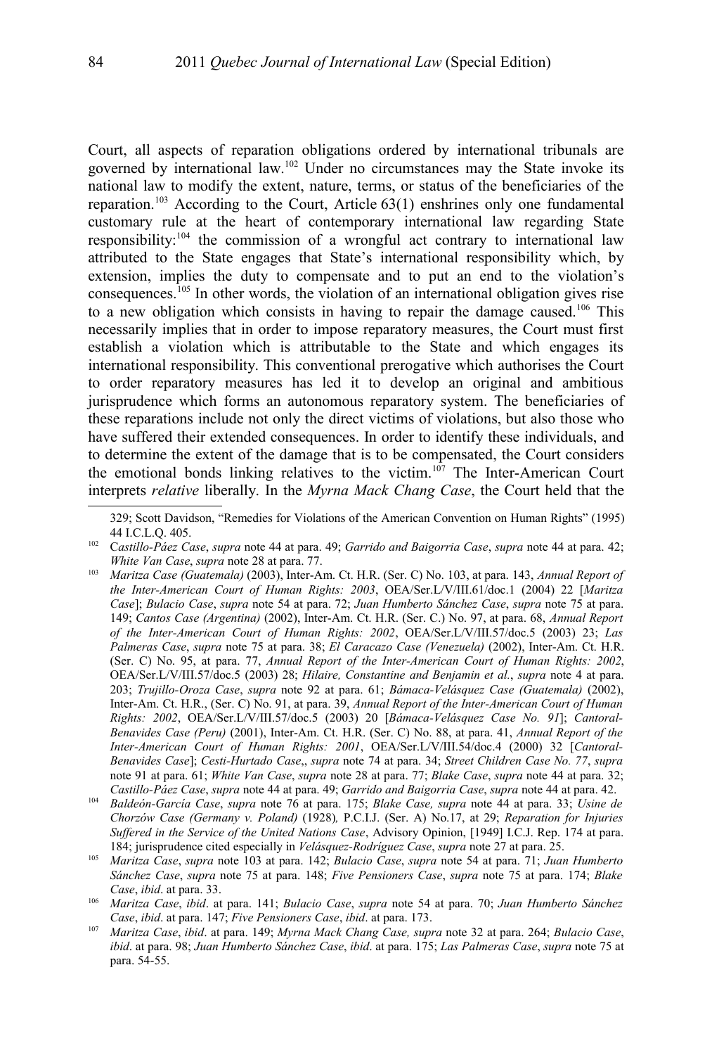Court, all aspects of reparation obligations ordered by international tribunals are governed by international law.[102] Under no circumstances may the State invoke its national law to modify the extent, nature, terms, or status of the beneficiaries of the reparation.[103] According to the Court, Article 63(1) enshrines only one fundamental customary rule at the heart of contemporary international law regarding State responsibility:[104] the commission of a wrongful act contrary to international law attributed to the State engages that State's international responsibility which, by extension, implies the duty to compensate and to put an end to the violation's consequences.[105] In other words, the violation of an international obligation gives rise to a new obligation which consists in having to repair the damage caused.[106] This necessarily implies that in order to impose reparatory measures, the Court must first establish a violation which is attributable to the State and which engages its international responsibility. This conventional prerogative which authorises the Court to order reparatory measures has led it to develop an original and ambitious jurisprudence which forms an autonomous reparatory system. The beneficiaries of these reparations include not only the direct victims of violations, but also those who have suffered their extended consequences. In order to identify these individuals, and to determine the extent of the damage that is to be compensated, the Court considers the emotional bonds linking relatives to the victim.[107] The Inter-American Court interprets *relative* liberally. In the *Myrna Mack Chang Case*, the Court held that the

---

329; Scott Davidson, "Remedies for Violations of the American Convention on Human Rights" (1995) 44 I.C.L.Q. 405.

[102] *Castillo-Páez Case*, *supra* note 44 at para. 49; *Garrido and Baigorria Case*, *supra* note 44 at para. 42; *White Van Case*, *supra* note 28 at para. 77.

[103] *Maritza Case (Guatemala)* (2003), Inter-Am. Ct. H.R. (Ser. C) No. 103, at para. 143, *Annual Report of the Inter-American Court of Human Rights: 2003*, OEA/Ser.L/V/III.61/doc.1 (2004) 22 [*Maritza Case*]; *Bulacio Case*, *supra* note 54 at para. 72; *Juan Humberto Sánchez Case*, *supra* note 75 at para. 149; *Cantos Case (Argentina)* (2002), Inter-Am. Ct. H.R. (Ser. C.) No. 97, at para. 68, *Annual Report of the Inter-American Court of Human Rights: 2002*, OEA/Ser.L/V/III.57/doc.5 (2003) 23; *Las Palmeras Case*, *supra* note 75 at para. 38; *El Caracazo Case (Venezuela)* (2002), Inter-Am. Ct. H.R. (Ser. C) No. 95, at para. 77, *Annual Report of the Inter-American Court of Human Rights: 2002*, OEA/Ser.L/V/III.57/doc.5 (2003) 28; *Hilaire, Constantine and Benjamin et al.*, *supra* note 4 at para. 203; *Trujillo-Oroza Case*, *supra* note 92 at para. 61; *Bámaca-Velásquez Case (Guatemala)* (2002), Inter-Am. Ct. H.R., (Ser. C) No. 91, at para. 39, *Annual Report of the Inter-American Court of Human Rights: 2002*, OEA/Ser.L/V/III.57/doc.5 (2003) 20 [*Bámaca-Velásquez Case No. 91*]; *Cantoral-Benavides Case (Peru)* (2001), Inter-Am. Ct. H.R. (Ser. C) No. 88, at para. 41, *Annual Report of the Inter-American Court of Human Rights: 2001*, OEA/Ser.L/V/III.54/doc.4 (2000) 32 [*Cantoral-Benavides Case*]; *Cesti-Hurtado Case*,, *supra* note 74 at para. 34; *Street Children Case No. 77*, *supra* note 91 at para. 61; *White Van Case*, *supra* note 28 at para. 77; *Blake Case*, *supra* note 44 at para. 32; *Castillo-Páez Case*, *supra* note 44 at para. 49; *Garrido and Baigorria Case*, *supra* note 44 at para. 42.

[104] *Baldeón-García Case*, *supra* note 76 at para. 175; *Blake Case, supra* note 44 at para. 33; *Usine de Chorzów Case (Germany v. Poland)* (1928)*,* P.C.I.J. (Ser. A) No.17, at 29; *Reparation for Injuries Suffered in the Service of the United Nations Case*, Advisory Opinion, [1949] I.C.J. Rep. 174 at para. 184; jurisprudence cited especially in *Velásquez-Rodríguez Case*, *supra* note 27 at para. 25.

[105] *Maritza Case*, *supra* note 103 at para. 142; *Bulacio Case*, *supra* note 54 at para. 71; *Juan Humberto Sánchez Case*, *supra* note 75 at para. 148; *Five Pensioners Case*, *supra* note 75 at para. 174; *Blake Case*, *ibid*. at para. 33.

[106] *Maritza Case*, *ibid*. at para. 141; *Bulacio Case*, *supra* note 54 at para. 70; *Juan Humberto Sánchez Case*, *ibid*. at para. 147; *Five Pensioners Case*, *ibid*. at para. 173.

[107] *Maritza Case*, *ibid*. at para. 149; *Myrna Mack Chang Case, supra* note 32 at para. 264; *Bulacio Case*, *ibid*. at para. 98; *Juan Humberto Sánchez Case*, *ibid*. at para. 175; *Las Palmeras Case*, *supra* note 75 at para. 54-55.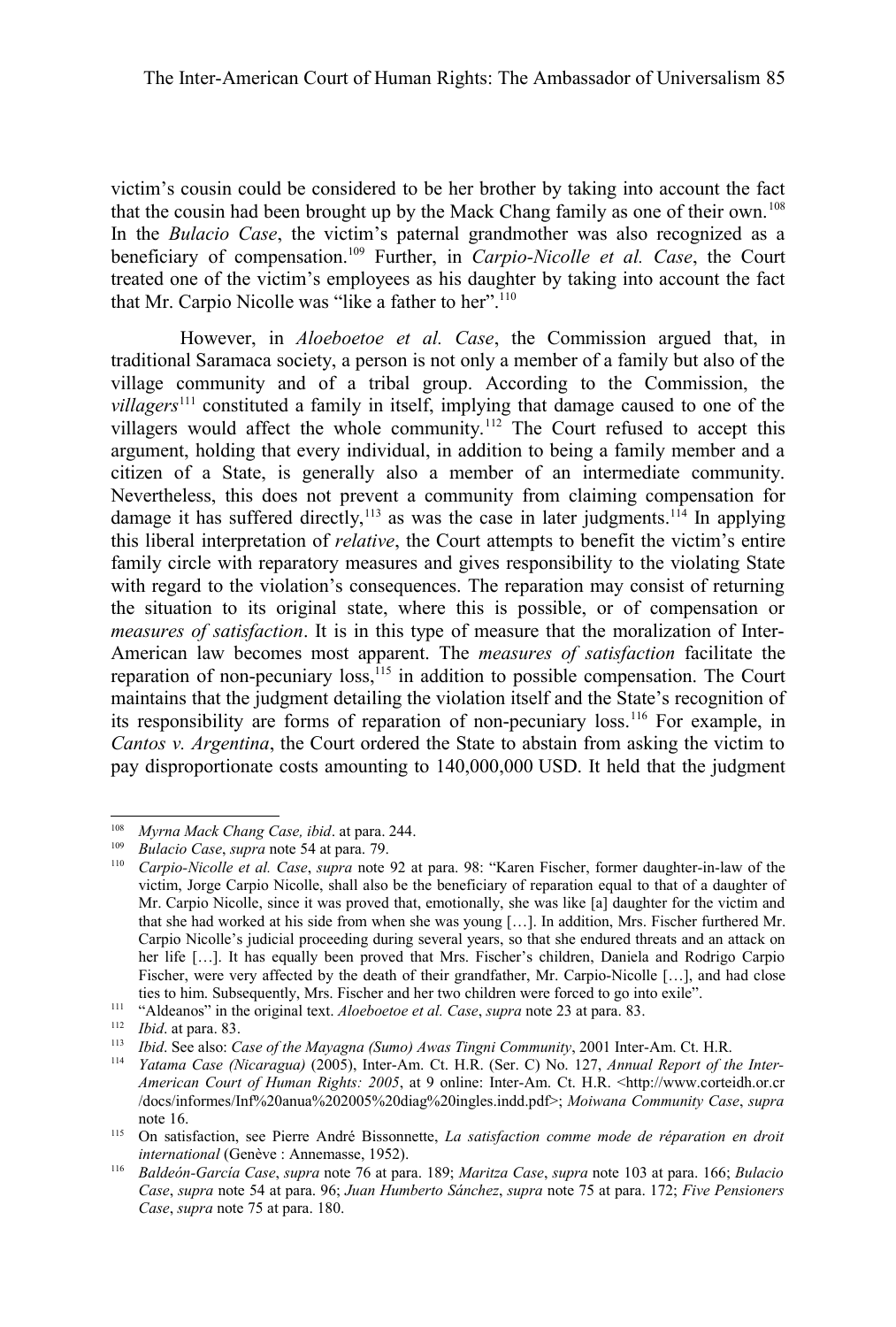victim's cousin could be considered to be her brother by taking into account the fact that the cousin had been brought up by the Mack Chang family as one of their own.[108] In the *Bulacio Case*, the victim's paternal grandmother was also recognized as a beneficiary of compensation.[109] Further, in *Carpio-Nicolle et al. Case*, the Court treated one of the victim's employees as his daughter by taking into account the fact that Mr. Carpio Nicolle was "like a father to her".[110]

However, in *Aloeboetoe et al. Case*, the Commission argued that, in traditional Saramaca society, a person is not only a member of a family but also of the village community and of a tribal group. According to the Commission, the *villagers*[111] constituted a family in itself, implying that damage caused to one of the villagers would affect the whole community.[112] The Court refused to accept this argument, holding that every individual, in addition to being a family member and a citizen of a State, is generally also a member of an intermediate community. Nevertheless, this does not prevent a community from claiming compensation for damage it has suffered directly,[113] as was the case in later judgments.[114] In applying this liberal interpretation of *relative*, the Court attempts to benefit the victim's entire family circle with reparatory measures and gives responsibility to the violating State with regard to the violation's consequences. The reparation may consist of returning the situation to its original state, where this is possible, or of compensation or *measures of satisfaction*. It is in this type of measure that the moralization of Inter-American law becomes most apparent. The *measures of satisfaction* facilitate the reparation of non-pecuniary loss,[115] in addition to possible compensation. The Court maintains that the judgment detailing the violation itself and the State's recognition of its responsibility are forms of reparation of non-pecuniary loss.[116] For example, in *Cantos v. Argentina*, the Court ordered the State to abstain from asking the victim to pay disproportionate costs amounting to 140,000,000 USD. It held that the judgment

---

[108] *Myrna Mack Chang Case, ibid*. at para. 244.

[109] *Bulacio Case*, *supra* note 54 at para. 79.

[110] *Carpio-Nicolle et al. Case*, *supra* note 92 at para. 98: "Karen Fischer, former daughter-in-law of the victim, Jorge Carpio Nicolle, shall also be the beneficiary of reparation equal to that of a daughter of Mr. Carpio Nicolle, since it was proved that, emotionally, she was like [a] daughter for the victim and that she had worked at his side from when she was young […]. In addition, Mrs. Fischer furthered Mr. Carpio Nicolle's judicial proceeding during several years, so that she endured threats and an attack on her life […]. It has equally been proved that Mrs. Fischer's children, Daniela and Rodrigo Carpio Fischer, were very affected by the death of their grandfather, Mr. Carpio-Nicolle […], and had close ties to him. Subsequently, Mrs. Fischer and her two children were forced to go into exile".

[111] "Aldeanos" in the original text. *Aloeboetoe et al. Case*, *supra* note 23 at para. 83.

[112] *Ibid*. at para. 83.

[113] *Ibid*. See also: *Case of the Mayagna (Sumo) Awas Tingni Community*, 2001 Inter-Am. Ct. H.R.

[114] *Yatama Case (Nicaragua)* (2005), Inter-Am. Ct. H.R. (Ser. C) No. 127, *Annual Report of the Inter-American Court of Human Rights: 2005*, at 9 online: Inter-Am. Ct. H.R. <http://www.corteidh.or.cr/docs/informes/Inf%20anua%202005%20diag%20ingles.indd.pdf>; *Moiwana Community Case*, *supra* note 16.

[115] On satisfaction, see Pierre André Bissonnette, *La satisfaction comme mode de réparation en droit international* (Genève : Annemasse, 1952).

[116] *Baldeón-García Case*, *supra* note 76 at para. 189; *Maritza Case*, *supra* note 103 at para. 166; *Bulacio Case*, *supra* note 54 at para. 96; *Juan Humberto Sánchez*, *supra* note 75 at para. 172; *Five Pensioners Case*, *supra* note 75 at para. 180.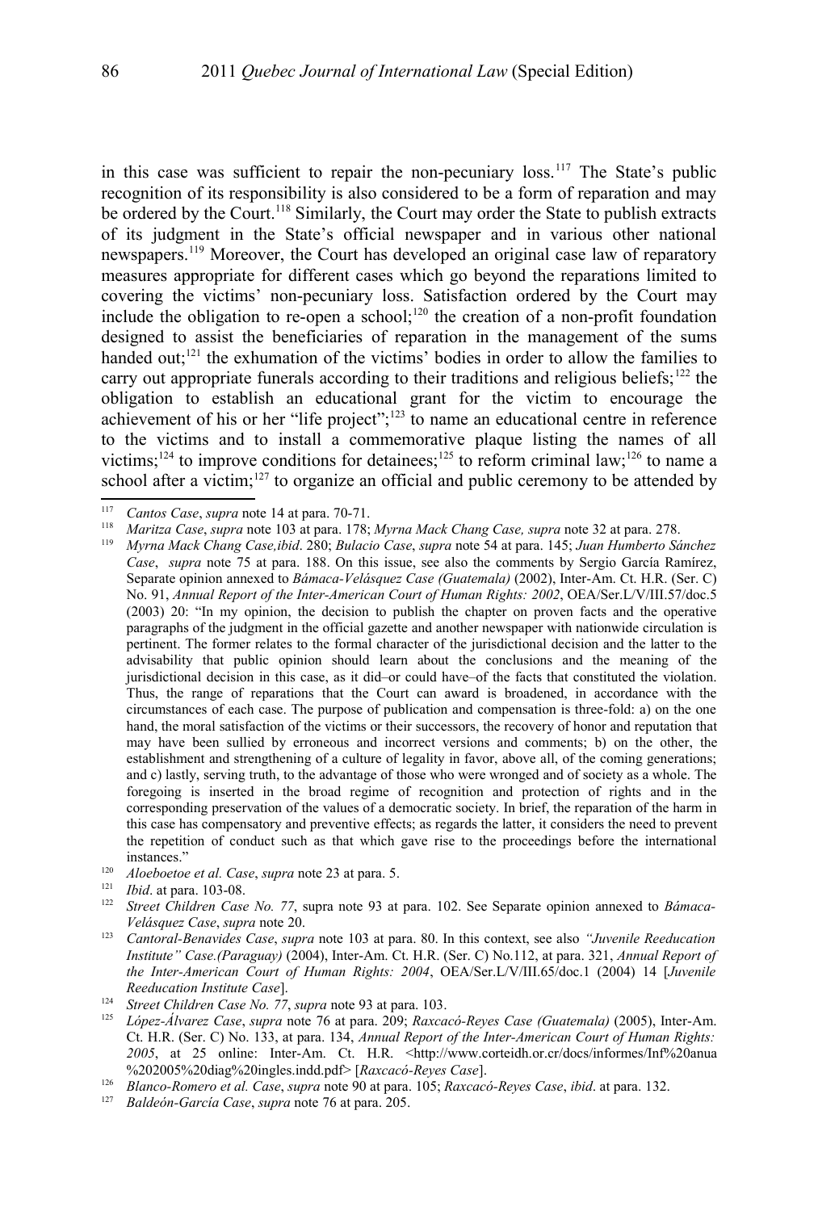in this case was sufficient to repair the non-pecuniary loss.[117] The State's public recognition of its responsibility is also considered to be a form of reparation and may be ordered by the Court.[118] Similarly, the Court may order the State to publish extracts of its judgment in the State's official newspaper and in various other national newspapers.[119] Moreover, the Court has developed an original case law of reparatory measures appropriate for different cases which go beyond the reparations limited to covering the victims' non-pecuniary loss. Satisfaction ordered by the Court may include the obligation to re-open a school;[120] the creation of a non-profit foundation designed to assist the beneficiaries of reparation in the management of the sums handed out;[121] the exhumation of the victims' bodies in order to allow the families to carry out appropriate funerals according to their traditions and religious beliefs;[122] the obligation to establish an educational grant for the victim to encourage the achievement of his or her "life project";[123] to name an educational centre in reference to the victims and to install a commemorative plaque listing the names of all victims;[124] to improve conditions for detainees;[125] to reform criminal law;[126] to name a school after a victim;[127] to organize an official and public ceremony to be attended by

---

[117] *Cantos Case*, *supra* note 14 at para. 70-71.

[118] *Maritza Case*, *supra* note 103 at para. 178; *Myrna Mack Chang Case, supra* note 32 at para. 278.

[119] *Myrna Mack Chang Case,ibid*. 280; *Bulacio Case*, *supra* note 54 at para. 145; *Juan Humberto Sánchez Case*, *supra* note 75 at para. 188. On this issue, see also the comments by Sergio García Ramírez, Separate opinion annexed to *Bámaca-Velásquez Case (Guatemala)* (2002), Inter-Am. Ct. H.R. (Ser. C) No. 91, *Annual Report of the Inter-American Court of Human Rights: 2002*, OEA/Ser.L/V/III.57/doc.5 (2003) 20: "In my opinion, the decision to publish the chapter on proven facts and the operative paragraphs of the judgment in the official gazette and another newspaper with nationwide circulation is pertinent. The former relates to the formal character of the jurisdictional decision and the latter to the advisability that public opinion should learn about the conclusions and the meaning of the jurisdictional decision in this case, as it did–or could have–of the facts that constituted the violation. Thus, the range of reparations that the Court can award is broadened, in accordance with the circumstances of each case. The purpose of publication and compensation is three-fold: a) on the one hand, the moral satisfaction of the victims or their successors, the recovery of honor and reputation that may have been sullied by erroneous and incorrect versions and comments; b) on the other, the establishment and strengthening of a culture of legality in favor, above all, of the coming generations; and c) lastly, serving truth, to the advantage of those who were wronged and of society as a whole. The foregoing is inserted in the broad regime of recognition and protection of rights and in the corresponding preservation of the values of a democratic society. In brief, the reparation of the harm in this case has compensatory and preventive effects; as regards the latter, it considers the need to prevent the repetition of conduct such as that which gave rise to the proceedings before the international instances."

[120] *Aloeboetoe et al. Case*, *supra* note 23 at para. 5.

[121] *Ibid*. at para. 103-08.

[122] *Street Children Case No. 77*, supra note 93 at para. 102. See Separate opinion annexed to *Bámaca-Velásquez Case*, *supra* note 20.

[123] *Cantoral-Benavides Case*, *supra* note 103 at para. 80. In this context, see also *"Juvenile Reeducation Institute" Case.(Paraguay)* (2004), Inter-Am. Ct. H.R. (Ser. C) No.112, at para. 321, *Annual Report of the Inter-American Court of Human Rights: 2004*, OEA/Ser.L/V/III.65/doc.1 (2004) 14 [*Juvenile Reeducation Institute Case*].

[124] *Street Children Case No. 77*, *supra* note 93 at para. 103.

[125] *López-Álvarez Case*, *supra* note 76 at para. 209; *Raxcacó-Reyes Case (Guatemala)* (2005), Inter-Am. Ct. H.R. (Ser. C) No. 133, at para. 134, *Annual Report of the Inter-American Court of Human Rights: 2005*, at 25 online: Inter-Am. Ct. H.R. <http://www.corteidh.or.cr/docs/informes/Inf%20anua%202005%20diag%20ingles.indd.pdf> [*Raxcacó-Reyes Case*].

[126] *Blanco-Romero et al. Case*, *supra* note 90 at para. 105; *Raxcacó-Reyes Case*, *ibid*. at para. 132.

[127] *Baldeón-García Case*, *supra* note 76 at para. 205.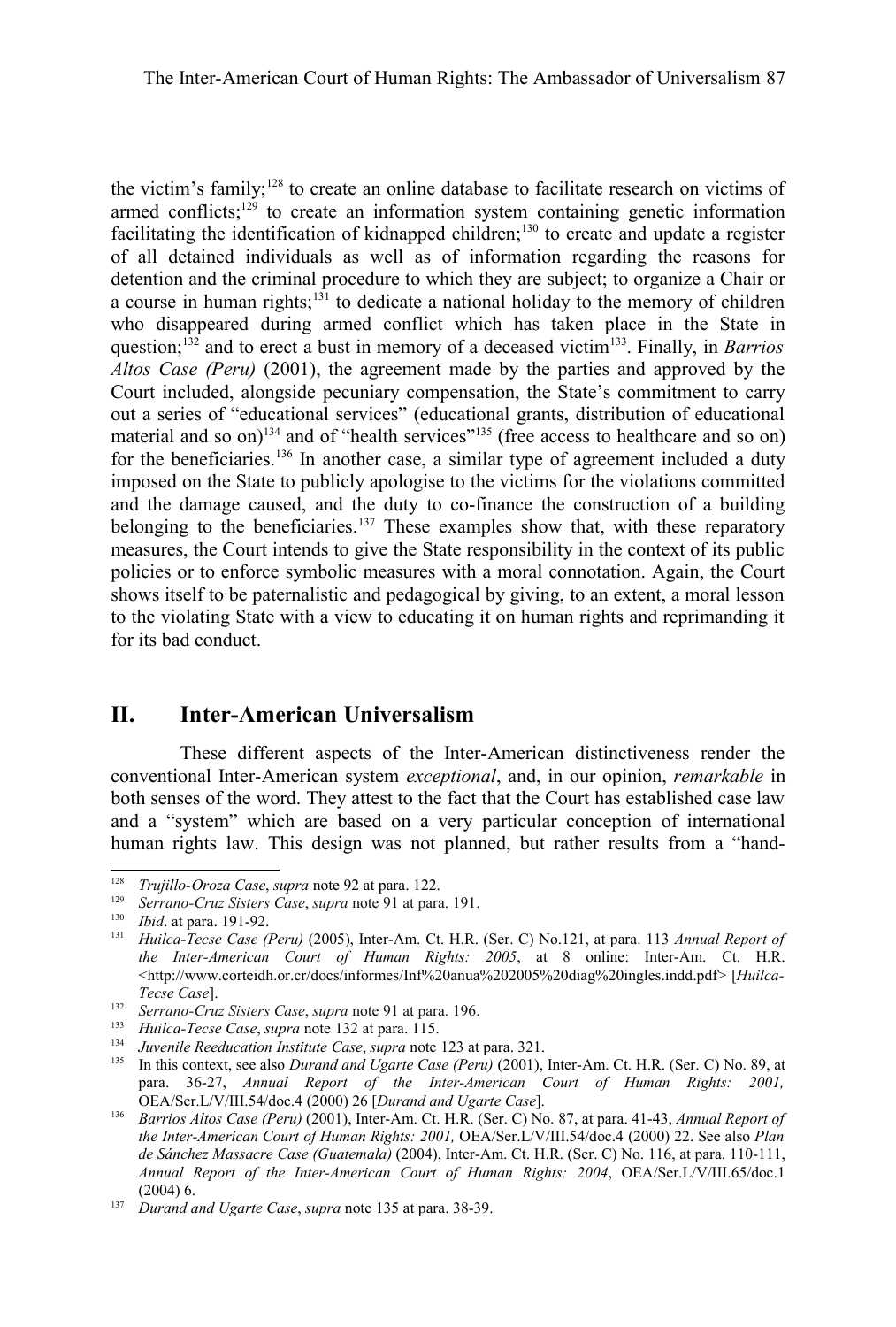the victim's family;[128] to create an online database to facilitate research on victims of armed conflicts;[129] to create an information system containing genetic information facilitating the identification of kidnapped children;[130] to create and update a register of all detained individuals as well as of information regarding the reasons for detention and the criminal procedure to which they are subject; to organize a Chair or a course in human rights;[131] to dedicate a national holiday to the memory of children who disappeared during armed conflict which has taken place in the State in question;[132] and to erect a bust in memory of a deceased victim[133]. Finally, in *Barrios Altos Case (Peru)* (2001), the agreement made by the parties and approved by the Court included, alongside pecuniary compensation, the State's commitment to carry out a series of "educational services" (educational grants, distribution of educational material and so on)[134] and of "health services"[135] (free access to healthcare and so on) for the beneficiaries.[136] In another case, a similar type of agreement included a duty imposed on the State to publicly apologise to the victims for the violations committed and the damage caused, and the duty to co-finance the construction of a building belonging to the beneficiaries.[137] These examples show that, with these reparatory measures, the Court intends to give the State responsibility in the context of its public policies or to enforce symbolic measures with a moral connotation. Again, the Court shows itself to be paternalistic and pedagogical by giving, to an extent, a moral lesson to the violating State with a view to educating it on human rights and reprimanding it for its bad conduct.

## II. Inter-American Universalism

These different aspects of the Inter-American distinctiveness render the conventional Inter-American system *exceptional*, and, in our opinion, *remarkable* in both senses of the word. They attest to the fact that the Court has established case law and a "system" which are based on a very particular conception of international human rights law. This design was not planned, but rather results from a "hand-

---

[128] *Trujillo-Oroza Case*, *supra* note 92 at para. 122.

[129] *Serrano-Cruz Sisters Case*, *supra* note 91 at para. 191.

[130] *Ibid*. at para. 191-92.

[131] *Huilca-Tecse Case (Peru)* (2005), Inter-Am. Ct. H.R. (Ser. C) No.121, at para. 113 *Annual Report of the Inter-American Court of Human Rights: 2005*, at 8 online: Inter-Am. Ct. H.R. <http://www.corteidh.or.cr/docs/informes/Inf%20anua%202005%20diag%20ingles.indd.pdf> [*Huilca-Tecse Case*].

[132] *Serrano-Cruz Sisters Case*, *supra* note 91 at para. 196.

[133] *Huilca-Tecse Case*, *supra* note 132 at para. 115.

[134] *Juvenile Reeducation Institute Case*, *supra* note 123 at para. 321.

[135] In this context, see also *Durand and Ugarte Case (Peru)* (2001), Inter-Am. Ct. H.R. (Ser. C) No. 89, at para. 36-27, *Annual Report of the Inter-American Court of Human Rights: 2001,* OEA/Ser.L/V/III.54/doc.4 (2000) 26 [*Durand and Ugarte Case*].

[136] *Barrios Altos Case (Peru)* (2001), Inter-Am. Ct. H.R. (Ser. C) No. 87, at para. 41-43, *Annual Report of the Inter-American Court of Human Rights: 2001,* OEA/Ser.L/V/III.54/doc.4 (2000) 22. See also *Plan de Sánchez Massacre Case (Guatemala)* (2004), Inter-Am. Ct. H.R. (Ser. C) No. 116, at para. 110-111, *Annual Report of the Inter-American Court of Human Rights: 2004*, OEA/Ser.L/V/III.65/doc.1 (2004) 6.

[137] *Durand and Ugarte Case*, *supra* note 135 at para. 38-39.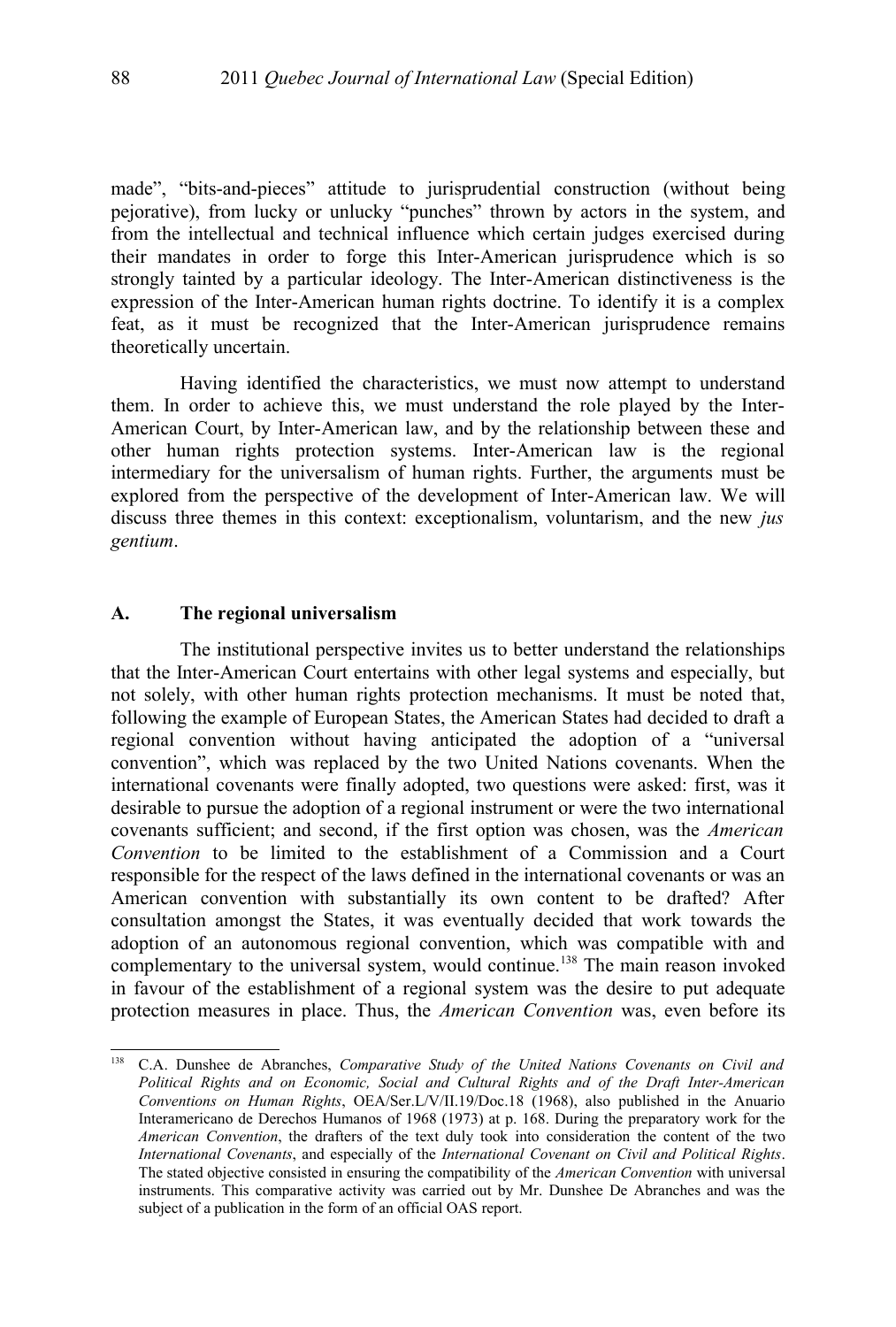made", "bits-and-pieces" attitude to jurisprudential construction (without being pejorative), from lucky or unlucky "punches" thrown by actors in the system, and from the intellectual and technical influence which certain judges exercised during their mandates in order to forge this Inter-American jurisprudence which is so strongly tainted by a particular ideology. The Inter-American distinctiveness is the expression of the Inter-American human rights doctrine. To identify it is a complex feat, as it must be recognized that the Inter-American jurisprudence remains theoretically uncertain.

Having identified the characteristics, we must now attempt to understand them. In order to achieve this, we must understand the role played by the Inter-American Court, by Inter-American law, and by the relationship between these and other human rights protection systems. Inter-American law is the regional intermediary for the universalism of human rights. Further, the arguments must be explored from the perspective of the development of Inter-American law. We will discuss three themes in this context: exceptionalism, voluntarism, and the new *jus gentium*.

### A. The regional universalism

The institutional perspective invites us to better understand the relationships that the Inter-American Court entertains with other legal systems and especially, but not solely, with other human rights protection mechanisms. It must be noted that, following the example of European States, the American States had decided to draft a regional convention without having anticipated the adoption of a "universal convention", which was replaced by the two United Nations covenants. When the international covenants were finally adopted, two questions were asked: first, was it desirable to pursue the adoption of a regional instrument or were the two international covenants sufficient; and second, if the first option was chosen, was the *American Convention* to be limited to the establishment of a Commission and a Court responsible for the respect of the laws defined in the international covenants or was an American convention with substantially its own content to be drafted? After consultation amongst the States, it was eventually decided that work towards the adoption of an autonomous regional convention, which was compatible with and complementary to the universal system, would continue.[138] The main reason invoked in favour of the establishment of a regional system was the desire to put adequate protection measures in place. Thus, the *American Convention* was, even before its

[138] C.A. Dunshee de Abranches, *Comparative Study of the United Nations Covenants on Civil and Political Rights and on Economic, Social and Cultural Rights and of the Draft Inter-American Conventions on Human Rights*, OEA/Ser.L/V/II.19/Doc.18 (1968), also published in the Anuario Interamericano de Derechos Humanos of 1968 (1973) at p. 168. During the preparatory work for the *American Convention*, the drafters of the text duly took into consideration the content of the two *International Covenants*, and especially of the *International Covenant on Civil and Political Rights*. The stated objective consisted in ensuring the compatibility of the *American Convention* with universal instruments. This comparative activity was carried out by Mr. Dunshee De Abranches and was the subject of a publication in the form of an official OAS report.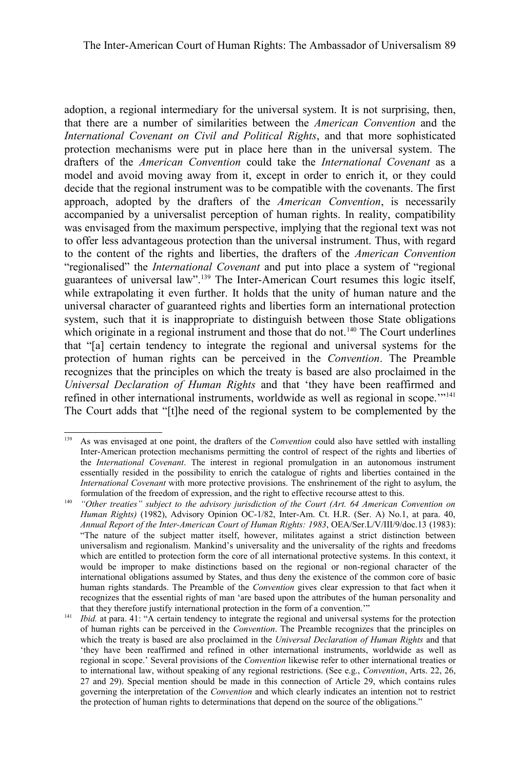adoption, a regional intermediary for the universal system. It is not surprising, then, that there are a number of similarities between the *American Convention* and the *International Covenant on Civil and Political Rights*, and that more sophisticated protection mechanisms were put in place here than in the universal system. The drafters of the *American Convention* could take the *International Covenant* as a model and avoid moving away from it, except in order to enrich it, or they could decide that the regional instrument was to be compatible with the covenants. The first approach, adopted by the drafters of the *American Convention*, is necessarily accompanied by a universalist perception of human rights. In reality, compatibility was envisaged from the maximum perspective, implying that the regional text was not to offer less advantageous protection than the universal instrument. Thus, with regard to the content of the rights and liberties, the drafters of the *American Convention* "regionalised" the *International Covenant* and put into place a system of "regional guarantees of universal law".[139] The Inter-American Court resumes this logic itself, while extrapolating it even further. It holds that the unity of human nature and the universal character of guaranteed rights and liberties form an international protection system, such that it is inappropriate to distinguish between those State obligations which originate in a regional instrument and those that do not.[140] The Court underlines that "[a] certain tendency to integrate the regional and universal systems for the protection of human rights can be perceived in the *Convention*. The Preamble recognizes that the principles on which the treaty is based are also proclaimed in the *Universal Declaration of Human Rights* and that 'they have been reaffirmed and refined in other international instruments, worldwide as well as regional in scope.'"[141] The Court adds that "[t]he need of the regional system to be complemented by the

---

[139] As was envisaged at one point, the drafters of the *Convention* could also have settled with installing Inter-American protection mechanisms permitting the control of respect of the rights and liberties of the *International Covenant*. The interest in regional promulgation in an autonomous instrument essentially resided in the possibility to enrich the catalogue of rights and liberties contained in the *International Covenant* with more protective provisions. The enshrinement of the right to asylum, the formulation of the freedom of expression, and the right to effective recourse attest to this.

[140] *"Other treaties" subject to the advisory jurisdiction of the Court (Art. 64 American Convention on Human Rights)* (1982), Advisory Opinion OC-1/82, Inter-Am. Ct. H.R. (Ser. A) No.1, at para. 40, *Annual Report of the Inter-American Court of Human Rights: 1983*, OEA/Ser.L/V/III/9/doc.13 (1983): "The nature of the subject matter itself, however, militates against a strict distinction between universalism and regionalism. Mankind's universality and the universality of the rights and freedoms which are entitled to protection form the core of all international protective systems. In this context, it would be improper to make distinctions based on the regional or non-regional character of the international obligations assumed by States, and thus deny the existence of the common core of basic human rights standards. The Preamble of the *Convention* gives clear expression to that fact when it recognizes that the essential rights of man 'are based upon the attributes of the human personality and that they therefore justify international protection in the form of a convention.'"

[141] *Ibid.* at para. 41: "A certain tendency to integrate the regional and universal systems for the protection of human rights can be perceived in the *Convention*. The Preamble recognizes that the principles on which the treaty is based are also proclaimed in the *Universal Declaration of Human Rights* and that 'they have been reaffirmed and refined in other international instruments, worldwide as well as regional in scope.' Several provisions of the *Convention* likewise refer to other international treaties or to international law, without speaking of any regional restrictions. (See e.g., *Convention*, Arts. 22, 26, 27 and 29). Special mention should be made in this connection of Article 29, which contains rules governing the interpretation of the *Convention* and which clearly indicates an intention not to restrict the protection of human rights to determinations that depend on the source of the obligations."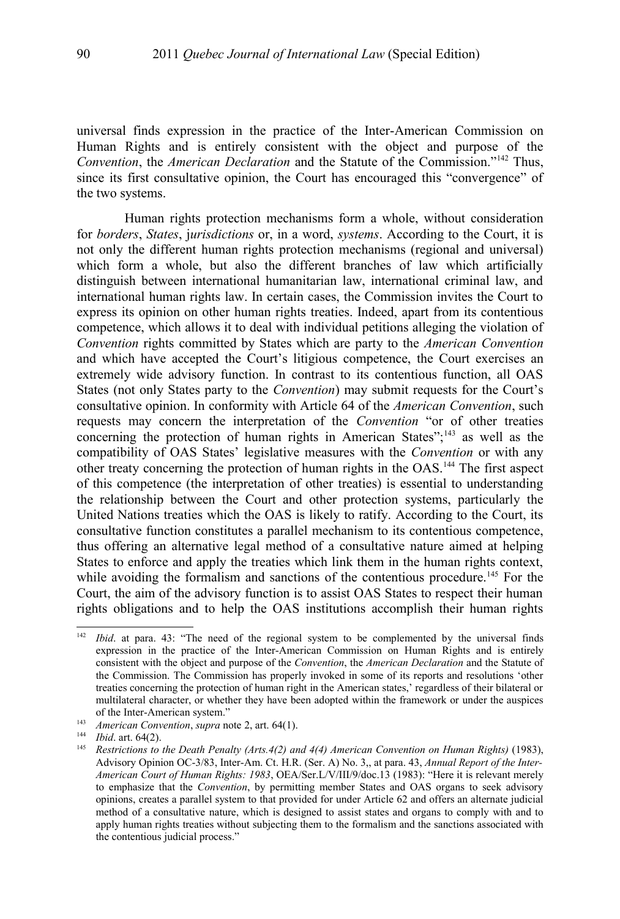universal finds expression in the practice of the Inter-American Commission on Human Rights and is entirely consistent with the object and purpose of the *Convention*, the *American Declaration* and the Statute of the Commission."[142] Thus, since its first consultative opinion, the Court has encouraged this "convergence" of the two systems.

Human rights protection mechanisms form a whole, without consideration for *borders*, *States*, *jurisdictions* or, in a word, *systems*. According to the Court, it is not only the different human rights protection mechanisms (regional and universal) which form a whole, but also the different branches of law which artificially distinguish between international humanitarian law, international criminal law, and international human rights law. In certain cases, the Commission invites the Court to express its opinion on other human rights treaties. Indeed, apart from its contentious competence, which allows it to deal with individual petitions alleging the violation of *Convention* rights committed by States which are party to the *American Convention* and which have accepted the Court's litigious competence, the Court exercises an extremely wide advisory function. In contrast to its contentious function, all OAS States (not only States party to the *Convention*) may submit requests for the Court's consultative opinion. In conformity with Article 64 of the *American Convention*, such requests may concern the interpretation of the *Convention* "or of other treaties concerning the protection of human rights in American States";[143] as well as the compatibility of OAS States' legislative measures with the *Convention* or with any other treaty concerning the protection of human rights in the OAS.[144] The first aspect of this competence (the interpretation of other treaties) is essential to understanding the relationship between the Court and other protection systems, particularly the United Nations treaties which the OAS is likely to ratify. According to the Court, its consultative function constitutes a parallel mechanism to its contentious competence, thus offering an alternative legal method of a consultative nature aimed at helping States to enforce and apply the treaties which link them in the human rights context, while avoiding the formalism and sanctions of the contentious procedure.[145] For the Court, the aim of the advisory function is to assist OAS States to respect their human rights obligations and to help the OAS institutions accomplish their human rights

---

[142] *Ibid*. at para. 43: "The need of the regional system to be complemented by the universal finds expression in the practice of the Inter-American Commission on Human Rights and is entirely consistent with the object and purpose of the *Convention*, the *American Declaration* and the Statute of the Commission. The Commission has properly invoked in some of its reports and resolutions 'other treaties concerning the protection of human right in the American states,' regardless of their bilateral or multilateral character, or whether they have been adopted within the framework or under the auspices of the Inter-American system."

[143] *American Convention*, *supra* note 2, art. 64(1).

[144] *Ibid*. art. 64(2).

[145] *Restrictions to the Death Penalty (Arts.4(2) and 4(4) American Convention on Human Rights)* (1983), Advisory Opinion OC-3/83, Inter-Am. Ct. H.R. (Ser. A) No. 3,, at para. 43, *Annual Report of the Inter-American Court of Human Rights: 1983*, OEA/Ser.L/V/III/9/doc.13 (1983): "Here it is relevant merely to emphasize that the *Convention*, by permitting member States and OAS organs to seek advisory opinions, creates a parallel system to that provided for under Article 62 and offers an alternate judicial method of a consultative nature, which is designed to assist states and organs to comply with and to apply human rights treaties without subjecting them to the formalism and the sanctions associated with the contentious judicial process."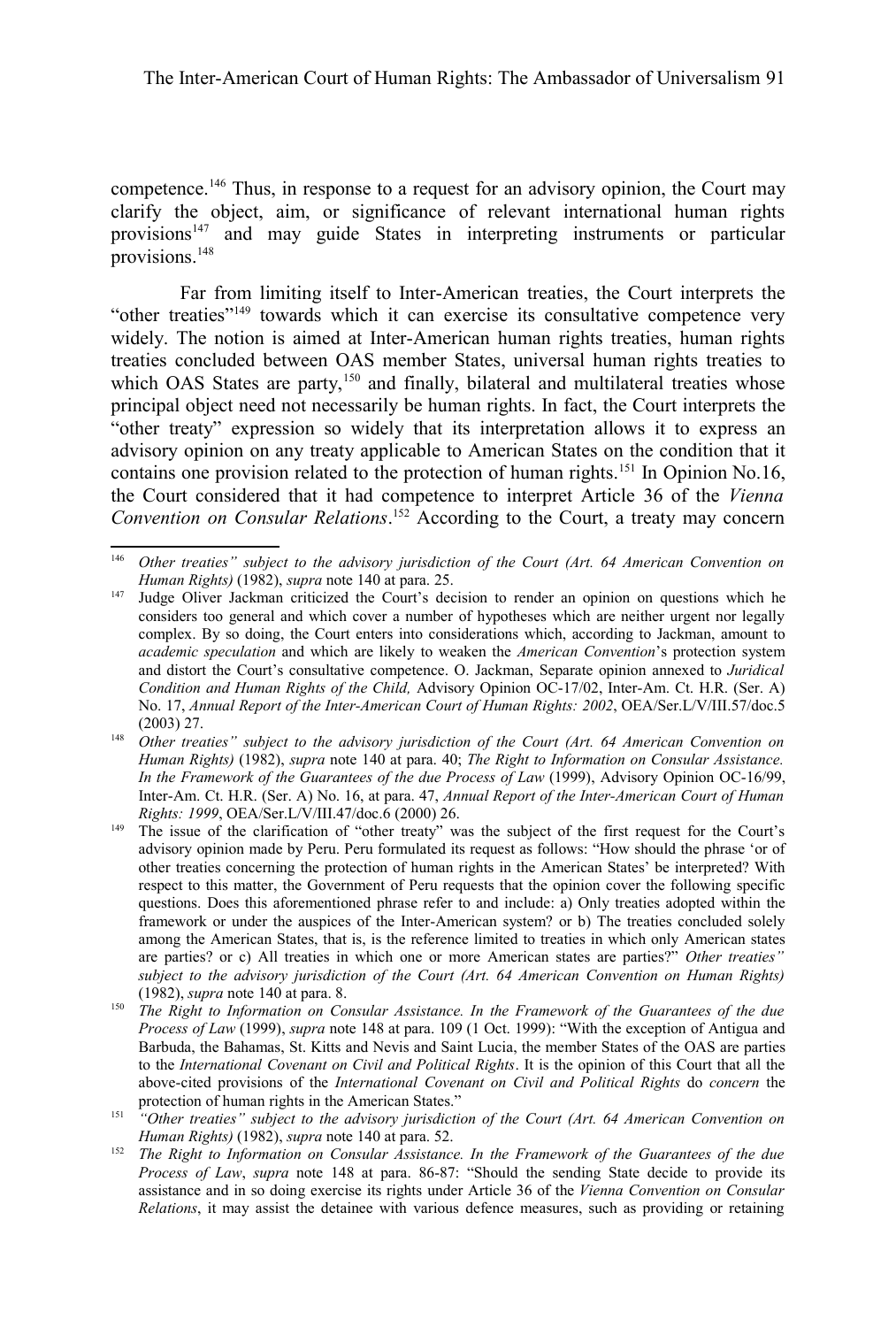competence.[146] Thus, in response to a request for an advisory opinion, the Court may clarify the object, aim, or significance of relevant international human rights provisions[147] and may guide States in interpreting instruments or particular provisions.[148]

Far from limiting itself to Inter-American treaties, the Court interprets the "other treaties"[149] towards which it can exercise its consultative competence very widely. The notion is aimed at Inter-American human rights treaties, human rights treaties concluded between OAS member States, universal human rights treaties to which OAS States are party,[150] and finally, bilateral and multilateral treaties whose principal object need not necessarily be human rights. In fact, the Court interprets the "other treaty" expression so widely that its interpretation allows it to express an advisory opinion on any treaty applicable to American States on the condition that it contains one provision related to the protection of human rights.[151] In Opinion No.16, the Court considered that it had competence to interpret Article 36 of the *Vienna Convention on Consular Relations*.[152] According to the Court, a treaty may concern

---

[146] *Other treaties" subject to the advisory jurisdiction of the Court (Art. 64 American Convention on Human Rights)* (1982), *supra* note 140 at para. 25.

[147] Judge Oliver Jackman criticized the Court's decision to render an opinion on questions which he considers too general and which cover a number of hypotheses which are neither urgent nor legally complex. By so doing, the Court enters into considerations which, according to Jackman, amount to *academic speculation* and which are likely to weaken the *American Convention*'s protection system and distort the Court's consultative competence. O. Jackman, Separate opinion annexed to *Juridical Condition and Human Rights of the Child,* Advisory Opinion OC-17/02, Inter-Am. Ct. H.R. (Ser. A) No. 17, *Annual Report of the Inter-American Court of Human Rights: 2002*, OEA/Ser.L/V/III.57/doc.5 (2003) 27.

[148] *Other treaties" subject to the advisory jurisdiction of the Court (Art. 64 American Convention on Human Rights)* (1982), *supra* note 140 at para. 40; *The Right to Information on Consular Assistance. In the Framework of the Guarantees of the due Process of Law* (1999), Advisory Opinion OC-16/99, Inter-Am. Ct. H.R. (Ser. A) No. 16, at para. 47, *Annual Report of the Inter-American Court of Human Rights: 1999*, OEA/Ser.L/V/III.47/doc.6 (2000) 26.

[149] The issue of the clarification of "other treaty" was the subject of the first request for the Court's advisory opinion made by Peru. Peru formulated its request as follows: "How should the phrase 'or of other treaties concerning the protection of human rights in the American States' be interpreted? With respect to this matter, the Government of Peru requests that the opinion cover the following specific questions. Does this aforementioned phrase refer to and include: a) Only treaties adopted within the framework or under the auspices of the Inter-American system? or b) The treaties concluded solely among the American States, that is, is the reference limited to treaties in which only American states are parties? or c) All treaties in which one or more American states are parties?" *Other treaties" subject to the advisory jurisdiction of the Court (Art. 64 American Convention on Human Rights)* (1982), *supra* note 140 at para. 8.

[150] *The Right to Information on Consular Assistance. In the Framework of the Guarantees of the due Process of Law* (1999), *supra* note 148 at para. 109 (1 Oct. 1999): "With the exception of Antigua and Barbuda, the Bahamas, St. Kitts and Nevis and Saint Lucia, the member States of the OAS are parties to the *International Covenant on Civil and Political Rights*. It is the opinion of this Court that all the above-cited provisions of the *International Covenant on Civil and Political Rights* do *concern* the protection of human rights in the American States."

[151] *"Other treaties" subject to the advisory jurisdiction of the Court (Art. 64 American Convention on Human Rights)* (1982), *supra* note 140 at para. 52.

[152] *The Right to Information on Consular Assistance. In the Framework of the Guarantees of the due Process of Law*, *supra* note 148 at para. 86-87: "Should the sending State decide to provide its assistance and in so doing exercise its rights under Article 36 of the *Vienna Convention on Consular Relations*, it may assist the detainee with various defence measures, such as providing or retaining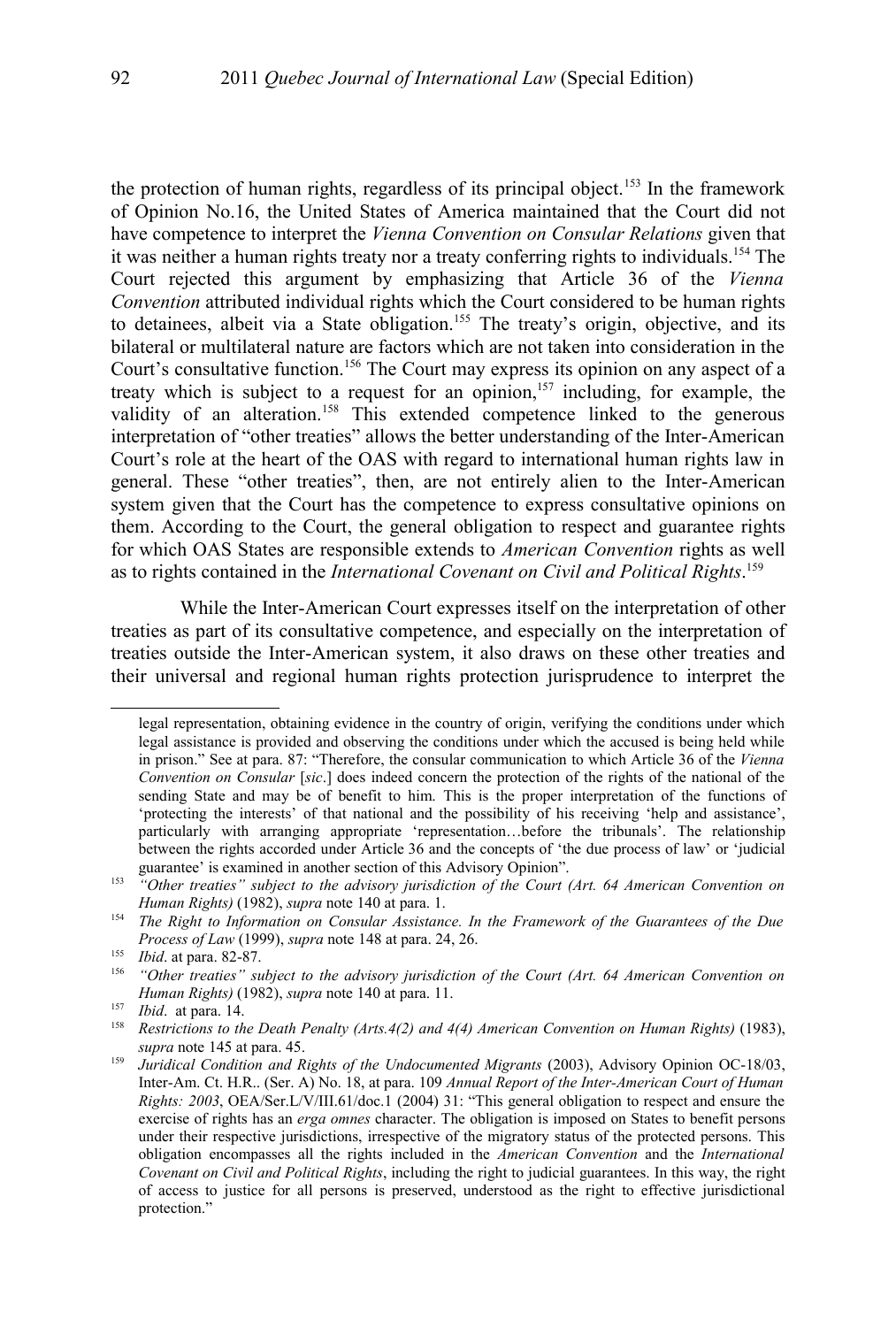the protection of human rights, regardless of its principal object.[153] In the framework of Opinion No.16, the United States of America maintained that the Court did not have competence to interpret the *Vienna Convention on Consular Relations* given that it was neither a human rights treaty nor a treaty conferring rights to individuals.[154] The Court rejected this argument by emphasizing that Article 36 of the *Vienna Convention* attributed individual rights which the Court considered to be human rights to detainees, albeit via a State obligation.[155] The treaty's origin, objective, and its bilateral or multilateral nature are factors which are not taken into consideration in the Court's consultative function.[156] The Court may express its opinion on any aspect of a treaty which is subject to a request for an opinion,[157] including, for example, the validity of an alteration.[158] This extended competence linked to the generous interpretation of "other treaties" allows the better understanding of the Inter-American Court's role at the heart of the OAS with regard to international human rights law in general. These "other treaties", then, are not entirely alien to the Inter-American system given that the Court has the competence to express consultative opinions on them. According to the Court, the general obligation to respect and guarantee rights for which OAS States are responsible extends to *American Convention* rights as well as to rights contained in the *International Covenant on Civil and Political Rights*.[159]

While the Inter-American Court expresses itself on the interpretation of other treaties as part of its consultative competence, and especially on the interpretation of treaties outside the Inter-American system, it also draws on these other treaties and their universal and regional human rights protection jurisprudence to interpret the

---

legal representation, obtaining evidence in the country of origin, verifying the conditions under which legal assistance is provided and observing the conditions under which the accused is being held while in prison." See at para. 87: "Therefore, the consular communication to which Article 36 of the *Vienna Convention on Consular* [*sic*.] does indeed concern the protection of the rights of the national of the sending State and may be of benefit to him. This is the proper interpretation of the functions of 'protecting the interests' of that national and the possibility of his receiving 'help and assistance', particularly with arranging appropriate 'representation…before the tribunals'. The relationship between the rights accorded under Article 36 and the concepts of 'the due process of law' or 'judicial guarantee' is examined in another section of this Advisory Opinion".

[153] *"Other treaties" subject to the advisory jurisdiction of the Court (Art. 64 American Convention on Human Rights)* (1982), *supra* note 140 at para. 1.

[154] *The Right to Information on Consular Assistance. In the Framework of the Guarantees of the Due Process of Law* (1999), *supra* note 148 at para. 24, 26.

[155] *Ibid*. at para. 82-87.

[156] *"Other treaties" subject to the advisory jurisdiction of the Court (Art. 64 American Convention on Human Rights)* (1982), *supra* note 140 at para. 11.

[157] *Ibid*. at para. 14.

[158] *Restrictions to the Death Penalty (Arts.4(2) and 4(4) American Convention on Human Rights)* (1983), *supra* note 145 at para. 45.

[159] *Juridical Condition and Rights of the Undocumented Migrants* (2003), Advisory Opinion OC-18/03, Inter-Am. Ct. H.R.. (Ser. A) No. 18, at para. 109 *Annual Report of the Inter-American Court of Human Rights: 2003*, OEA/Ser.L/V/III.61/doc.1 (2004) 31: "This general obligation to respect and ensure the exercise of rights has an *erga omnes* character. The obligation is imposed on States to benefit persons under their respective jurisdictions, irrespective of the migratory status of the protected persons. This obligation encompasses all the rights included in the *American Convention* and the *International Covenant on Civil and Political Rights*, including the right to judicial guarantees. In this way, the right of access to justice for all persons is preserved, understood as the right to effective jurisdictional protection."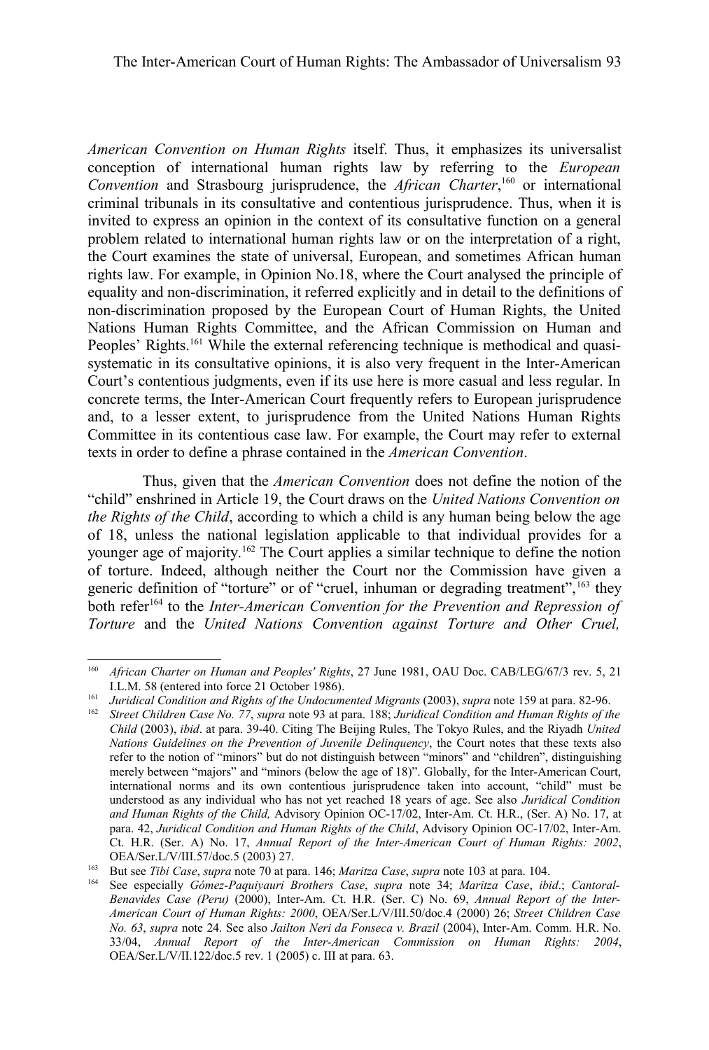*American Convention on Human Rights* itself. Thus, it emphasizes its universalist conception of international human rights law by referring to the *European Convention* and Strasbourg jurisprudence, the *African Charter*,[160] or international criminal tribunals in its consultative and contentious jurisprudence. Thus, when it is invited to express an opinion in the context of its consultative function on a general problem related to international human rights law or on the interpretation of a right, the Court examines the state of universal, European, and sometimes African human rights law. For example, in Opinion No.18, where the Court analysed the principle of equality and non-discrimination, it referred explicitly and in detail to the definitions of non-discrimination proposed by the European Court of Human Rights, the United Nations Human Rights Committee, and the African Commission on Human and Peoples' Rights.[161] While the external referencing technique is methodical and quasi-systematic in its consultative opinions, it is also very frequent in the Inter-American Court's contentious judgments, even if its use here is more casual and less regular. In concrete terms, the Inter-American Court frequently refers to European jurisprudence and, to a lesser extent, to jurisprudence from the United Nations Human Rights Committee in its contentious case law. For example, the Court may refer to external texts in order to define a phrase contained in the *American Convention*.

Thus, given that the *American Convention* does not define the notion of the "child" enshrined in Article 19, the Court draws on the *United Nations Convention on the Rights of the Child*, according to which a child is any human being below the age of 18, unless the national legislation applicable to that individual provides for a younger age of majority.[162] The Court applies a similar technique to define the notion of torture. Indeed, although neither the Court nor the Commission have given a generic definition of "torture" or of "cruel, inhuman or degrading treatment",[163] they both refer[164] to the *Inter-American Convention for the Prevention and Repression of Torture* and the *United Nations Convention against Torture and Other Cruel,*

---

[160] *African Charter on Human and Peoples' Rights*, 27 June 1981, OAU Doc. CAB/LEG/67/3 rev. 5, 21 I.L.M. 58 (entered into force 21 October 1986).

[161] *Juridical Condition and Rights of the Undocumented Migrants* (2003), *supra* note 159 at para. 82-96.

[162] *Street Children Case No. 77*, *supra* note 93 at para. 188; *Juridical Condition and Human Rights of the Child* (2003), *ibid*. at para. 39-40. Citing The Beijing Rules, The Tokyo Rules, and the Riyadh *United Nations Guidelines on the Prevention of Juvenile Delinquency*, the Court notes that these texts also refer to the notion of "minors" but do not distinguish between "minors" and "children", distinguishing merely between "majors" and "minors (below the age of 18)". Globally, for the Inter-American Court, international norms and its own contentious jurisprudence taken into account, "child" must be understood as any individual who has not yet reached 18 years of age. See also *Juridical Condition and Human Rights of the Child,* Advisory Opinion OC-17/02, Inter-Am. Ct. H.R., (Ser. A) No. 17, at para. 42, *Juridical Condition and Human Rights of the Child*, Advisory Opinion OC-17/02, Inter-Am. Ct. H.R. (Ser. A) No. 17, *Annual Report of the Inter-American Court of Human Rights: 2002*, OEA/Ser.L/V/III.57/doc.5 (2003) 27.

[163] But see *Tibi Case*, *supra* note 70 at para. 146; *Maritza Case*, *supra* note 103 at para. 104.

[164] See especially *Gómez-Paquiyauri Brothers Case*, *supra* note 34; *Maritza Case*, *ibid*.; *Cantoral-Benavides Case (Peru)* (2000), Inter-Am. Ct. H.R. (Ser. C) No. 69, *Annual Report of the Inter-American Court of Human Rights: 2000*, OEA/Ser.L/V/III.50/doc.4 (2000) 26; *Street Children Case No. 63*, *supra* note 24. See also *Jailton Neri da Fonseca v. Brazil* (2004), Inter-Am. Comm. H.R. No. 33/04, *Annual Report of the Inter-American Commission on Human Rights: 2004*, OEA/Ser.L/V/II.122/doc.5 rev. 1 (2005) c. III at para. 63.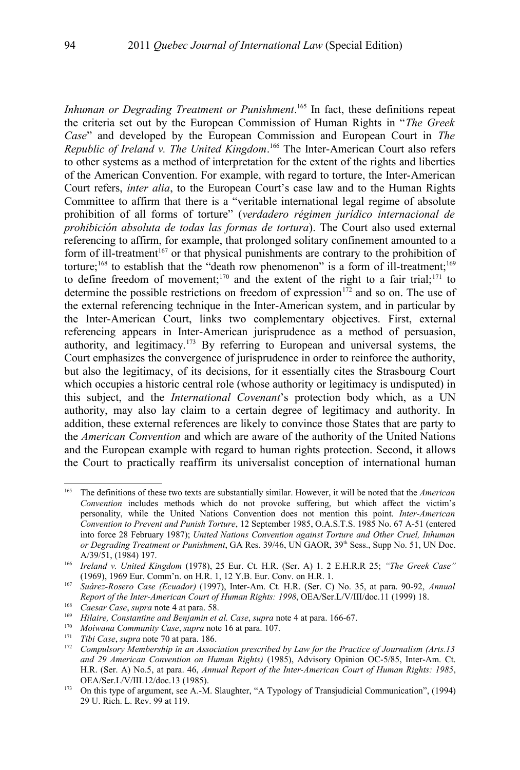*Inhuman or Degrading Treatment or Punishment*.[165] In fact, these definitions repeat the criteria set out by the European Commission of Human Rights in "*The Greek Case*" and developed by the European Commission and European Court in *The Republic of Ireland v. The United Kingdom*.[166] The Inter-American Court also refers to other systems as a method of interpretation for the extent of the rights and liberties of the American Convention. For example, with regard to torture, the Inter-American Court refers, *inter alia*, to the European Court's case law and to the Human Rights Committee to affirm that there is a "veritable international legal regime of absolute prohibition of all forms of torture" (*verdadero régimen jurídico internacional de prohibición absoluta de todas las formas de tortura*). The Court also used external referencing to affirm, for example, that prolonged solitary confinement amounted to a form of ill-treatment[167] or that physical punishments are contrary to the prohibition of torture;[168] to establish that the "death row phenomenon" is a form of ill-treatment;[169] to define freedom of movement;[170] and the extent of the right to a fair trial;[171] to determine the possible restrictions on freedom of expression[172] and so on. The use of the external referencing technique in the Inter-American system, and in particular by the Inter-American Court, links two complementary objectives. First, external referencing appears in Inter-American jurisprudence as a method of persuasion, authority, and legitimacy.[173] By referring to European and universal systems, the Court emphasizes the convergence of jurisprudence in order to reinforce the authority, but also the legitimacy, of its decisions, for it essentially cites the Strasbourg Court which occupies a historic central role (whose authority or legitimacy is undisputed) in this subject, and the *International Covenant*'s protection body which, as a UN authority, may also lay claim to a certain degree of legitimacy and authority. In addition, these external references are likely to convince those States that are party to the *American Convention* and which are aware of the authority of the United Nations and the European example with regard to human rights protection. Second, it allows the Court to practically reaffirm its universalist conception of international human

---

[165] The definitions of these two texts are substantially similar. However, it will be noted that the *American Convention* includes methods which do not provoke suffering, but which affect the victim's personality, while the United Nations Convention does not mention this point. *Inter-American Convention to Prevent and Punish Torture*, 12 September 1985, O.A.S.T.S. 1985 No. 67 A-51 (entered into force 28 February 1987); *United Nations Convention against Torture and Other Cruel, Inhuman or Degrading Treatment or Punishment*, GA Res. 39/46, UN GAOR, 39th Sess., Supp No. 51, UN Doc. A/39/51, (1984) 197.

[166] *Ireland v. United Kingdom* (1978), 25 Eur. Ct. H.R. (Ser. A) 1. 2 E.H.R.R 25; *"The Greek Case"* (1969), 1969 Eur. Comm'n. on H.R. 1, 12 Y.B. Eur. Conv. on H.R. 1.

[167] *Suárez-Rosero Case (Ecuador)* (1997), Inter-Am. Ct. H.R. (Ser. C) No. 35, at para. 90-92, *Annual Report of the Inter-American Court of Human Rights: 1998*, OEA/Ser.L/V/III/doc.11 (1999) 18.

[168] *Caesar Case*, *supra* note 4 at para. 58.

[169] *Hilaire, Constantine and Benjamin et al. Case*, *supra* note 4 at para. 166-67.

[170] *Moiwana Community Case*, *supra* note 16 at para. 107.

[171] *Tibi Case*, *supra* note 70 at para. 186.

[172] *Compulsory Membership in an Association prescribed by Law for the Practice of Journalism (Arts.13 and 29 American Convention on Human Rights)* (1985), Advisory Opinion OC-5/85, Inter-Am. Ct. H.R. (Ser. A) No.5, at para. 46, *Annual Report of the Inter-American Court of Human Rights: 1985*, OEA/Ser.L/V/III.12/doc.13 (1985).

[173] On this type of argument, see A.-M. Slaughter, "A Typology of Transjudicial Communication", (1994) 29 U. Rich. L. Rev. 99 at 119.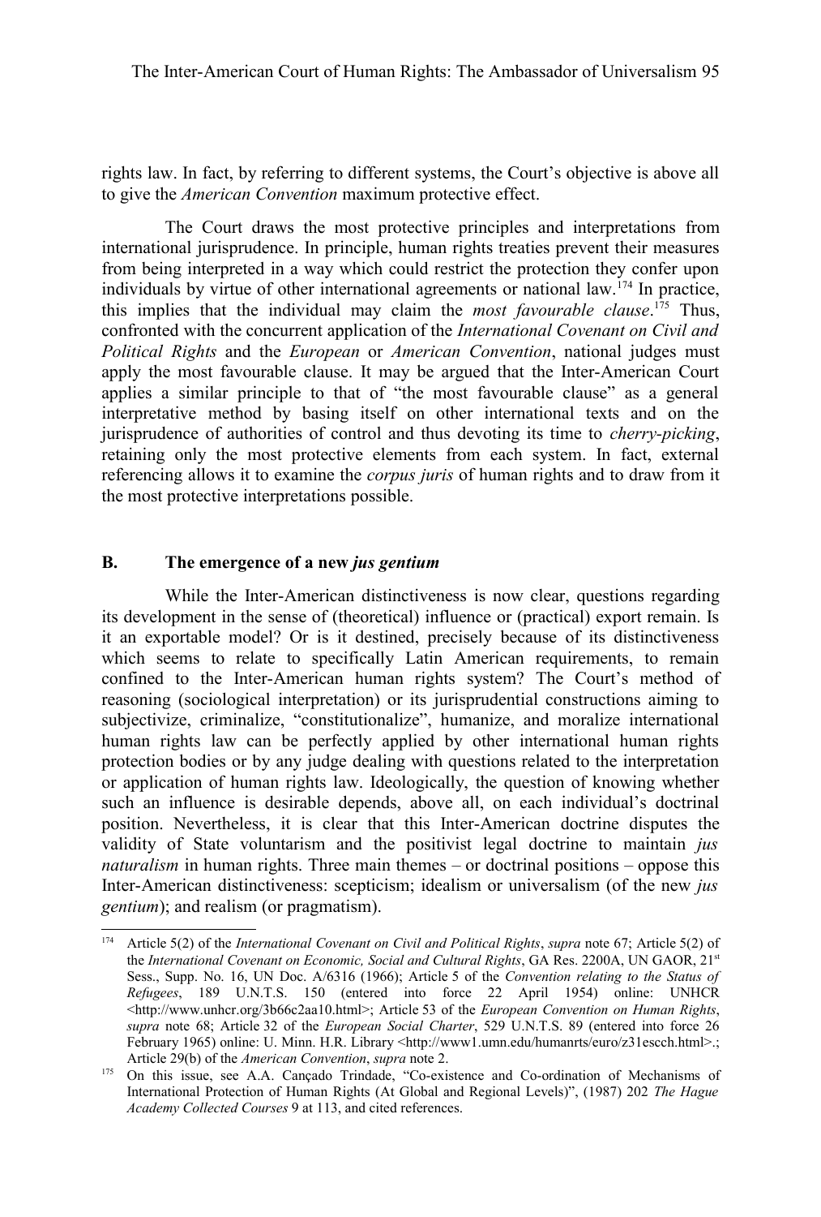rights law. In fact, by referring to different systems, the Court's objective is above all to give the *American Convention* maximum protective effect.

The Court draws the most protective principles and interpretations from international jurisprudence. In principle, human rights treaties prevent their measures from being interpreted in a way which could restrict the protection they confer upon individuals by virtue of other international agreements or national law.[174] In practice, this implies that the individual may claim the *most favourable clause*.[175] Thus, confronted with the concurrent application of the *International Covenant on Civil and Political Rights* and the *European* or *American Convention*, national judges must apply the most favourable clause. It may be argued that the Inter-American Court applies a similar principle to that of "the most favourable clause" as a general interpretative method by basing itself on other international texts and on the jurisprudence of authorities of control and thus devoting its time to *cherry-picking*, retaining only the most protective elements from each system. In fact, external referencing allows it to examine the *corpus juris* of human rights and to draw from it the most protective interpretations possible.

## B. The emergence of a new *jus gentium*

While the Inter-American distinctiveness is now clear, questions regarding its development in the sense of (theoretical) influence or (practical) export remain. Is it an exportable model? Or is it destined, precisely because of its distinctiveness which seems to relate to specifically Latin American requirements, to remain confined to the Inter-American human rights system? The Court's method of reasoning (sociological interpretation) or its jurisprudential constructions aiming to subjectivize, criminalize, "constitutionalize", humanize, and moralize international human rights law can be perfectly applied by other international human rights protection bodies or by any judge dealing with questions related to the interpretation or application of human rights law. Ideologically, the question of knowing whether such an influence is desirable depends, above all, on each individual's doctrinal position. Nevertheless, it is clear that this Inter-American doctrine disputes the validity of State voluntarism and the positivist legal doctrine to maintain *jus naturalism* in human rights. Three main themes – or doctrinal positions – oppose this Inter-American distinctiveness: scepticism; idealism or universalism (of the new *jus gentium*); and realism (or pragmatism).

---

[174] Article 5(2) of the *International Covenant on Civil and Political Rights*, *supra* note 67; Article 5(2) of the *International Covenant on Economic, Social and Cultural Rights*, GA Res. 2200A, UN GAOR, 21st Sess., Supp. No. 16, UN Doc. A/6316 (1966); Article 5 of the *Convention relating to the Status of Refugees*, 189 U.N.T.S. 150 (entered into force 22 April 1954) online: UNHCR <http://www.unhcr.org/3b66c2aa10.html>; Article 53 of the *European Convention on Human Rights*, *supra* note 68; Article 32 of the *European Social Charter*, 529 U.N.T.S. 89 (entered into force 26 February 1965) online: U. Minn. H.R. Library <http://www1.umn.edu/humanrts/euro/z31escch.html>.; Article 29(b) of the *American Convention*, *supra* note 2.

[175] On this issue, see A.A. Cançado Trindade, "Co-existence and Co-ordination of Mechanisms of International Protection of Human Rights (At Global and Regional Levels)", (1987) 202 *The Hague Academy Collected Courses* 9 at 113, and cited references.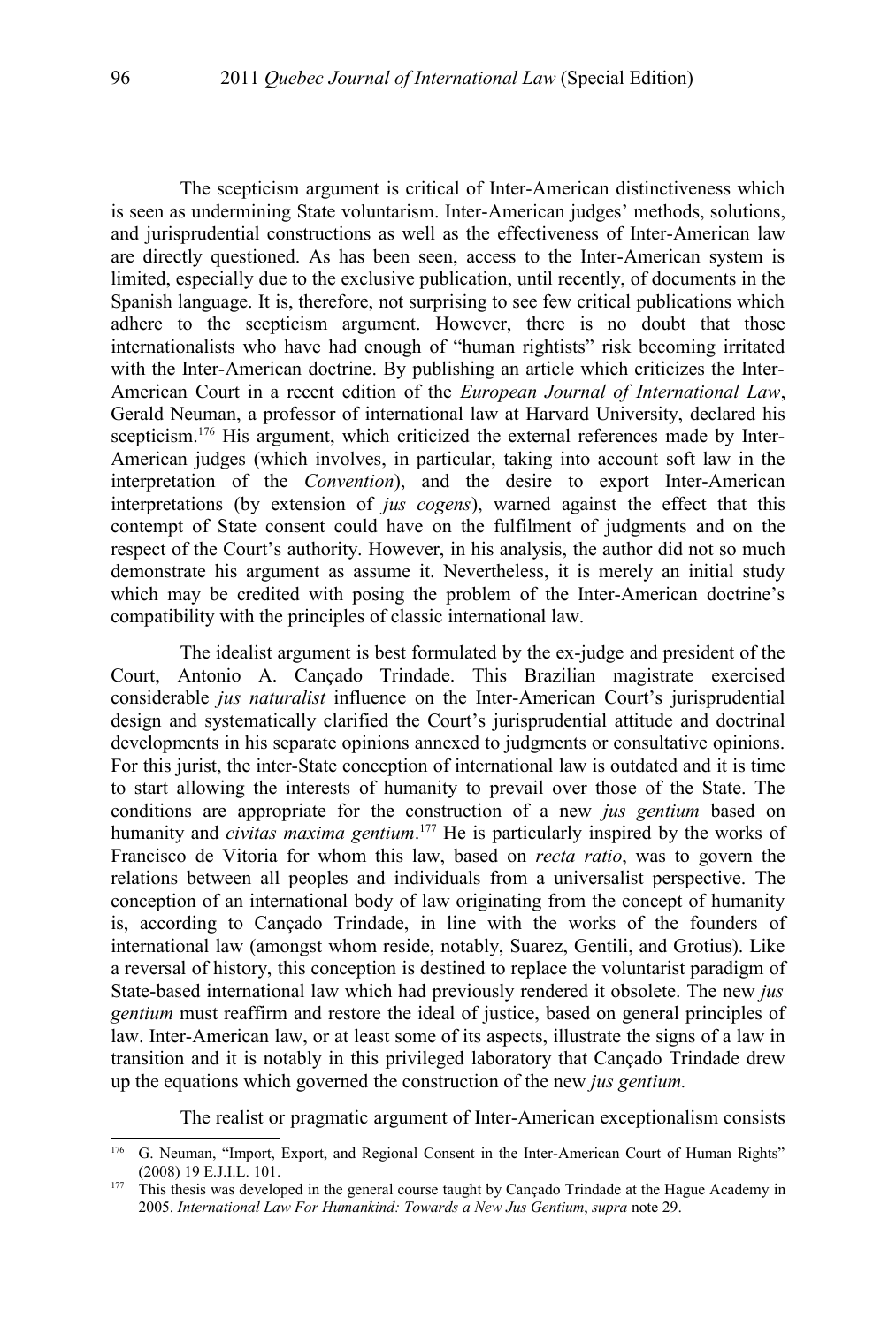The scepticism argument is critical of Inter-American distinctiveness which is seen as undermining State voluntarism. Inter-American judges' methods, solutions, and jurisprudential constructions as well as the effectiveness of Inter-American law are directly questioned. As has been seen, access to the Inter-American system is limited, especially due to the exclusive publication, until recently, of documents in the Spanish language. It is, therefore, not surprising to see few critical publications which adhere to the scepticism argument. However, there is no doubt that those internationalists who have had enough of "human rightists" risk becoming irritated with the Inter-American doctrine. By publishing an article which criticizes the Inter-American Court in a recent edition of the *European Journal of International Law*, Gerald Neuman, a professor of international law at Harvard University, declared his scepticism.[176] His argument, which criticized the external references made by Inter-American judges (which involves, in particular, taking into account soft law in the interpretation of the *Convention*), and the desire to export Inter-American interpretations (by extension of *jus cogens*), warned against the effect that this contempt of State consent could have on the fulfilment of judgments and on the respect of the Court's authority. However, in his analysis, the author did not so much demonstrate his argument as assume it. Nevertheless, it is merely an initial study which may be credited with posing the problem of the Inter-American doctrine's compatibility with the principles of classic international law.

The idealist argument is best formulated by the ex-judge and president of the Court, Antonio A. Cançado Trindade. This Brazilian magistrate exercised considerable *jus naturalist* influence on the Inter-American Court's jurisprudential design and systematically clarified the Court's jurisprudential attitude and doctrinal developments in his separate opinions annexed to judgments or consultative opinions. For this jurist, the inter-State conception of international law is outdated and it is time to start allowing the interests of humanity to prevail over those of the State. The conditions are appropriate for the construction of a new *jus gentium* based on humanity and *civitas maxima gentium*.[177] He is particularly inspired by the works of Francisco de Vitoria for whom this law, based on *recta ratio*, was to govern the relations between all peoples and individuals from a universalist perspective. The conception of an international body of law originating from the concept of humanity is, according to Cançado Trindade, in line with the works of the founders of international law (amongst whom reside, notably, Suarez, Gentili, and Grotius). Like a reversal of history, this conception is destined to replace the voluntarist paradigm of State-based international law which had previously rendered it obsolete. The new *jus gentium* must reaffirm and restore the ideal of justice, based on general principles of law. Inter-American law, or at least some of its aspects, illustrate the signs of a law in transition and it is notably in this privileged laboratory that Cançado Trindade drew up the equations which governed the construction of the new *jus gentium.*

The realist or pragmatic argument of Inter-American exceptionalism consists

---

[176] G. Neuman, "Import, Export, and Regional Consent in the Inter-American Court of Human Rights" (2008) 19 E.J.I.L. 101.

[177] This thesis was developed in the general course taught by Cançado Trindade at the Hague Academy in 2005. *International Law For Humankind: Towards a New Jus Gentium*, *supra* note 29.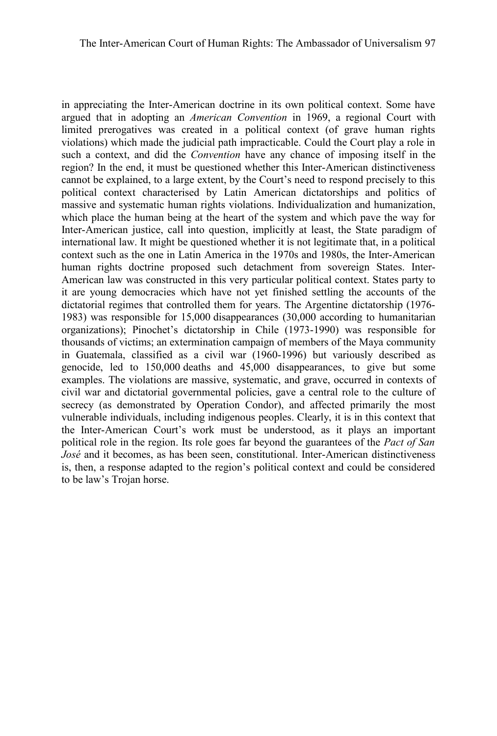in appreciating the Inter-American doctrine in its own political context. Some have argued that in adopting an *American Convention* in 1969, a regional Court with limited prerogatives was created in a political context (of grave human rights violations) which made the judicial path impracticable. Could the Court play a role in such a context, and did the *Convention* have any chance of imposing itself in the region? In the end, it must be questioned whether this Inter-American distinctiveness cannot be explained, to a large extent, by the Court's need to respond precisely to this political context characterised by Latin American dictatorships and politics of massive and systematic human rights violations. Individualization and humanization, which place the human being at the heart of the system and which pave the way for Inter-American justice, call into question, implicitly at least, the State paradigm of international law. It might be questioned whether it is not legitimate that, in a political context such as the one in Latin America in the 1970s and 1980s, the Inter-American human rights doctrine proposed such detachment from sovereign States. Inter-American law was constructed in this very particular political context. States party to it are young democracies which have not yet finished settling the accounts of the dictatorial regimes that controlled them for years. The Argentine dictatorship (1976-1983) was responsible for 15,000 disappearances (30,000 according to humanitarian organizations); Pinochet's dictatorship in Chile (1973-1990) was responsible for thousands of victims; an extermination campaign of members of the Maya community in Guatemala, classified as a civil war (1960-1996) but variously described as genocide, led to 150,000 deaths and 45,000 disappearances, to give but some examples. The violations are massive, systematic, and grave, occurred in contexts of civil war and dictatorial governmental policies, gave a central role to the culture of secrecy (as demonstrated by Operation Condor), and affected primarily the most vulnerable individuals, including indigenous peoples. Clearly, it is in this context that the Inter-American Court's work must be understood, as it plays an important political role in the region. Its role goes far beyond the guarantees of the *Pact of San José* and it becomes, as has been seen, constitutional. Inter-American distinctiveness is, then, a response adapted to the region's political context and could be considered to be law's Trojan horse.